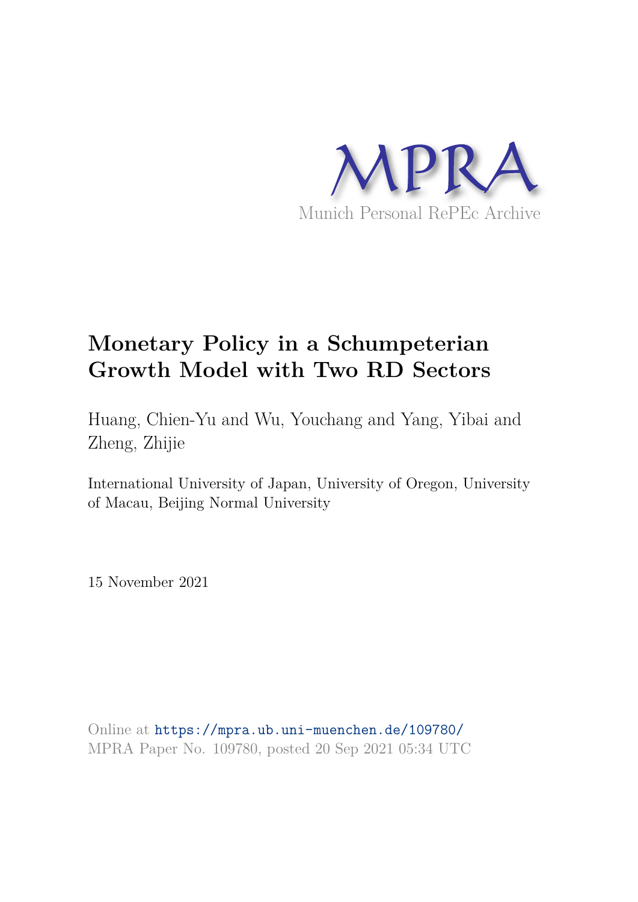MPRA

Munich Personal RePEc Archive

# Monetary Policy in a Schumpeterian Growth Model with Two RD Sectors

Huang, Chien-Yu and Wu, Youchang and Yang, Yibai and Zheng, Zhijie

International University of Japan, University of Oregon, University of Macau, Beijing Normal University

15 November 2021

Online at https://mpra.ub.uni-muenchen.de/109780/
MPRA Paper No. 109780, posted 20 Sep 2021 05:34 UTC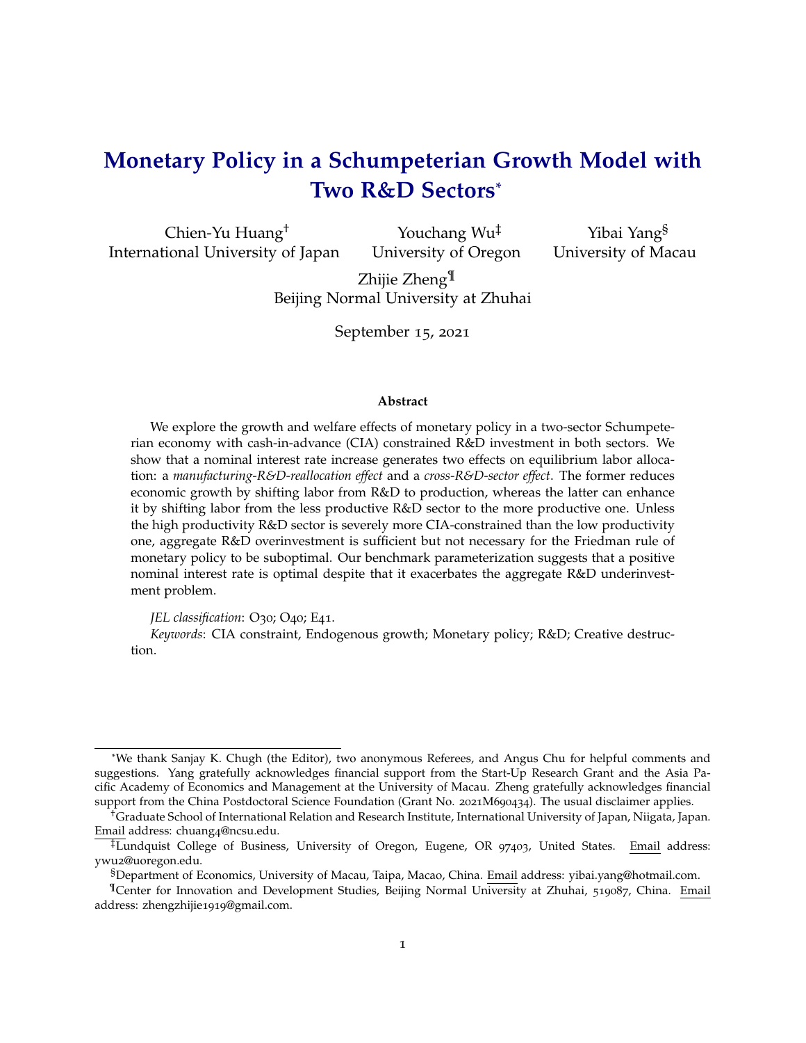# Monetary Policy in a Schumpeterian Growth Model with Two R&D Sectors*

Chien-Yu Huang[†]
International University of Japan

Youchang Wu[‡]
University of Oregon

Yibai Yang[§]
University of Macau

Zhijie Zheng[¶]
Beijing Normal University at Zhuhai

September 15, 2021

### Abstract

We explore the growth and welfare effects of monetary policy in a two-sector Schumpeterian economy with cash-in-advance (CIA) constrained R&D investment in both sectors. We show that a nominal interest rate increase generates two effects on equilibrium labor allocation: a *manufacturing-R&D-reallocation effect* and a *cross-R&D-sector effect*. The former reduces economic growth by shifting labor from R&D to production, whereas the latter can enhance it by shifting labor from the less productive R&D sector to the more productive one. Unless the high productivity R&D sector is severely more CIA-constrained than the low productivity one, aggregate R&D overinvestment is sufficient but not necessary for the Friedman rule of monetary policy to be suboptimal. Our benchmark parameterization suggests that a positive nominal interest rate is optimal despite that it exacerbates the aggregate R&D underinvestment problem.

*JEL classification*: O30; O40; E41.

*Keywords*: CIA constraint, Endogenous growth; Monetary policy; R&D; Creative destruction.

---

*We thank Sanjay K. Chugh (the Editor), two anonymous Referees, and Angus Chu for helpful comments and suggestions. Yang gratefully acknowledges financial support from the Start-Up Research Grant and the Asia Pacific Academy of Economics and Management at the University of Macau. Zheng gratefully acknowledges financial support from the China Postdoctoral Science Foundation (Grant No. 2021M690434). The usual disclaimer applies.

[†]Graduate School of International Relation and Research Institute, International University of Japan, Niigata, Japan. Email address: chuang4@ncsu.edu.

[‡]Lundquist College of Business, University of Oregon, Eugene, OR 97403, United States. Email address: ywu2@uoregon.edu.

[§]Department of Economics, University of Macau, Taipa, Macao, China. Email address: yibai.yang@hotmail.com.

[¶]Center for Innovation and Development Studies, Beijing Normal University at Zhuhai, 519087, China. Email address: zhengzhijie1919@gmail.com.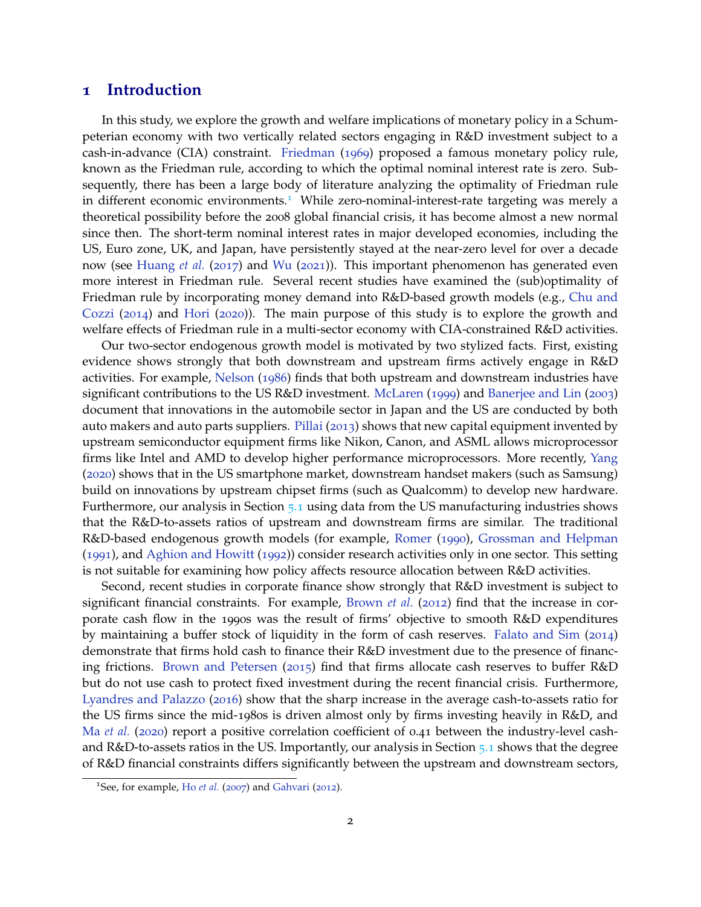# 1 Introduction

In this study, we explore the growth and welfare implications of monetary policy in a Schumpeterian economy with two vertically related sectors engaging in R&D investment subject to a cash-in-advance (CIA) constraint. Friedman (1969) proposed a famous monetary policy rule, known as the Friedman rule, according to which the optimal nominal interest rate is zero. Subsequently, there has been a large body of literature analyzing the optimality of Friedman rule in different economic environments.[1] While zero-nominal-interest-rate targeting was merely a theoretical possibility before the 2008 global financial crisis, it has become almost a new normal since then. The short-term nominal interest rates in major developed economies, including the US, Euro zone, UK, and Japan, have persistently stayed at the near-zero level for over a decade now (see Huang *et al.* (2017) and Wu (2021)). This important phenomenon has generated even more interest in Friedman rule. Several recent studies have examined the (sub)optimality of Friedman rule by incorporating money demand into R&D-based growth models (e.g., Chu and Cozzi (2014) and Hori (2020)). The main purpose of this study is to explore the growth and welfare effects of Friedman rule in a multi-sector economy with CIA-constrained R&D activities.

Our two-sector endogenous growth model is motivated by two stylized facts. First, existing evidence shows strongly that both downstream and upstream firms actively engage in R&D activities. For example, Nelson (1986) finds that both upstream and downstream industries have significant contributions to the US R&D investment. McLaren (1999) and Banerjee and Lin (2003) document that innovations in the automobile sector in Japan and the US are conducted by both auto makers and auto parts suppliers. Pillai (2013) shows that new capital equipment invented by upstream semiconductor equipment firms like Nikon, Canon, and ASML allows microprocessor firms like Intel and AMD to develop higher performance microprocessors. More recently, Yang (2020) shows that in the US smartphone market, downstream handset makers (such as Samsung) build on innovations by upstream chipset firms (such as Qualcomm) to develop new hardware. Furthermore, our analysis in Section 5.1 using data from the US manufacturing industries shows that the R&D-to-assets ratios of upstream and downstream firms are similar. The traditional R&D-based endogenous growth models (for example, Romer (1990), Grossman and Helpman (1991), and Aghion and Howitt (1992)) consider research activities only in one sector. This setting is not suitable for examining how policy affects resource allocation between R&D activities.

Second, recent studies in corporate finance show strongly that R&D investment is subject to significant financial constraints. For example, Brown *et al.* (2012) find that the increase in corporate cash flow in the 1990s was the result of firms' objective to smooth R&D expenditures by maintaining a buffer stock of liquidity in the form of cash reserves. Falato and Sim (2014) demonstrate that firms hold cash to finance their R&D investment due to the presence of financing frictions. Brown and Petersen (2015) find that firms allocate cash reserves to buffer R&D but do not use cash to protect fixed investment during the recent financial crisis. Furthermore, Lyandres and Palazzo (2016) show that the sharp increase in the average cash-to-assets ratio for the US firms since the mid-1980s is driven almost only by firms investing heavily in R&D, and Ma *et al.* (2020) report a positive correlation coefficient of 0.41 between the industry-level cash- and R&D-to-assets ratios in the US. Importantly, our analysis in Section 5.1 shows that the degree of R&D financial constraints differs significantly between the upstream and downstream sectors,

[1] See, for example, Ho *et al.* (2007) and Gahvari (2012).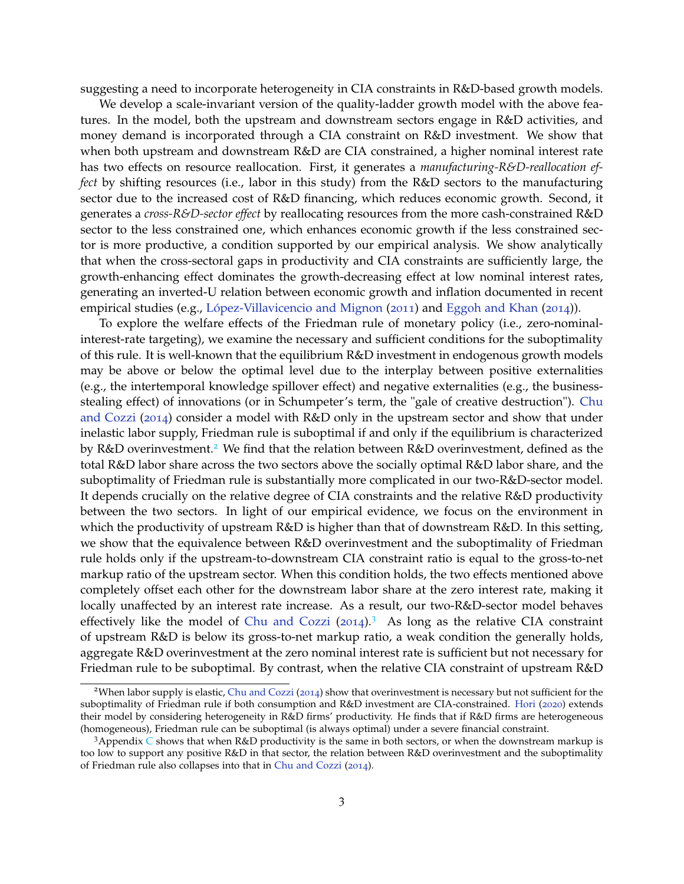suggesting a need to incorporate heterogeneity in CIA constraints in R&D-based growth models.

We develop a scale-invariant version of the quality-ladder growth model with the above features. In the model, both the upstream and downstream sectors engage in R&D activities, and money demand is incorporated through a CIA constraint on R&D investment. We show that when both upstream and downstream R&D are CIA constrained, a higher nominal interest rate has two effects on resource reallocation. First, it generates a *manufacturing-R&D-reallocation effect* by shifting resources (i.e., labor in this study) from the R&D sectors to the manufacturing sector due to the increased cost of R&D financing, which reduces economic growth. Second, it generates a *cross-R&D-sector effect* by reallocating resources from the more cash-constrained R&D sector to the less constrained one, which enhances economic growth if the less constrained sector is more productive, a condition supported by our empirical analysis. We show analytically that when the cross-sectoral gaps in productivity and CIA constraints are sufficiently large, the growth-enhancing effect dominates the growth-decreasing effect at low nominal interest rates, generating an inverted-U relation between economic growth and inflation documented in recent empirical studies (e.g., López-Villavicencio and Mignon (2011) and Eggoh and Khan (2014)).

To explore the welfare effects of the Friedman rule of monetary policy (i.e., zero-nominal-interest-rate targeting), we examine the necessary and sufficient conditions for the suboptimality of this rule. It is well-known that the equilibrium R&D investment in endogenous growth models may be above or below the optimal level due to the interplay between positive externalities (e.g., the intertemporal knowledge spillover effect) and negative externalities (e.g., the business-stealing effect) of innovations (or in Schumpeter's term, the "gale of creative destruction"). Chu and Cozzi (2014) consider a model with R&D only in the upstream sector and show that under inelastic labor supply, Friedman rule is suboptimal if and only if the equilibrium is characterized by R&D overinvestment.[2] We find that the relation between R&D overinvestment, defined as the total R&D labor share across the two sectors above the socially optimal R&D labor share, and the suboptimality of Friedman rule is substantially more complicated in our two-R&D-sector model. It depends crucially on the relative degree of CIA constraints and the relative R&D productivity between the two sectors. In light of our empirical evidence, we focus on the environment in which the productivity of upstream R&D is higher than that of downstream R&D. In this setting, we show that the equivalence between R&D overinvestment and the suboptimality of Friedman rule holds only if the upstream-to-downstream CIA constraint ratio is equal to the gross-to-net markup ratio of the upstream sector. When this condition holds, the two effects mentioned above completely offset each other for the downstream labor share at the zero interest rate, making it locally unaffected by an interest rate increase. As a result, our two-R&D-sector model behaves effectively like the model of Chu and Cozzi (2014).[3] As long as the relative CIA constraint of upstream R&D is below its gross-to-net markup ratio, a weak condition the generally holds, aggregate R&D overinvestment at the zero nominal interest rate is sufficient but not necessary for Friedman rule to be suboptimal. By contrast, when the relative CIA constraint of upstream R&D

---

[2] When labor supply is elastic, Chu and Cozzi (2014) show that overinvestment is necessary but not sufficient for the suboptimality of Friedman rule if both consumption and R&D investment are CIA-constrained. Hori (2020) extends their model by considering heterogeneity in R&D firms' productivity. He finds that if R&D firms are heterogeneous (homogeneous), Friedman rule can be suboptimal (is always optimal) under a severe financial constraint.

[3] Appendix C shows that when R&D productivity is the same in both sectors, or when the downstream markup is too low to support any positive R&D in that sector, the relation between R&D overinvestment and the suboptimality of Friedman rule also collapses into that in Chu and Cozzi (2014).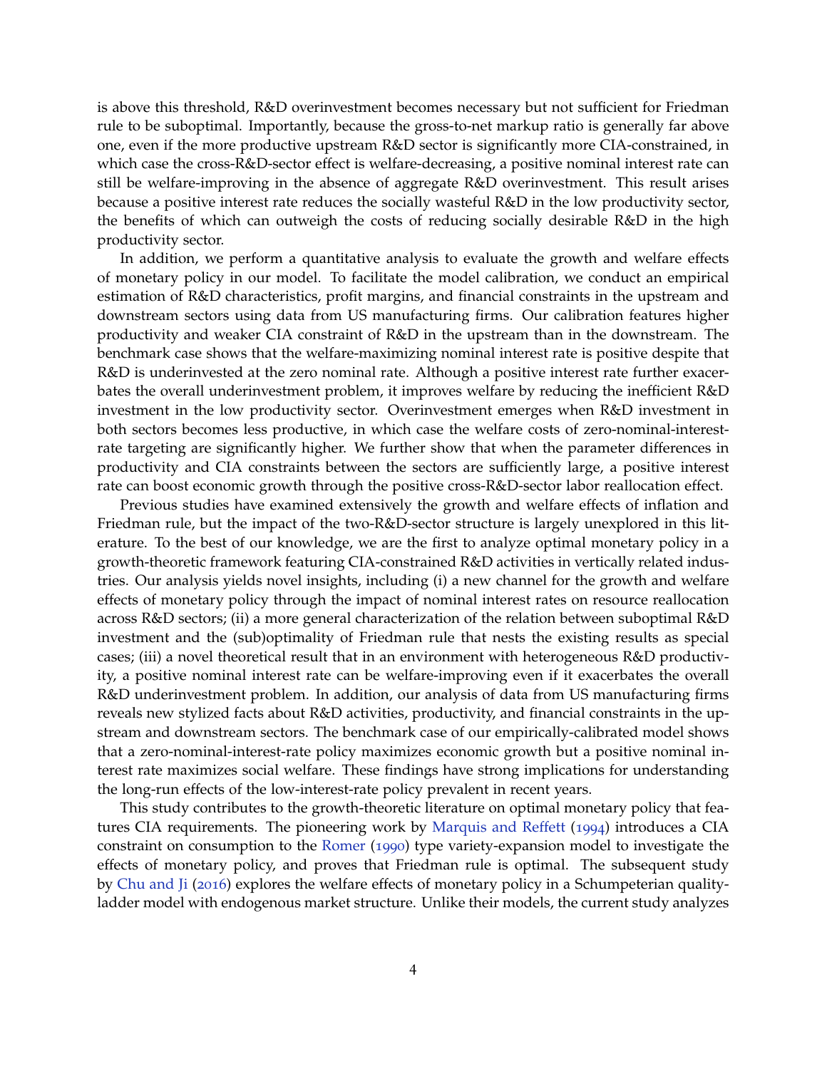is above this threshold, R&D overinvestment becomes necessary but not sufficient for Friedman rule to be suboptimal. Importantly, because the gross-to-net markup ratio is generally far above one, even if the more productive upstream R&D sector is significantly more CIA-constrained, in which case the cross-R&D-sector effect is welfare-decreasing, a positive nominal interest rate can still be welfare-improving in the absence of aggregate R&D overinvestment. This result arises because a positive interest rate reduces the socially wasteful R&D in the low productivity sector, the benefits of which can outweigh the costs of reducing socially desirable R&D in the high productivity sector.

In addition, we perform a quantitative analysis to evaluate the growth and welfare effects of monetary policy in our model. To facilitate the model calibration, we conduct an empirical estimation of R&D characteristics, profit margins, and financial constraints in the upstream and downstream sectors using data from US manufacturing firms. Our calibration features higher productivity and weaker CIA constraint of R&D in the upstream than in the downstream. The benchmark case shows that the welfare-maximizing nominal interest rate is positive despite that R&D is underinvested at the zero nominal rate. Although a positive interest rate further exacerbates the overall underinvestment problem, it improves welfare by reducing the inefficient R&D investment in the low productivity sector. Overinvestment emerges when R&D investment in both sectors becomes less productive, in which case the welfare costs of zero-nominal-interest-rate targeting are significantly higher. We further show that when the parameter differences in productivity and CIA constraints between the sectors are sufficiently large, a positive interest rate can boost economic growth through the positive cross-R&D-sector labor reallocation effect.

Previous studies have examined extensively the growth and welfare effects of inflation and Friedman rule, but the impact of the two-R&D-sector structure is largely unexplored in this literature. To the best of our knowledge, we are the first to analyze optimal monetary policy in a growth-theoretic framework featuring CIA-constrained R&D activities in vertically related industries. Our analysis yields novel insights, including (i) a new channel for the growth and welfare effects of monetary policy through the impact of nominal interest rates on resource reallocation across R&D sectors; (ii) a more general characterization of the relation between suboptimal R&D investment and the (sub)optimality of Friedman rule that nests the existing results as special cases; (iii) a novel theoretical result that in an environment with heterogeneous R&D productivity, a positive nominal interest rate can be welfare-improving even if it exacerbates the overall R&D underinvestment problem. In addition, our analysis of data from US manufacturing firms reveals new stylized facts about R&D activities, productivity, and financial constraints in the upstream and downstream sectors. The benchmark case of our empirically-calibrated model shows that a zero-nominal-interest-rate policy maximizes economic growth but a positive nominal interest rate maximizes social welfare. These findings have strong implications for understanding the long-run effects of the low-interest-rate policy prevalent in recent years.

This study contributes to the growth-theoretic literature on optimal monetary policy that features CIA requirements. The pioneering work by Marquis and Reffett (1994) introduces a CIA constraint on consumption to the Romer (1990) type variety-expansion model to investigate the effects of monetary policy, and proves that Friedman rule is optimal. The subsequent study by Chu and Ji (2016) explores the welfare effects of monetary policy in a Schumpeterian quality-ladder model with endogenous market structure. Unlike their models, the current study analyzes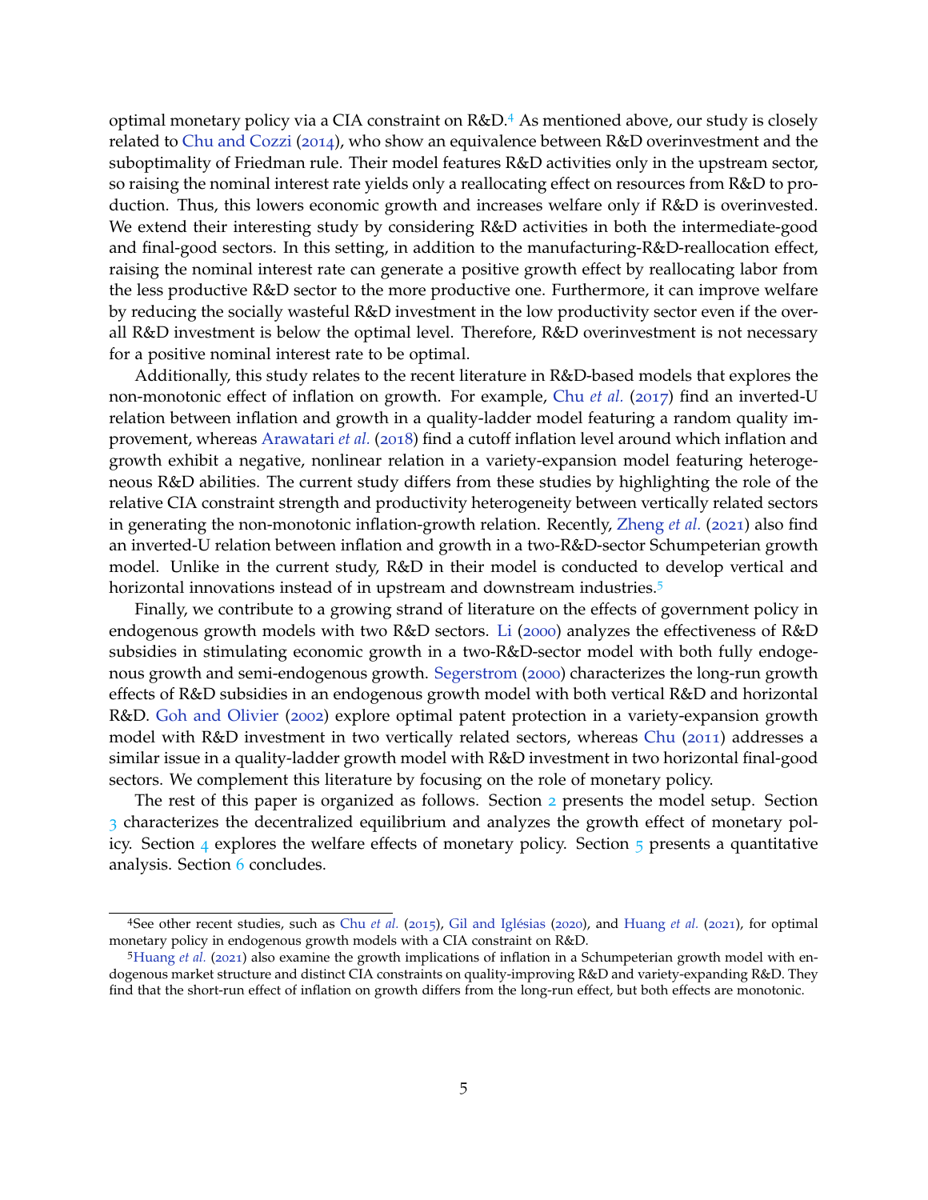optimal monetary policy via a CIA constraint on R&D.[4] As mentioned above, our study is closely related to Chu and Cozzi (2014), who show an equivalence between R&D overinvestment and the suboptimality of Friedman rule. Their model features R&D activities only in the upstream sector, so raising the nominal interest rate yields only a reallocating effect on resources from R&D to production. Thus, this lowers economic growth and increases welfare only if R&D is overinvested. We extend their interesting study by considering R&D activities in both the intermediate-good and final-good sectors. In this setting, in addition to the manufacturing-R&D-reallocation effect, raising the nominal interest rate can generate a positive growth effect by reallocating labor from the less productive R&D sector to the more productive one. Furthermore, it can improve welfare by reducing the socially wasteful R&D investment in the low productivity sector even if the overall R&D investment is below the optimal level. Therefore, R&D overinvestment is not necessary for a positive nominal interest rate to be optimal.

Additionally, this study relates to the recent literature in R&D-based models that explores the non-monotonic effect of inflation on growth. For example, Chu *et al.* (2017) find an inverted-U relation between inflation and growth in a quality-ladder model featuring a random quality improvement, whereas Arawatari *et al.* (2018) find a cutoff inflation level around which inflation and growth exhibit a negative, nonlinear relation in a variety-expansion model featuring heterogeneous R&D abilities. The current study differs from these studies by highlighting the role of the relative CIA constraint strength and productivity heterogeneity between vertically related sectors in generating the non-monotonic inflation-growth relation. Recently, Zheng *et al.* (2021) also find an inverted-U relation between inflation and growth in a two-R&D-sector Schumpeterian growth model. Unlike in the current study, R&D in their model is conducted to develop vertical and horizontal innovations instead of in upstream and downstream industries.[5]

Finally, we contribute to a growing strand of literature on the effects of government policy in endogenous growth models with two R&D sectors. Li (2000) analyzes the effectiveness of R&D subsidies in stimulating economic growth in a two-R&D-sector model with both fully endogenous growth and semi-endogenous growth. Segerstrom (2000) characterizes the long-run growth effects of R&D subsidies in an endogenous growth model with both vertical R&D and horizontal R&D. Goh and Olivier (2002) explore optimal patent protection in a variety-expansion growth model with R&D investment in two vertically related sectors, whereas Chu (2011) addresses a similar issue in a quality-ladder growth model with R&D investment in two horizontal final-good sectors. We complement this literature by focusing on the role of monetary policy.

The rest of this paper is organized as follows. Section 2 presents the model setup. Section 3 characterizes the decentralized equilibrium and analyzes the growth effect of monetary policy. Section 4 explores the welfare effects of monetary policy. Section 5 presents a quantitative analysis. Section 6 concludes.

[4] See other recent studies, such as Chu *et al.* (2015), Gil and Iglésias (2020), and Huang *et al.* (2021), for optimal monetary policy in endogenous growth models with a CIA constraint on R&D.

[5] Huang *et al.* (2021) also examine the growth implications of inflation in a Schumpeterian growth model with endogenous market structure and distinct CIA constraints on quality-improving R&D and variety-expanding R&D. They find that the short-run effect of inflation on growth differs from the long-run effect, but both effects are monotonic.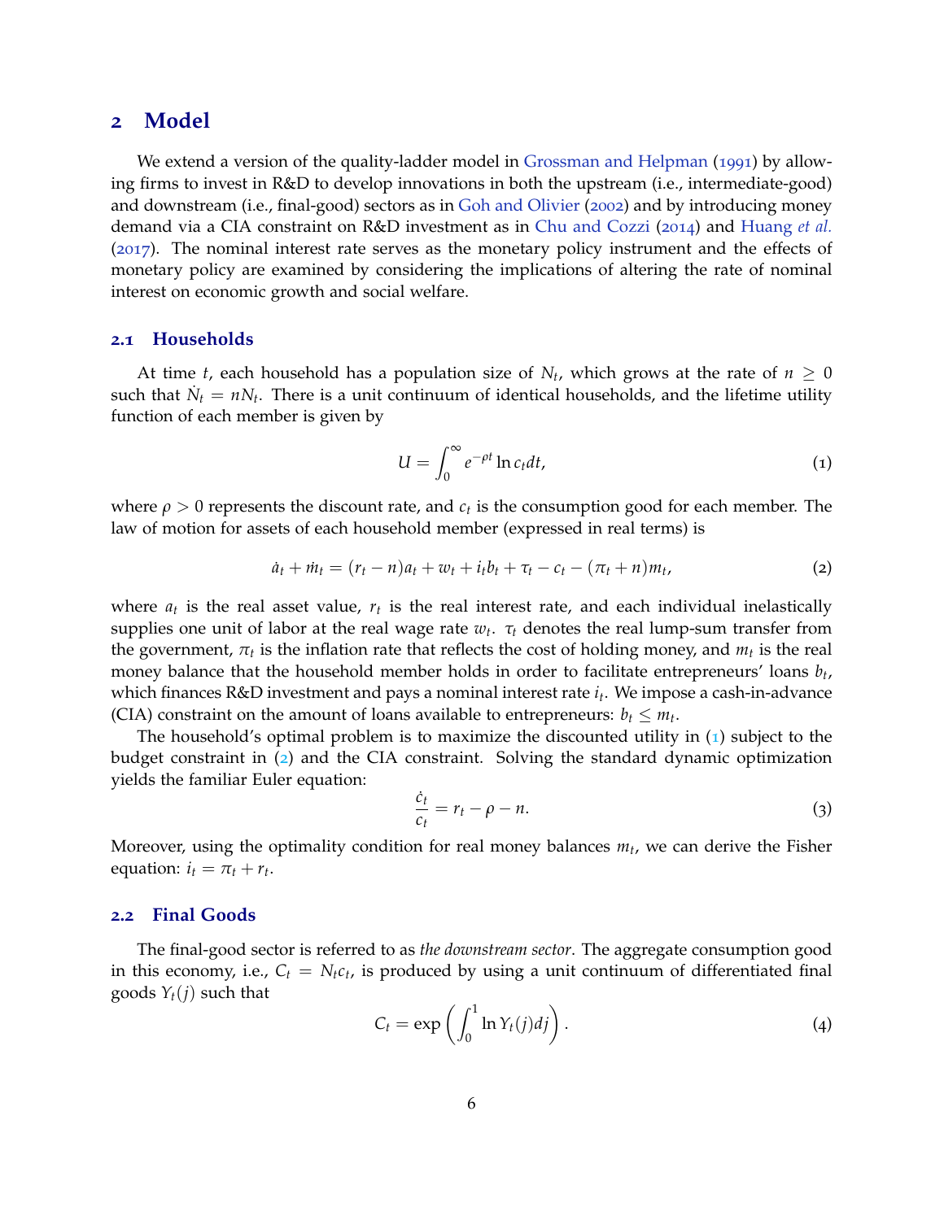## 2 Model

We extend a version of the quality-ladder model in Grossman and Helpman (1991) by allowing firms to invest in R&D to develop innovations in both the upstream (i.e., intermediate-good) and downstream (i.e., final-good) sectors as in Goh and Olivier (2002) and by introducing money demand via a CIA constraint on R&D investment as in Chu and Cozzi (2014) and Huang *et al.* (2017). The nominal interest rate serves as the monetary policy instrument and the effects of monetary policy are examined by considering the implications of altering the rate of nominal interest on economic growth and social welfare.

### 2.1 Households

At time $t$, each household has a population size of $N_t$, which grows at the rate of $n \geq 0$ such that $\dot{N}_t = nN_t$. There is a unit continuum of identical households, and the lifetime utility function of each member is given by

$$U = \int_0^\infty e^{-\rho t} \ln c_t dt, \tag{1}$$

where $\rho > 0$ represents the discount rate, and $c_t$ is the consumption good for each member. The law of motion for assets of each household member (expressed in real terms) is

$$\dot{a}_t + \dot{m}_t = (r_t - n)a_t + w_t + i_t b_t + \tau_t - c_t - (\pi_t + n)m_t, \tag{2}$$

where $a_t$ is the real asset value, $r_t$ is the real interest rate, and each individual inelastically supplies one unit of labor at the real wage rate $w_t$. $\tau_t$ denotes the real lump-sum transfer from the government, $\pi_t$ is the inflation rate that reflects the cost of holding money, and $m_t$ is the real money balance that the household member holds in order to facilitate entrepreneurs' loans $b_t$, which finances R&D investment and pays a nominal interest rate $i_t$. We impose a cash-in-advance (CIA) constraint on the amount of loans available to entrepreneurs: $b_t \leq m_t$.

The household's optimal problem is to maximize the discounted utility in (1) subject to the budget constraint in (2) and the CIA constraint. Solving the standard dynamic optimization yields the familiar Euler equation:

$$\frac{\dot{c}_t}{c_t} = r_t - \rho - n. \tag{3}$$

Moreover, using the optimality condition for real money balances $m_t$, we can derive the Fisher equation: $i_t = \pi_t + r_t$.

### 2.2 Final Goods

The final-good sector is referred to as *the downstream sector*. The aggregate consumption good in this economy, i.e., $C_t = N_t c_t$, is produced by using a unit continuum of differentiated final goods $Y_t(j)$ such that

$$C_t = \exp\left(\int_0^1 \ln Y_t(j) dj\right). \tag{4}$$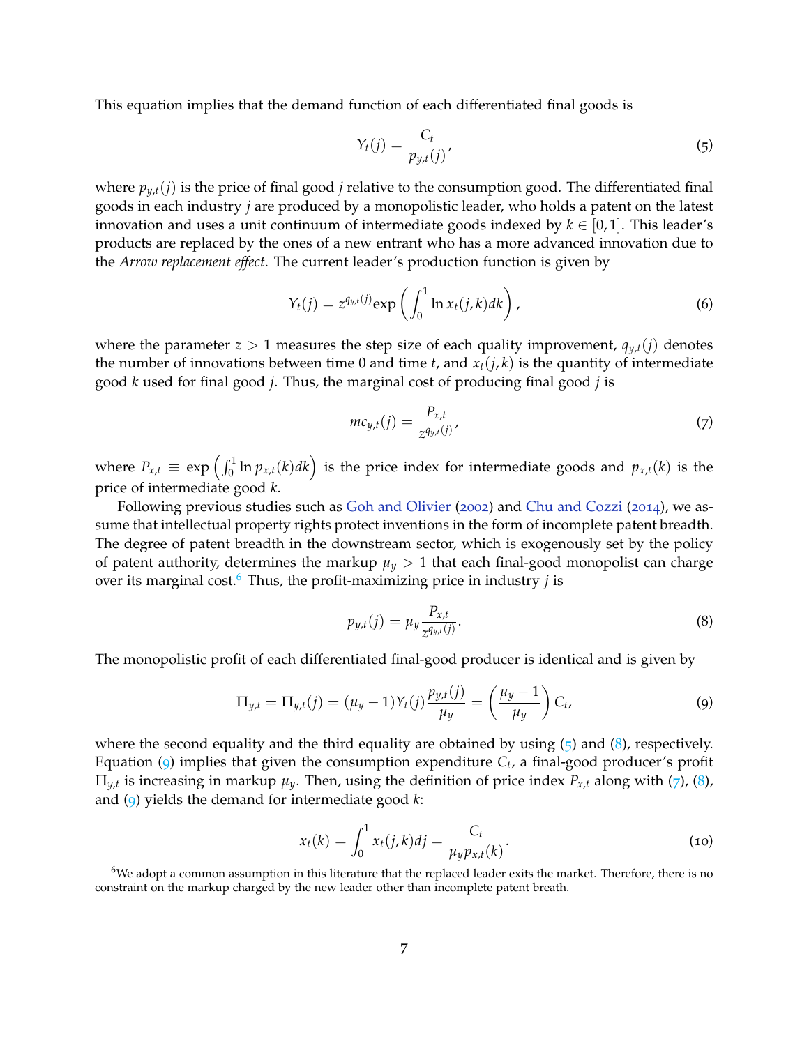This equation implies that the demand function of each differentiated final goods is

$$Y_t(j) = \frac{C_t}{p_{y,t}(j)}, \tag{5}$$

where $p_{y,t}(j)$ is the price of final good $j$ relative to the consumption good. The differentiated final goods in each industry $j$ are produced by a monopolistic leader, who holds a patent on the latest innovation and uses a unit continuum of intermediate goods indexed by $k \in [0,1]$. This leader's products are replaced by the ones of a new entrant who has a more advanced innovation due to the *Arrow replacement effect*. The current leader's production function is given by

$$Y_t(j) = z^{q_{y,t}(j)} \exp\left(\int_0^1 \ln x_t(j,k) dk\right), \tag{6}$$

where the parameter $z > 1$ measures the step size of each quality improvement, $q_{y,t}(j)$ denotes the number of innovations between time 0 and time $t$, and $x_t(j,k)$ is the quantity of intermediate good $k$ used for final good $j$. Thus, the marginal cost of producing final good $j$ is

$$mc_{y,t}(j) = \frac{P_{x,t}}{z^{q_{y,t}(j)}}, \tag{7}$$

where $P_{x,t} \equiv \exp\left(\int_0^1 \ln p_{x,t}(k) dk\right)$ is the price index for intermediate goods and $p_{x,t}(k)$ is the price of intermediate good $k$.

Following previous studies such as Goh and Olivier (2002) and Chu and Cozzi (2014), we assume that intellectual property rights protect inventions in the form of incomplete patent breadth. The degree of patent breadth in the downstream sector, which is exogenously set by the policy of patent authority, determines the markup $\mu_y > 1$ that each final-good monopolist can charge over its marginal cost.[6] Thus, the profit-maximizing price in industry $j$ is

$$p_{y,t}(j) = \mu_y \frac{P_{x,t}}{z^{q_{y,t}(j)}}. \tag{8}$$

The monopolistic profit of each differentiated final-good producer is identical and is given by

$$\Pi_{y,t} = \Pi_{y,t}(j) = (\mu_y - 1) Y_t(j) \frac{p_{y,t}(j)}{\mu_y} = \left(\frac{\mu_y - 1}{\mu_y}\right) C_t, \tag{9}$$

where the second equality and the third equality are obtained by using (5) and (8), respectively. Equation (9) implies that given the consumption expenditure $C_t$, a final-good producer's profit $\Pi_{y,t}$ is increasing in markup $\mu_y$. Then, using the definition of price index $P_{x,t}$ along with (7), (8), and (9) yields the demand for intermediate good $k$:

$$x_t(k) = \int_0^1 x_t(j,k) dj = \frac{C_t}{\mu_y p_{x,t}(k)}. \tag{10}$$

[6] We adopt a common assumption in this literature that the replaced leader exits the market. Therefore, there is no constraint on the markup charged by the new leader other than incomplete patent breath.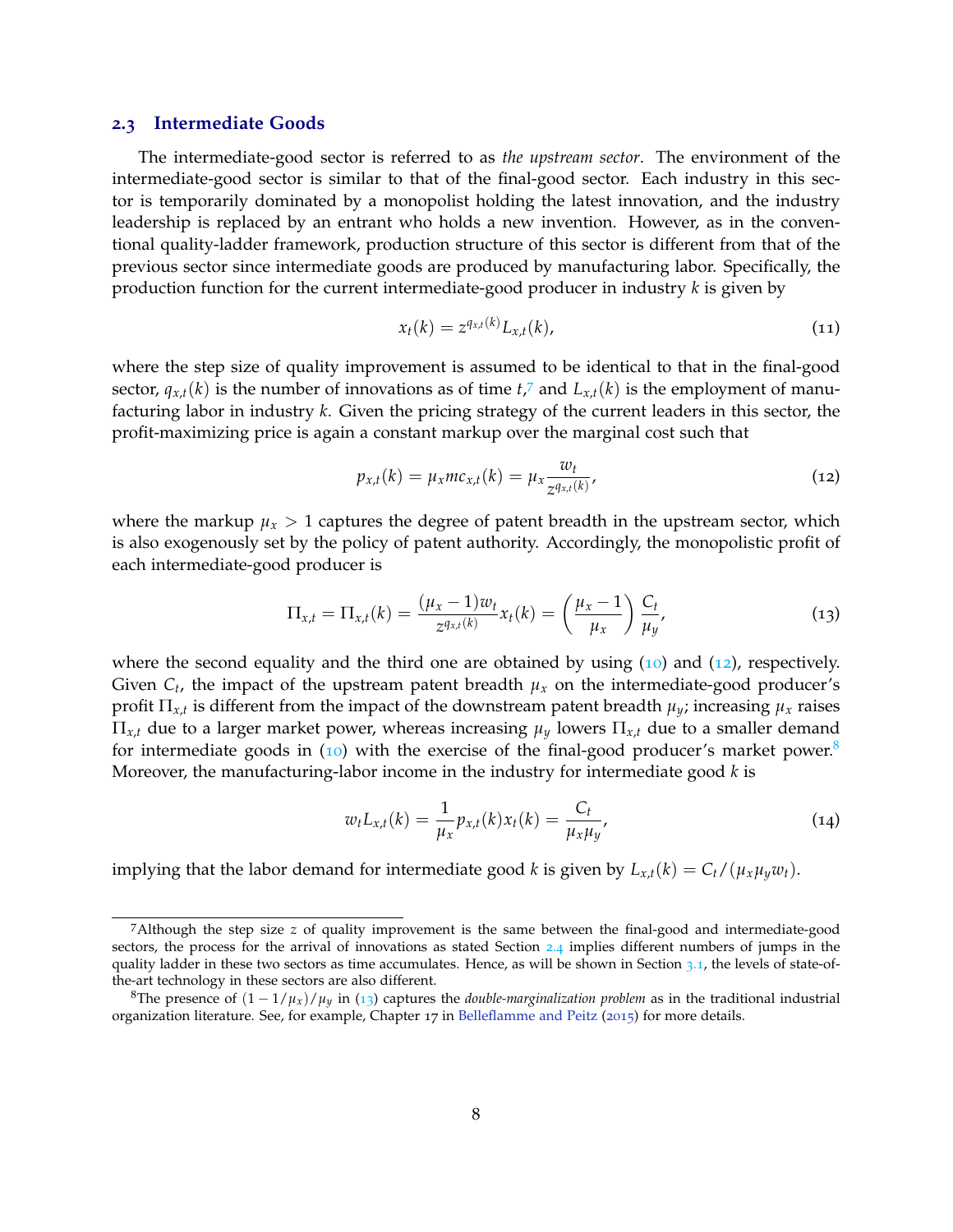### 2.3 Intermediate Goods

The intermediate-good sector is referred to as *the upstream sector*. The environment of the intermediate-good sector is similar to that of the final-good sector. Each industry in this sector is temporarily dominated by a monopolist holding the latest innovation, and the industry leadership is replaced by an entrant who holds a new invention. However, as in the conventional quality-ladder framework, production structure of this sector is different from that of the previous sector since intermediate goods are produced by manufacturing labor. Specifically, the production function for the current intermediate-good producer in industry $k$ is given by

$$x_t(k) = z^{q_{x,t}(k)} L_{x,t}(k), \tag{11}$$

where the step size of quality improvement is assumed to be identical to that in the final-good sector, $q_{x,t}(k)$ is the number of innovations as of time $t$,[7] and $L_{x,t}(k)$ is the employment of manufacturing labor in industry $k$. Given the pricing strategy of the current leaders in this sector, the profit-maximizing price is again a constant markup over the marginal cost such that

$$p_{x,t}(k) = \mu_x mc_{x,t}(k) = \mu_x \frac{w_t}{z^{q_{x,t}(k)}}, \tag{12}$$

where the markup $\mu_x > 1$ captures the degree of patent breadth in the upstream sector, which is also exogenously set by the policy of patent authority. Accordingly, the monopolistic profit of each intermediate-good producer is

$$\Pi_{x,t} = \Pi_{x,t}(k) = \frac{(\mu_x - 1)w_t}{z^{q_{x,t}(k)}} x_t(k) = \left(\frac{\mu_x - 1}{\mu_x}\right) \frac{C_t}{\mu_y}, \tag{13}$$

where the second equality and the third one are obtained by using (10) and (12), respectively. Given $C_t$, the impact of the upstream patent breadth $\mu_x$ on the intermediate-good producer's profit $\Pi_{x,t}$ is different from the impact of the downstream patent breadth $\mu_y$; increasing $\mu_x$ raises $\Pi_{x,t}$ due to a larger market power, whereas increasing $\mu_y$ lowers $\Pi_{x,t}$ due to a smaller demand for intermediate goods in (10) with the exercise of the final-good producer's market power.[8] Moreover, the manufacturing-labor income in the industry for intermediate good $k$ is

$$w_t L_{x,t}(k) = \frac{1}{\mu_x} p_{x,t}(k) x_t(k) = \frac{C_t}{\mu_x \mu_y}, \tag{14}$$

implying that the labor demand for intermediate good $k$ is given by $L_{x,t}(k) = C_t/(\mu_x \mu_y w_t)$.

---

[7] Although the step size $z$ of quality improvement is the same between the final-good and intermediate-good sectors, the process for the arrival of innovations as stated Section 2.4 implies different numbers of jumps in the quality ladder in these two sectors as time accumulates. Hence, as will be shown in Section 3.1, the levels of state-of-the-art technology in these sectors are also different.

[8] The presence of $(1 - 1/\mu_x)/\mu_y$ in (13) captures the *double-marginalization problem* as in the traditional industrial organization literature. See, for example, Chapter 17 in Belleflamme and Peitz (2015) for more details.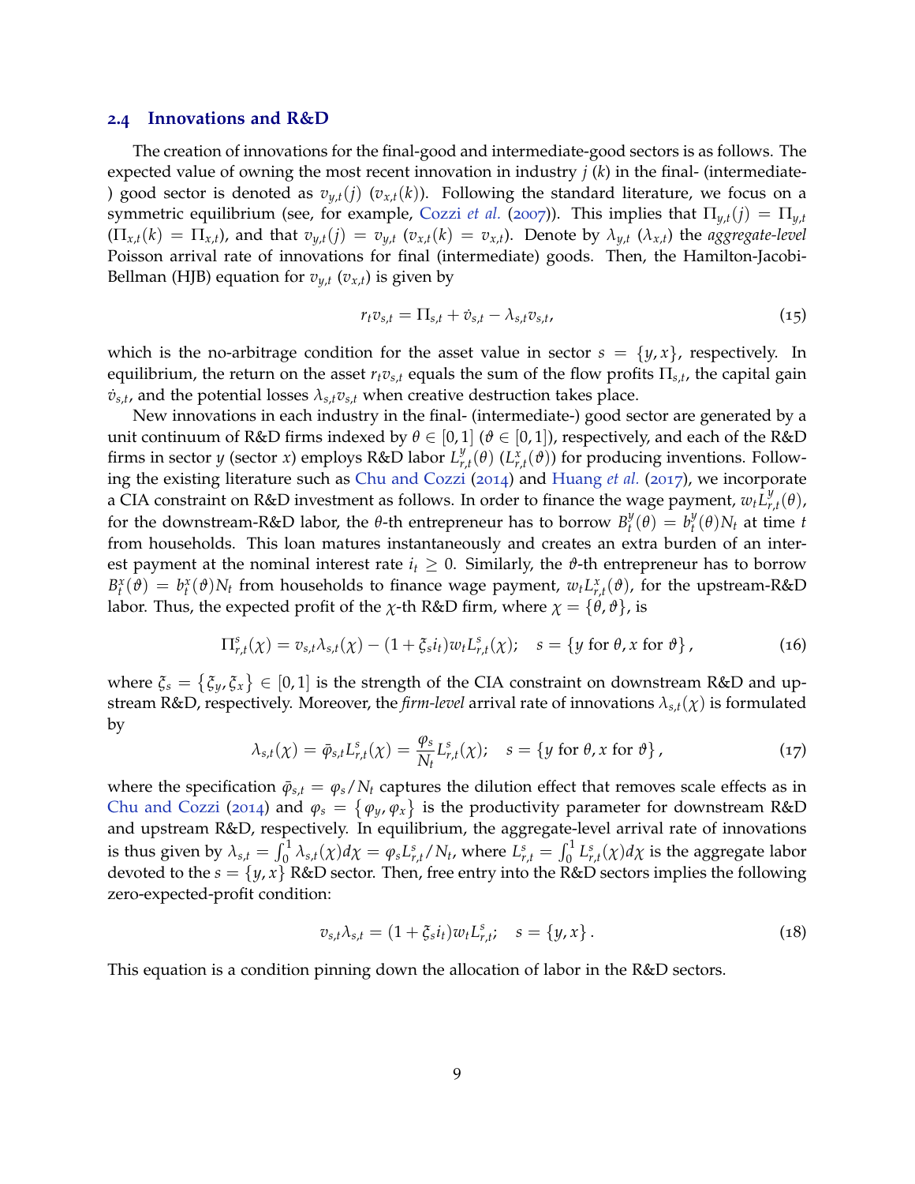### 2.4 Innovations and R&D

The creation of innovations for the final-good and intermediate-good sectors is as follows. The expected value of owning the most recent innovation in industry $j$ ($k$) in the final- (intermediate-) good sector is denoted as $v_{y,t}(j)$ ($v_{x,t}(k)$). Following the standard literature, we focus on a symmetric equilibrium (see, for example, Cozzi *et al.* (2007)). This implies that $\Pi_{y,t}(j) = \Pi_{y,t}$ ($\Pi_{x,t}(k) = \Pi_{x,t}$), and that $v_{y,t}(j) = v_{y,t}$ ($v_{x,t}(k) = v_{x,t}$). Denote by $\lambda_{y,t}$ ($\lambda_{x,t}$) the *aggregate-level* Poisson arrival rate of innovations for final (intermediate) goods. Then, the Hamilton-Jacobi-Bellman (HJB) equation for $v_{y,t}$ ($v_{x,t}$) is given by

$$r_t v_{s,t} = \Pi_{s,t} + \dot{v}_{s,t} - \lambda_{s,t} v_{s,t}, \tag{15}$$

which is the no-arbitrage condition for the asset value in sector $s = \{y, x\}$, respectively. In equilibrium, the return on the asset $r_t v_{s,t}$ equals the sum of the flow profits $\Pi_{s,t}$, the capital gain $\dot{v}_{s,t}$, and the potential losses $\lambda_{s,t} v_{s,t}$ when creative destruction takes place.

New innovations in each industry in the final- (intermediate-) good sector are generated by a unit continuum of R&D firms indexed by $\theta \in [0,1]$ ($\vartheta \in [0,1]$), respectively, and each of the R&D firms in sector $y$ (sector $x$) employs R&D labor $L^y_{r,t}(\theta)$ ($L^x_{r,t}(\vartheta)$) for producing inventions. Following the existing literature such as Chu and Cozzi (2014) and Huang *et al.* (2017), we incorporate a CIA constraint on R&D investment as follows. In order to finance the wage payment, $w_t L^y_{r,t}(\theta)$, for the downstream-R&D labor, the $\theta$-th entrepreneur has to borrow $B^y_t(\theta) = b^y_t(\theta) N_t$ at time $t$ from households. This loan matures instantaneously and creates an extra burden of an interest payment at the nominal interest rate $i_t \geq 0$. Similarly, the $\vartheta$-th entrepreneur has to borrow $B^x_t(\vartheta) = b^x_t(\vartheta) N_t$ from households to finance wage payment, $w_t L^x_{r,t}(\vartheta)$, for the upstream-R&D labor. Thus, the expected profit of the $\chi$-th R&D firm, where $\chi = \{\theta, \vartheta\}$, is

$$\Pi^s_{r,t}(\chi) = v_{s,t}\lambda_{s,t}(\chi) - (1 + \xi_s i_t) w_t L^s_{r,t}(\chi); \quad s = \{y \text{ for } \theta, x \text{ for } \vartheta\}, \tag{16}$$

where $\xi_s = \{\xi_y, \xi_x\} \in [0,1]$ is the strength of the CIA constraint on downstream R&D and upstream R&D, respectively. Moreover, the *firm-level* arrival rate of innovations $\lambda_{s,t}(\chi)$ is formulated by

$$\lambda_{s,t}(\chi) = \bar{\varphi}_{s,t} L^s_{r,t}(\chi) = \frac{\varphi_s}{N_t} L^s_{r,t}(\chi); \quad s = \{y \text{ for } \theta, x \text{ for } \vartheta\}, \tag{17}$$

where the specification $\bar{\varphi}_{s,t} = \varphi_s / N_t$ captures the dilution effect that removes scale effects as in Chu and Cozzi (2014) and $\varphi_s = \{\varphi_y, \varphi_x\}$ is the productivity parameter for downstream R&D and upstream R&D, respectively. In equilibrium, the aggregate-level arrival rate of innovations is thus given by $\lambda_{s,t} = \int_0^1 \lambda_{s,t}(\chi) d\chi = \varphi_s L^s_{r,t} / N_t$, where $L^s_{r,t} = \int_0^1 L^s_{r,t}(\chi) d\chi$ is the aggregate labor devoted to the $s = \{y, x\}$ R&D sector. Then, free entry into the R&D sectors implies the following zero-expected-profit condition:

$$v_{s,t}\lambda_{s,t} = (1 + \xi_s i_t) w_t L^s_{r,t}; \quad s = \{y, x\}. \tag{18}$$

This equation is a condition pinning down the allocation of labor in the R&D sectors.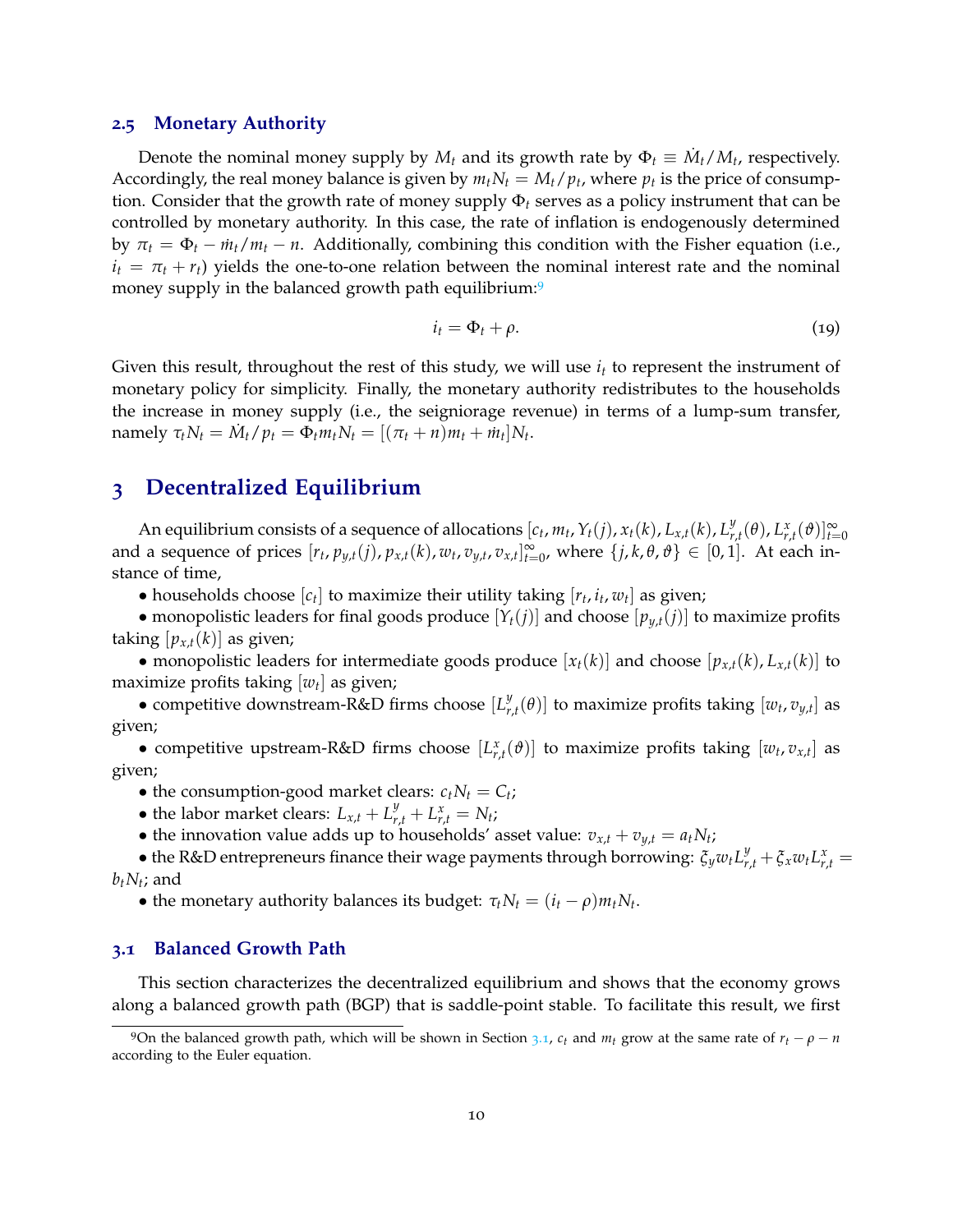### 2.5 Monetary Authority

Denote the nominal money supply by $M_t$ and its growth rate by $\Phi_t \equiv \dot{M}_t/M_t$, respectively. Accordingly, the real money balance is given by $m_t N_t = M_t/p_t$, where $p_t$ is the price of consumption. Consider that the growth rate of money supply $\Phi_t$ serves as a policy instrument that can be controlled by monetary authority. In this case, the rate of inflation is endogenously determined by $\pi_t = \Phi_t - \dot{m}_t/m_t - n$. Additionally, combining this condition with the Fisher equation (i.e., $i_t = \pi_t + r_t$) yields the one-to-one relation between the nominal interest rate and the nominal money supply in the balanced growth path equilibrium:[9]

$$
i_t = \Phi_t + \rho. \tag{19}
$$

Given this result, throughout the rest of this study, we will use $i_t$ to represent the instrument of monetary policy for simplicity. Finally, the monetary authority redistributes to the households the increase in money supply (i.e., the seigniorage revenue) in terms of a lump-sum transfer, namely $\tau_t N_t = \dot{M}_t/p_t = \Phi_t m_t N_t = [(\pi_t + n)m_t + \dot{m}_t]N_t$.

## 3 Decentralized Equilibrium

An equilibrium consists of a sequence of allocations $[c_t, m_t, Y_t(j), x_t(k), L_{x,t}(k), L^y_{r,t}(\theta), L^x_{r,t}(\vartheta)]^\infty_{t=0}$ and a sequence of prices $[r_t, p_{y,t}(j), p_{x,t}(k), w_t, v_{y,t}, v_{x,t}]^\infty_{t=0}$, where $\{j, k, \theta, \vartheta\} \in [0, 1]$. At each instance of time,

- households choose $[c_t]$ to maximize their utility taking $[r_t, i_t, w_t]$ as given;
- monopolistic leaders for final goods produce $[Y_t(j)]$ and choose $[p_{y,t}(j)]$ to maximize profits taking $[p_{x,t}(k)]$ as given;
- monopolistic leaders for intermediate goods produce $[x_t(k)]$ and choose $[p_{x,t}(k), L_{x,t}(k)]$ to maximize profits taking $[w_t]$ as given;
- competitive downstream-R&D firms choose $[L^y_{r,t}(\theta)]$ to maximize profits taking $[w_t, v_{y,t}]$ as given;
- competitive upstream-R&D firms choose $[L^x_{r,t}(\vartheta)]$ to maximize profits taking $[w_t, v_{x,t}]$ as given;
- the consumption-good market clears: $c_t N_t = C_t$;
- the labor market clears: $L_{x,t} + L^y_{r,t} + L^x_{r,t} = N_t$;
- the innovation value adds up to households' asset value: $v_{x,t} + v_{y,t} = a_t N_t$;
- the R&D entrepreneurs finance their wage payments through borrowing: $\xi_y w_t L^y_{r,t} + \xi_x w_t L^x_{r,t} = b_t N_t$; and
- the monetary authority balances its budget: $\tau_t N_t = (i_t - \rho)m_t N_t$.

### 3.1 Balanced Growth Path

This section characterizes the decentralized equilibrium and shows that the economy grows along a balanced growth path (BGP) that is saddle-point stable. To facilitate this result, we first

[9] On the balanced growth path, which will be shown in Section 3.1, $c_t$ and $m_t$ grow at the same rate of $r_t - \rho - n$ according to the Euler equation.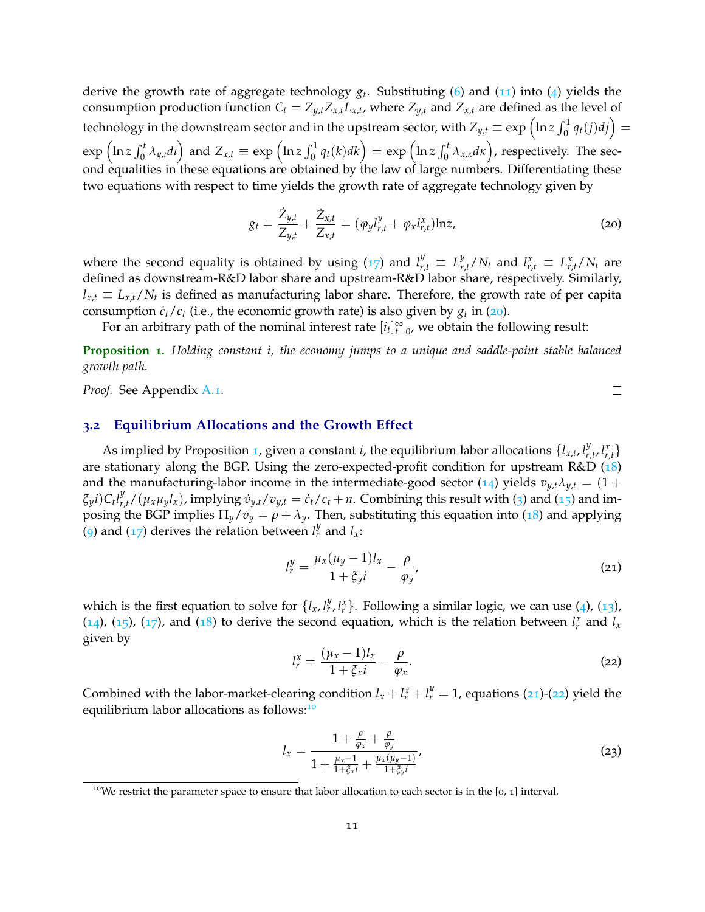derive the growth rate of aggregate technology $g_t$. Substituting (6) and (11) into (4) yields the consumption production function $C_t = Z_{y,t} Z_{x,t} L_{x,t}$, where $Z_{y,t}$ and $Z_{x,t}$ are defined as the level of technology in the downstream sector and in the upstream sector, with $Z_{y,t} \equiv \exp\left(\ln z \int_0^1 q_t(j)dj\right) = \exp\left(\ln z \int_0^t \lambda_{y,\iota} d\iota\right)$ and $Z_{x,t} \equiv \exp\left(\ln z \int_0^1 q_t(k)dk\right) = \exp\left(\ln z \int_0^t \lambda_{x,\kappa} d\kappa\right)$, respectively. The second equalities in these equations are obtained by the law of large numbers. Differentiating these two equations with respect to time yields the growth rate of aggregate technology given by

$$g_t = \frac{\dot{Z}_{y,t}}{Z_{y,t}} + \frac{\dot{Z}_{x,t}}{Z_{x,t}} = (\varphi_y l^y_{r,t} + \varphi_x l^x_{r,t})\ln z, \tag{20}$$

where the second equality is obtained by using (17) and $l^y_{r,t} \equiv L^y_{r,t}/N_t$ and $l^x_{r,t} \equiv L^x_{r,t}/N_t$ are defined as downstream-R&D labor share and upstream-R&D labor share, respectively. Similarly, $l_{x,t} \equiv L_{x,t}/N_t$ is defined as manufacturing labor share. Therefore, the growth rate of per capita consumption $\dot{c}_t/c_t$ (i.e., the economic growth rate) is also given by $g_t$ in (20).

For an arbitrary path of the nominal interest rate $[i_t]_{t=0}^{\infty}$, we obtain the following result:

**Proposition 1.** *Holding constant i, the economy jumps to a unique and saddle-point stable balanced growth path.*

*Proof.* See Appendix A.1. □

## 3.2 Equilibrium Allocations and the Growth Effect

As implied by Proposition 1, given a constant $i$, the equilibrium labor allocations $\{l_{x,t}, l^y_{r,t}, l^x_{r,t}\}$ are stationary along the BGP. Using the zero-expected-profit condition for upstream R&D (18) and the manufacturing-labor income in the intermediate-good sector (14) yields $v_{y,t}\lambda_{y,t} = (1 + \xi_y i) C_t l^y_{r,t}/(\mu_x \mu_y l_x)$, implying $\dot{v}_{y,t}/v_{y,t} = \dot{c}_t/c_t + n$. Combining this result with (3) and (15) and imposing the BGP implies $\Pi_y/v_y = \rho + \lambda_y$. Then, substituting this equation into (18) and applying (9) and (17) derives the relation between $l^y_r$ and $l_x$:

$$l^y_r = \frac{\mu_x(\mu_y - 1)l_x}{1 + \xi_y i} - \frac{\rho}{\varphi_y}, \tag{21}$$

which is the first equation to solve for $\{l_x, l^y_r, l^x_r\}$. Following a similar logic, we can use (4), (13), (14), (15), (17), and (18) to derive the second equation, which is the relation between $l^x_r$ and $l_x$ given by

$$l^x_r = \frac{(\mu_x - 1)l_x}{1 + \xi_x i} - \frac{\rho}{\varphi_x}. \tag{22}$$

Combined with the labor-market-clearing condition $l_x + l^x_r + l^y_r = 1$, equations (21)-(22) yield the equilibrium labor allocations as follows:[10]

$$l_x = \frac{1 + \frac{\rho}{\varphi_x} + \frac{\rho}{\varphi_y}}{1 + \frac{\mu_x - 1}{1 + \xi_x i} + \frac{\mu_x(\mu_y - 1)}{1 + \xi_y i}}, \tag{23}$$

[10] We restrict the parameter space to ensure that labor allocation to each sector is in the [0, 1] interval.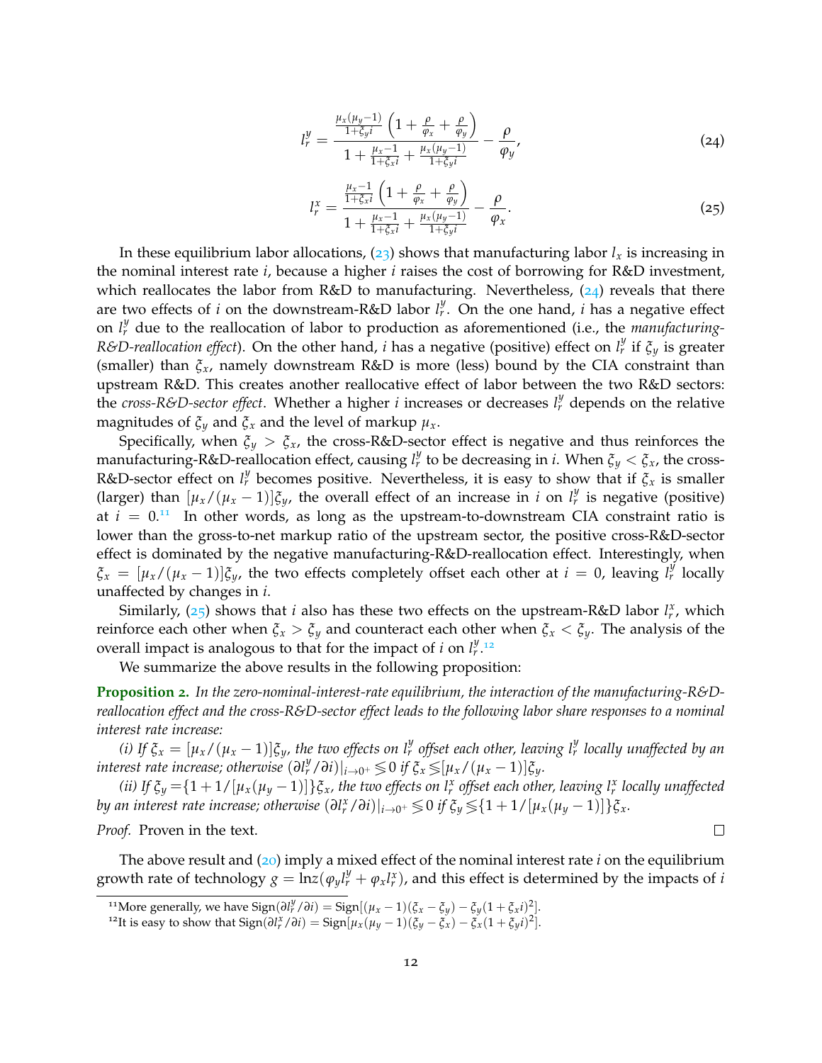$$l_r^y = \frac{\frac{\mu_x(\mu_y-1)}{1+\xi_y i}\left(1+\frac{\rho}{\varphi_x}+\frac{\rho}{\varphi_y}\right)}{1+\frac{\mu_x-1}{1+\xi_x i}+\frac{\mu_x(\mu_y-1)}{1+\xi_y i}} - \frac{\rho}{\varphi_y}, \tag{24}$$

$$l_r^x = \frac{\frac{\mu_x-1}{1+\xi_x i}\left(1+\frac{\rho}{\varphi_x}+\frac{\rho}{\varphi_y}\right)}{1+\frac{\mu_x-1}{1+\xi_x i}+\frac{\mu_x(\mu_y-1)}{1+\xi_y i}} - \frac{\rho}{\varphi_x}. \tag{25}$$

In these equilibrium labor allocations, (23) shows that manufacturing labor $l_x$ is increasing in the nominal interest rate $i$, because a higher $i$ raises the cost of borrowing for R&D investment, which reallocates the labor from R&D to manufacturing. Nevertheless, (24) reveals that there are two effects of $i$ on the downstream-R&D labor $l_r^y$. On the one hand, $i$ has a negative effect on $l_r^y$ due to the reallocation of labor to production as aforementioned (i.e., the *manufacturing-R&D-reallocation effect*). On the other hand, $i$ has a negative (positive) effect on $l_r^y$ if $\xi_y$ is greater (smaller) than $\xi_x$, namely downstream R&D is more (less) bound by the CIA constraint than upstream R&D. This creates another reallocative effect of labor between the two R&D sectors: the *cross-R&D-sector effect*. Whether a higher $i$ increases or decreases $l_r^y$ depends on the relative magnitudes of $\xi_y$ and $\xi_x$ and the level of markup $\mu_x$.

Specifically, when $\xi_y > \xi_x$, the cross-R&D-sector effect is negative and thus reinforces the manufacturing-R&D-reallocation effect, causing $l_r^y$ to be decreasing in $i$. When $\xi_y < \xi_x$, the cross-R&D-sector effect on $l_r^y$ becomes positive. Nevertheless, it is easy to show that if $\xi_x$ is smaller (larger) than $[\mu_x/(\mu_x-1)]\xi_y$, the overall effect of an increase in $i$ on $l_r^y$ is negative (positive) at $i = 0$.[11] In other words, as long as the upstream-to-downstream CIA constraint ratio is lower than the gross-to-net markup ratio of the upstream sector, the positive cross-R&D-sector effect is dominated by the negative manufacturing-R&D-reallocation effect. Interestingly, when $\xi_x = [\mu_x/(\mu_x-1)]\xi_y$, the two effects completely offset each other at $i = 0$, leaving $l_r^y$ locally unaffected by changes in $i$.

Similarly, (25) shows that $i$ also has these two effects on the upstream-R&D labor $l_r^x$, which reinforce each other when $\xi_x > \xi_y$ and counteract each other when $\xi_x < \xi_y$. The analysis of the overall impact is analogous to that for the impact of $i$ on $l_r^y$.[12]

We summarize the above results in the following proposition:

**Proposition 2.** *In the zero-nominal-interest-rate equilibrium, the interaction of the manufacturing-R&D-reallocation effect and the cross-R&D-sector effect leads to the following labor share responses to a nominal interest rate increase:*

*(i) If $\xi_x = [\mu_x/(\mu_x-1)]\xi_y$, the two effects on $l_r^y$ offset each other, leaving $l_r^y$ locally unaffected by an interest rate increase; otherwise $(\partial l_r^y/\partial i)|_{i\to 0^+} \lesseqgtr 0$ if $\xi_x \lesseqgtr [\mu_x/(\mu_x-1)]\xi_y$.*

*(ii) If $\xi_y = \{1+1/[\mu_x(\mu_y-1)]\}\xi_x$, the two effects on $l_r^x$ offset each other, leaving $l_r^x$ locally unaffected by an interest rate increase; otherwise $(\partial l_r^x/\partial i)|_{i\to 0^+} \lesseqgtr 0$ if $\xi_y \lesseqgtr \{1+1/[\mu_x(\mu_y-1)]\}\xi_x$.*

*Proof.* Proven in the text. ∎

The above result and (20) imply a mixed effect of the nominal interest rate $i$ on the equilibrium growth rate of technology $g = \ln z(\varphi_y l_r^y + \varphi_x l_r^x)$, and this effect is determined by the impacts of $i$

[11] More generally, we have $\text{Sign}(\partial l_r^y/\partial i) = \text{Sign}[(\mu_x-1)(\xi_x-\xi_y) - \xi_y(1+\xi_x i)^2]$.

[12] It is easy to show that $\text{Sign}(\partial l_r^x/\partial i) = \text{Sign}[\mu_x(\mu_y-1)(\xi_y-\xi_x) - \xi_x(1+\xi_y i)^2]$.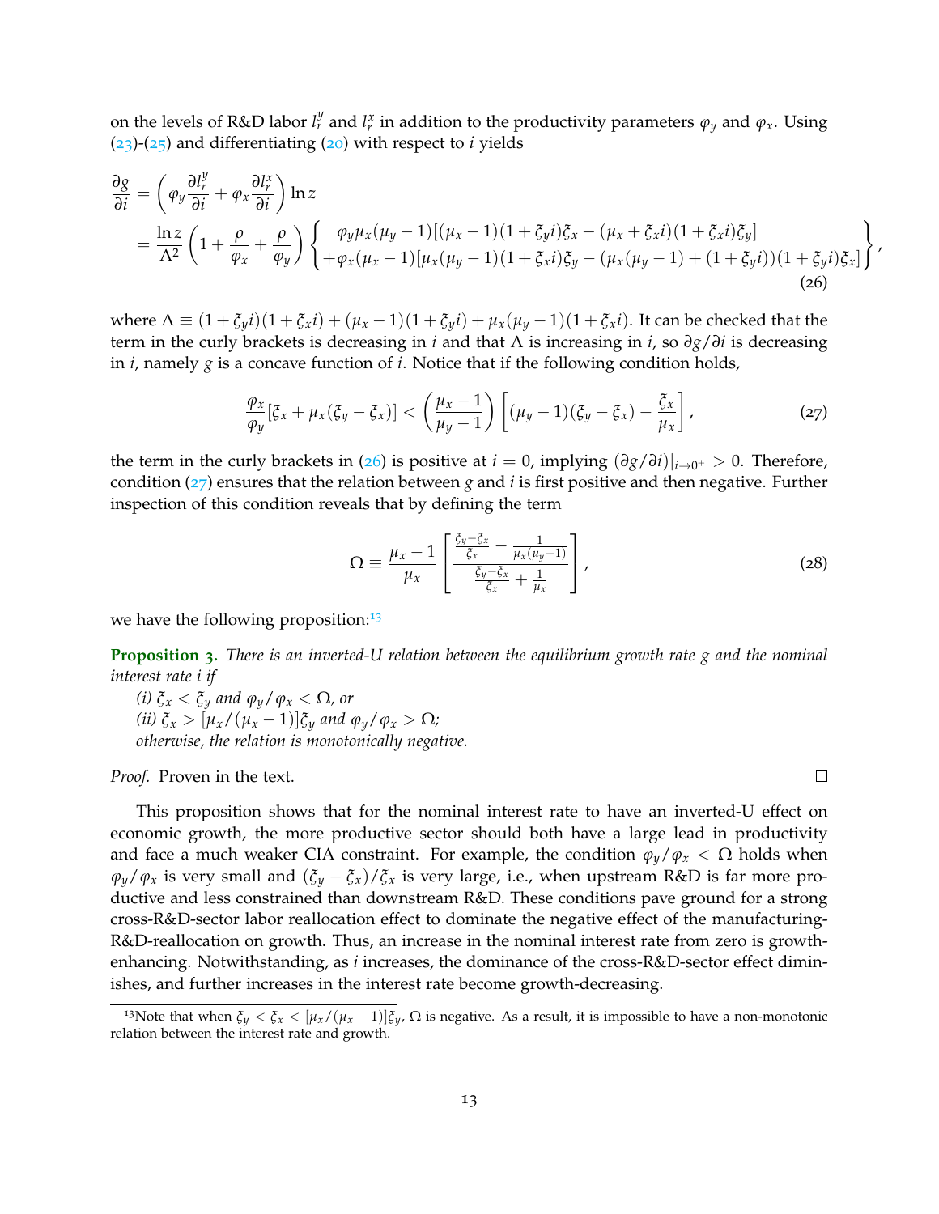on the levels of R&D labor $l_r^y$ and $l_r^x$ in addition to the productivity parameters $\varphi_y$ and $\varphi_x$. Using (23)-(25) and differentiating (20) with respect to $i$ yields

$$
\begin{aligned}
\frac{\partial g}{\partial i} &= \left( \varphi_y \frac{\partial l_r^y}{\partial i} + \varphi_x \frac{\partial l_r^x}{\partial i} \right) \ln z \\
&= \frac{\ln z}{\Lambda^2} \left( 1 + \frac{\rho}{\varphi_x} + \frac{\rho}{\varphi_y} \right) \left\{ \begin{array}{l} \varphi_y \mu_x (\mu_y - 1)[(\mu_x - 1)(1 + \xi_y i)\xi_x - (\mu_x + \xi_x i)(1 + \xi_x i)\xi_y] \\ + \varphi_x (\mu_x - 1)[\mu_x(\mu_y - 1)(1 + \xi_x i)\xi_y - (\mu_x(\mu_y - 1) + (1 + \xi_y i))(1 + \xi_y i)\xi_x] \end{array} \right\},
\end{aligned}
\tag{26}
$$

where $\Lambda \equiv (1 + \xi_y i)(1 + \xi_x i) + (\mu_x - 1)(1 + \xi_y i) + \mu_x(\mu_y - 1)(1 + \xi_x i)$. It can be checked that the term in the curly brackets is decreasing in $i$ and that $\Lambda$ is increasing in $i$, so $\partial g / \partial i$ is decreasing in $i$, namely $g$ is a concave function of $i$. Notice that if the following condition holds,

$$
\frac{\varphi_x}{\varphi_y} [\xi_x + \mu_x(\xi_y - \xi_x)] < \left( \frac{\mu_x - 1}{\mu_y - 1} \right) \left[ (\mu_y - 1)(\xi_y - \xi_x) - \frac{\xi_x}{\mu_x} \right], \tag{27}
$$

the term in the curly brackets in (26) is positive at $i = 0$, implying $(\partial g / \partial i)|_{i \to 0^+} > 0$. Therefore, condition (27) ensures that the relation between $g$ and $i$ is first positive and then negative. Further inspection of this condition reveals that by defining the term

$$
\Omega \equiv \frac{\mu_x - 1}{\mu_x} \left[ \frac{\frac{\xi_y - \xi_x}{\xi_x} - \frac{1}{\mu_x(\mu_y - 1)}}{\frac{\xi_y - \xi_x}{\xi_x} + \frac{1}{\mu_x}} \right], \tag{28}
$$

we have the following proposition:[13]

**Proposition 3.** *There is an inverted-U relation between the equilibrium growth rate $g$ and the nominal interest rate $i$ if*
*(i) $\xi_x < \xi_y$ and $\varphi_y / \varphi_x < \Omega$, or*
*(ii) $\xi_x > [\mu_x / (\mu_x - 1)]\xi_y$ and $\varphi_y / \varphi_x > \Omega$;*
*otherwise, the relation is monotonically negative.*

*Proof.* Proven in the text. □

This proposition shows that for the nominal interest rate to have an inverted-U effect on economic growth, the more productive sector should both have a large lead in productivity and face a much weaker CIA constraint. For example, the condition $\varphi_y / \varphi_x < \Omega$ holds when $\varphi_y / \varphi_x$ is very small and $(\xi_y - \xi_x)/\xi_x$ is very large, i.e., when upstream R&D is far more productive and less constrained than downstream R&D. These conditions pave ground for a strong cross-R&D-sector labor reallocation effect to dominate the negative effect of the manufacturing-R&D-reallocation on growth. Thus, an increase in the nominal interest rate from zero is growth-enhancing. Notwithstanding, as $i$ increases, the dominance of the cross-R&D-sector effect diminishes, and further increases in the interest rate become growth-decreasing.

[13] Note that when $\xi_y < \xi_x < [\mu_x / (\mu_x - 1)]\xi_y$, $\Omega$ is negative. As a result, it is impossible to have a non-monotonic relation between the interest rate and growth.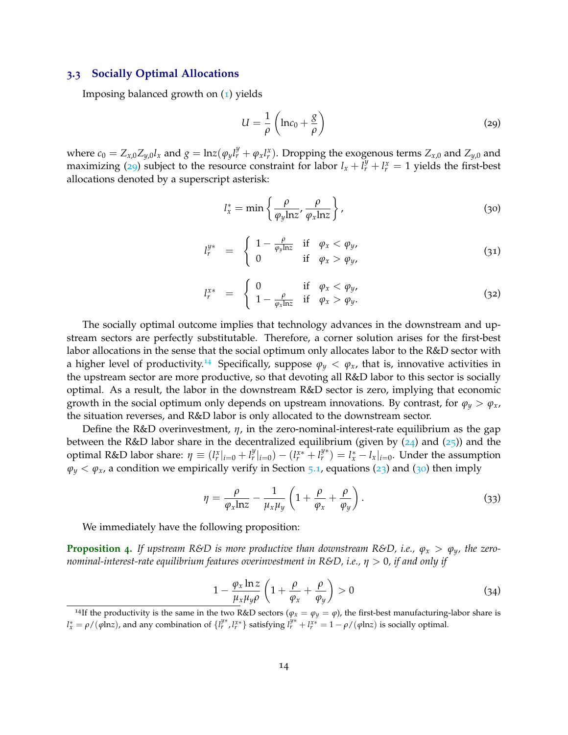### 3.3 Socially Optimal Allocations

Imposing balanced growth on (1) yields

$$U = \frac{1}{\rho}\left(\ln c_0 + \frac{g}{\rho}\right) \tag{29}$$

where $c_0 = Z_{x,0} Z_{y,0} l_x$ and $g = \ln z(\varphi_y l_r^y + \varphi_x l_r^x)$. Dropping the exogenous terms $Z_{x,0}$ and $Z_{y,0}$ and maximizing (29) subject to the resource constraint for labor $l_x + l_r^y + l_r^x = 1$ yields the first-best allocations denoted by a superscript asterisk:

$$l_x^* = \min\left\{\frac{\rho}{\varphi_y \ln z}, \frac{\rho}{\varphi_x \ln z}\right\}, \tag{30}$$

$$l_r^{y*} = \begin{cases} 1 - \frac{\rho}{\varphi_y \ln z} & \text{if} \quad \varphi_x < \varphi_y, \\ 0 & \text{if} \quad \varphi_x > \varphi_y, \end{cases} \tag{31}$$

$$l_r^{x*} = \begin{cases} 0 & \text{if} \quad \varphi_x < \varphi_y, \\ 1 - \frac{\rho}{\varphi_x \ln z} & \text{if} \quad \varphi_x > \varphi_y. \end{cases} \tag{32}$$

The socially optimal outcome implies that technology advances in the downstream and upstream sectors are perfectly substitutable. Therefore, a corner solution arises for the first-best labor allocations in the sense that the social optimum only allocates labor to the R&D sector with a higher level of productivity.[14] Specifically, suppose $\varphi_y < \varphi_x$, that is, innovative activities in the upstream sector are more productive, so that devoting all R&D labor to this sector is socially optimal. As a result, the labor in the downstream R&D sector is zero, implying that economic growth in the social optimum only depends on upstream innovations. By contrast, for $\varphi_y > \varphi_x$, the situation reverses, and R&D labor is only allocated to the downstream sector.

Define the R&D overinvestment, $\eta$, in the zero-nominal-interest-rate equilibrium as the gap between the R&D labor share in the decentralized equilibrium (given by (24) and (25)) and the optimal R&D labor share: $\eta \equiv (l_r^x|_{i=0} + l_r^y|_{i=0}) - (l_r^{x*} + l_r^{y*}) = l_x^* - l_x|_{i=0}$. Under the assumption $\varphi_y < \varphi_x$, a condition we empirically verify in Section 5.1, equations (23) and (30) then imply

$$\eta = \frac{\rho}{\varphi_x \ln z} - \frac{1}{\mu_x \mu_y}\left(1 + \frac{\rho}{\varphi_x} + \frac{\rho}{\varphi_y}\right). \tag{33}$$

We immediately have the following proposition:

**Proposition 4.** *If upstream R&D is more productive than downstream R&D, i.e., $\varphi_x > \varphi_y$, the zero-nominal-interest-rate equilibrium features overinvestment in R&D, i.e., $\eta > 0$, if and only if*

$$1 - \frac{\varphi_x \ln z}{\mu_x \mu_y \rho}\left(1 + \frac{\rho}{\varphi_x} + \frac{\rho}{\varphi_y}\right) > 0 \tag{34}$$

[14] If the productivity is the same in the two R&D sectors ($\varphi_x = \varphi_y = \varphi$), the first-best manufacturing-labor share is $l_x^* = \rho/(\varphi \ln z)$, and any combination of $\{l_r^{y*}, l_r^{x*}\}$ satisfying $l_r^{y*} + l_r^{x*} = 1 - \rho/(\varphi \ln z)$ is socially optimal.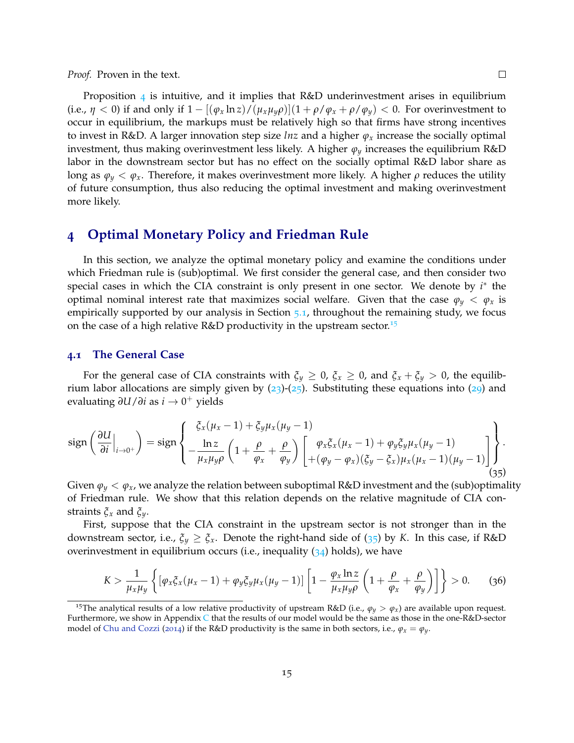*Proof.* Proven in the text. □

Proposition 4 is intuitive, and it implies that R&D underinvestment arises in equilibrium (i.e., $\eta < 0$) if and only if $1 - [(\varphi_x \ln z)/(\mu_x \mu_y \rho)](1 + \rho/\varphi_x + \rho/\varphi_y) < 0$. For overinvestment to occur in equilibrium, the markups must be relatively high so that firms have strong incentives to invest in R&D. A larger innovation step size $\ln z$ and a higher $\varphi_x$ increase the socially optimal investment, thus making overinvestment less likely. A higher $\varphi_y$ increases the equilibrium R&D labor in the downstream sector but has no effect on the socially optimal R&D labor share as long as $\varphi_y < \varphi_x$. Therefore, it makes overinvestment more likely. A higher $\rho$ reduces the utility of future consumption, thus also reducing the optimal investment and making overinvestment more likely.

# 4 Optimal Monetary Policy and Friedman Rule

In this section, we analyze the optimal monetary policy and examine the conditions under which Friedman rule is (sub)optimal. We first consider the general case, and then consider two special cases in which the CIA constraint is only present in one sector. We denote by $i^*$ the optimal nominal interest rate that maximizes social welfare. Given that the case $\varphi_y < \varphi_x$ is empirically supported by our analysis in Section 5.1, throughout the remaining study, we focus on the case of a high relative R&D productivity in the upstream sector.[15]

## 4.1 The General Case

For the general case of CIA constraints with $\xi_y \geq 0$, $\xi_x \geq 0$, and $\xi_x + \xi_y > 0$, the equilibrium labor allocations are simply given by (23)-(25). Substituting these equations into (29) and evaluating $\partial U / \partial i$ as $i \to 0^+$ yields

$$\text{sign}\left(\frac{\partial U}{\partial i}\Big|_{i \to 0^+}\right) = \text{sign}\left\{ \begin{array}{l} \xi_x(\mu_x - 1) + \xi_y \mu_x(\mu_y - 1) \\ -\dfrac{\ln z}{\mu_x \mu_y \rho}\left(1 + \dfrac{\rho}{\varphi_x} + \dfrac{\rho}{\varphi_y}\right)\left[\begin{array}{l} \varphi_x \xi_x(\mu_x - 1) + \varphi_y \xi_y \mu_x(\mu_y - 1) \\ +(\varphi_y - \varphi_x)(\xi_y - \xi_x)\mu_x(\mu_x - 1)(\mu_y - 1) \end{array}\right] \end{array} \right\}. \tag{35}$$

Given $\varphi_y < \varphi_x$, we analyze the relation between suboptimal R&D investment and the (sub)optimality of Friedman rule. We show that this relation depends on the relative magnitude of CIA constraints $\xi_x$ and $\xi_y$.

First, suppose that the CIA constraint in the upstream sector is not stronger than in the downstream sector, i.e., $\xi_y \geq \xi_x$. Denote the right-hand side of (35) by $K$. In this case, if R&D overinvestment in equilibrium occurs (i.e., inequality (34) holds), we have

$$K > \frac{1}{\mu_x \mu_y}\left\{[\varphi_x \xi_x(\mu_x - 1) + \varphi_y \xi_y \mu_x(\mu_y - 1)]\left[1 - \frac{\varphi_x \ln z}{\mu_x \mu_y \rho}\left(1 + \frac{\rho}{\varphi_x} + \frac{\rho}{\varphi_y}\right)\right]\right\} > 0. \tag{36}$$

[15] The analytical results of a low relative productivity of upstream R&D (i.e., $\varphi_y > \varphi_x$) are available upon request. Furthermore, we show in Appendix C that the results of our model would be the same as those in the one-R&D-sector model of Chu and Cozzi (2014) if the R&D productivity is the same in both sectors, i.e., $\varphi_x = \varphi_y$.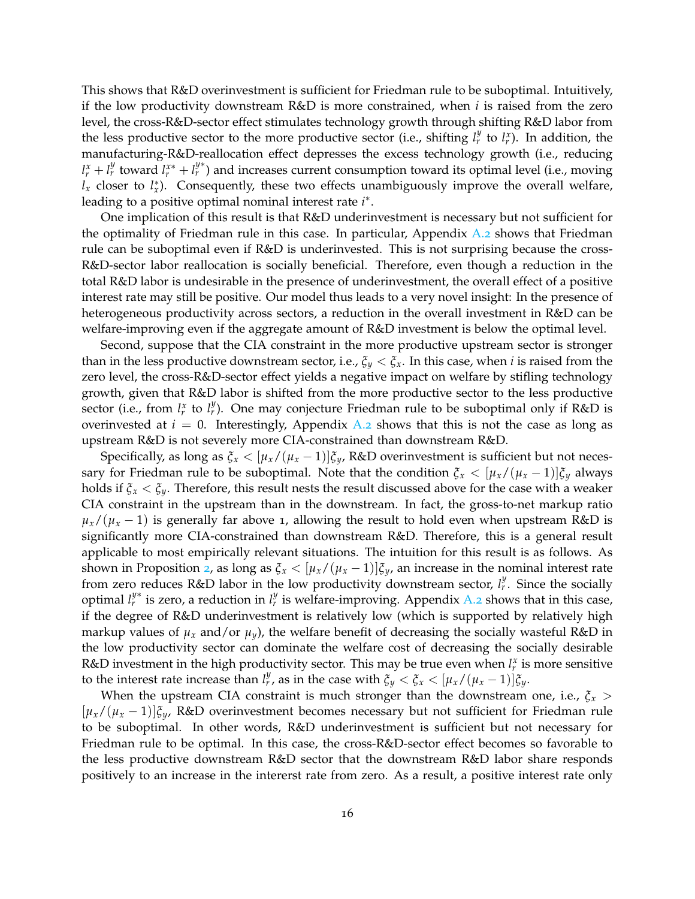This shows that R&D overinvestment is sufficient for Friedman rule to be suboptimal. Intuitively, if the low productivity downstream R&D is more constrained, when $i$ is raised from the zero level, the cross-R&D-sector effect stimulates technology growth through shifting R&D labor from the less productive sector to the more productive sector (i.e., shifting $l_r^y$ to $l_r^x$). In addition, the manufacturing-R&D-reallocation effect depresses the excess technology growth (i.e., reducing $l_r^x + l_r^y$ toward $l_r^{x*} + l_r^{y*}$) and increases current consumption toward its optimal level (i.e., moving $l_x$ closer to $l_x^*$). Consequently, these two effects unambiguously improve the overall welfare, leading to a positive optimal nominal interest rate $i^*$.

One implication of this result is that R&D underinvestment is necessary but not sufficient for the optimality of Friedman rule in this case. In particular, Appendix A.2 shows that Friedman rule can be suboptimal even if R&D is underinvested. This is not surprising because the cross-R&D-sector labor reallocation is socially beneficial. Therefore, even though a reduction in the total R&D labor is undesirable in the presence of underinvestment, the overall effect of a positive interest rate may still be positive. Our model thus leads to a very novel insight: In the presence of heterogeneous productivity across sectors, a reduction in the overall investment in R&D can be welfare-improving even if the aggregate amount of R&D investment is below the optimal level.

Second, suppose that the CIA constraint in the more productive upstream sector is stronger than in the less productive downstream sector, i.e., $\xi_y < \xi_x$. In this case, when $i$ is raised from the zero level, the cross-R&D-sector effect yields a negative impact on welfare by stifling technology growth, given that R&D labor is shifted from the more productive sector to the less productive sector (i.e., from $l_r^x$ to $l_r^y$). One may conjecture Friedman rule to be suboptimal only if R&D is overinvested at $i = 0$. Interestingly, Appendix A.2 shows that this is not the case as long as upstream R&D is not severely more CIA-constrained than downstream R&D.

Specifically, as long as $\xi_x < [\mu_x/(\mu_x - 1)]\xi_y$, R&D overinvestment is sufficient but not necessary for Friedman rule to be suboptimal. Note that the condition $\xi_x < [\mu_x/(\mu_x - 1)]\xi_y$ always holds if $\xi_x < \xi_y$. Therefore, this result nests the result discussed above for the case with a weaker CIA constraint in the upstream than in the downstream. In fact, the gross-to-net markup ratio $\mu_x/(\mu_x - 1)$ is generally far above 1, allowing the result to hold even when upstream R&D is significantly more CIA-constrained than downstream R&D. Therefore, this is a general result applicable to most empirically relevant situations. The intuition for this result is as follows. As shown in Proposition 2, as long as $\xi_x < [\mu_x/(\mu_x - 1)]\xi_y$, an increase in the nominal interest rate from zero reduces R&D labor in the low productivity downstream sector, $l_r^y$. Since the socially optimal $l_r^{y*}$ is zero, a reduction in $l_r^y$ is welfare-improving. Appendix A.2 shows that in this case, if the degree of R&D underinvestment is relatively low (which is supported by relatively high markup values of $\mu_x$ and/or $\mu_y$), the welfare benefit of decreasing the socially wasteful R&D in the low productivity sector can dominate the welfare cost of decreasing the socially desirable R&D investment in the high productivity sector. This may be true even when $l_r^x$ is more sensitive to the interest rate increase than $l_r^y$, as in the case with $\xi_y < \xi_x < [\mu_x/(\mu_x - 1)]\xi_y$.

When the upstream CIA constraint is much stronger than the downstream one, i.e., $\xi_x > [\mu_x/(\mu_x - 1)]\xi_y$, R&D overinvestment becomes necessary but not sufficient for Friedman rule to be suboptimal. In other words, R&D underinvestment is sufficient but not necessary for Friedman rule to be optimal. In this case, the cross-R&D-sector effect becomes so favorable to the less productive downstream R&D sector that the downstream R&D labor share responds positively to an increase in the intererst rate from zero. As a result, a positive interest rate only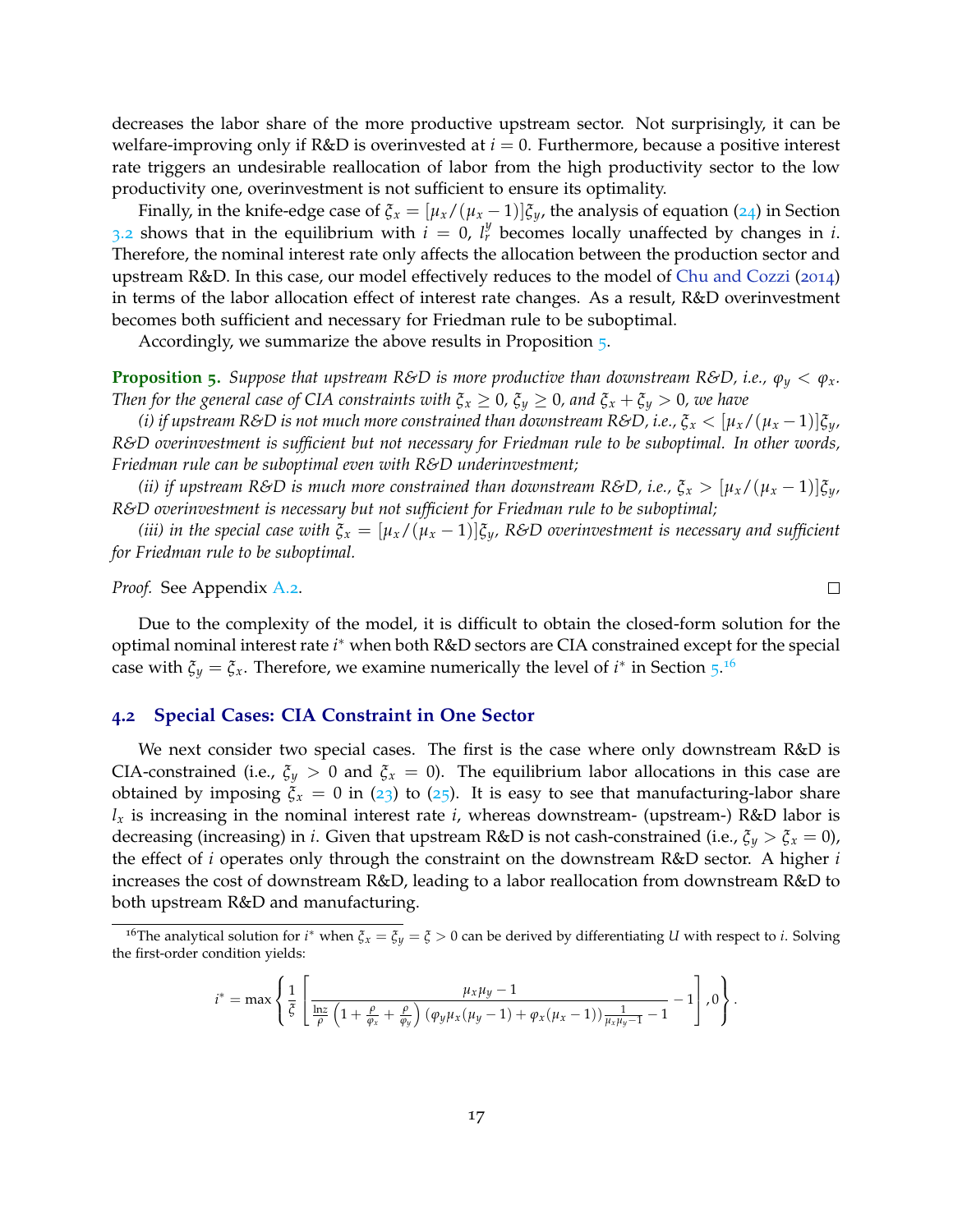decreases the labor share of the more productive upstream sector. Not surprisingly, it can be welfare-improving only if R&D is overinvested at $i = 0$. Furthermore, because a positive interest rate triggers an undesirable reallocation of labor from the high productivity sector to the low productivity one, overinvestment is not sufficient to ensure its optimality.

Finally, in the knife-edge case of $\xi_x = [\mu_x/(\mu_x - 1)]\xi_y$, the analysis of equation (24) in Section 3.2 shows that in the equilibrium with $i = 0$, $l_r^y$ becomes locally unaffected by changes in $i$. Therefore, the nominal interest rate only affects the allocation between the production sector and upstream R&D. In this case, our model effectively reduces to the model of Chu and Cozzi (2014) in terms of the labor allocation effect of interest rate changes. As a result, R&D overinvestment becomes both sufficient and necessary for Friedman rule to be suboptimal.

Accordingly, we summarize the above results in Proposition 5.

**Proposition 5.** *Suppose that upstream R&D is more productive than downstream R&D, i.e., $\varphi_y < \varphi_x$. Then for the general case of CIA constraints with $\xi_x \geq 0$, $\xi_y \geq 0$, and $\xi_x + \xi_y > 0$, we have*

*(i) if upstream R&D is not much more constrained than downstream R&D, i.e., $\xi_x < [\mu_x/(\mu_x - 1)]\xi_y$, R&D overinvestment is sufficient but not necessary for Friedman rule to be suboptimal. In other words, Friedman rule can be suboptimal even with R&D underinvestment;*

*(ii) if upstream R&D is much more constrained than downstream R&D, i.e., $\xi_x > [\mu_x/(\mu_x - 1)]\xi_y$, R&D overinvestment is necessary but not sufficient for Friedman rule to be suboptimal;*

*(iii) in the special case with $\xi_x = [\mu_x/(\mu_x - 1)]\xi_y$, R&D overinvestment is necessary and sufficient for Friedman rule to be suboptimal.*

*Proof.* See Appendix A.2. □

Due to the complexity of the model, it is difficult to obtain the closed-form solution for the optimal nominal interest rate $i^*$ when both R&D sectors are CIA constrained except for the special case with $\xi_y = \xi_x$. Therefore, we examine numerically the level of $i^*$ in Section 5.[16]

## 4.2 Special Cases: CIA Constraint in One Sector

We next consider two special cases. The first is the case where only downstream R&D is CIA-constrained (i.e., $\xi_y > 0$ and $\xi_x = 0$). The equilibrium labor allocations in this case are obtained by imposing $\xi_x = 0$ in (23) to (25). It is easy to see that manufacturing-labor share $l_x$ is increasing in the nominal interest rate $i$, whereas downstream- (upstream-) R&D labor is decreasing (increasing) in $i$. Given that upstream R&D is not cash-constrained (i.e., $\xi_y > \xi_x = 0$), the effect of $i$ operates only through the constraint on the downstream R&D sector. A higher $i$ increases the cost of downstream R&D, leading to a labor reallocation from downstream R&D to both upstream R&D and manufacturing.

[16] The analytical solution for $i^*$ when $\xi_x = \xi_y = \xi > 0$ can be derived by differentiating $U$ with respect to $i$. Solving the first-order condition yields:

$$i^* = \max\left\{ \frac{1}{\xi} \left[ \frac{\mu_x \mu_y - 1}{\frac{\ln z}{\rho}\left(1 + \frac{\rho}{\varphi_x} + \frac{\rho}{\varphi_y}\right)\left(\varphi_y \mu_x (\mu_y - 1) + \varphi_x (\mu_x - 1)\right)\frac{1}{\mu_x \mu_y - 1} - 1} - 1 \right], 0 \right\}.$$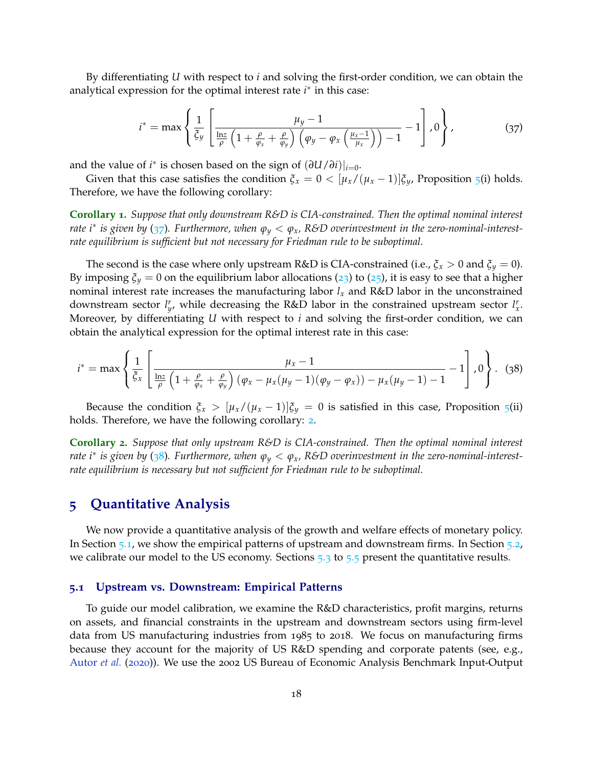By differentiating $U$ with respect to $i$ and solving the first-order condition, we can obtain the analytical expression for the optimal interest rate $i^*$ in this case:

$$i^* = \max\left\{\frac{1}{\xi_y}\left[\frac{\mu_y - 1}{\frac{\ln z}{\rho}\left(1+\frac{\rho}{\varphi_x}+\frac{\rho}{\varphi_y}\right)\left(\varphi_y - \varphi_x\left(\frac{\mu_x - 1}{\mu_x}\right)\right) - 1} - 1\right], 0\right\}, \tag{37}$$

and the value of $i^*$ is chosen based on the sign of $(\partial U/\partial i)|_{i=0}$.

Given that this case satisfies the condition $\xi_x = 0 < [\mu_x/(\mu_x - 1)]\xi_y$, Proposition 5(i) holds. Therefore, we have the following corollary:

**Corollary 1.** *Suppose that only downstream R&D is CIA-constrained. Then the optimal nominal interest rate $i^*$ is given by (37). Furthermore, when $\varphi_y < \varphi_x$, R&D overinvestment in the zero-nominal-interest-rate equilibrium is sufficient but not necessary for Friedman rule to be suboptimal.*

The second is the case where only upstream R&D is CIA-constrained (i.e., $\xi_x > 0$ and $\xi_y = 0$). By imposing $\xi_y = 0$ on the equilibrium labor allocations (23) to (25), it is easy to see that a higher nominal interest rate increases the manufacturing labor $l_x$ and R&D labor in the unconstrained downstream sector $l_y^r$, while decreasing the R&D labor in the constrained upstream sector $l_x^r$. Moreover, by differentiating $U$ with respect to $i$ and solving the first-order condition, we can obtain the analytical expression for the optimal interest rate in this case:

$$i^* = \max\left\{\frac{1}{\xi_x}\left[\frac{\mu_x - 1}{\frac{\ln z}{\rho}\left(1+\frac{\rho}{\varphi_x}+\frac{\rho}{\varphi_y}\right)\left(\varphi_x - \mu_x(\mu_y - 1)(\varphi_y - \varphi_x)\right) - \mu_x(\mu_y - 1) - 1} - 1\right], 0\right\}. \tag{38}$$

Because the condition $\xi_x > [\mu_x/(\mu_x - 1)]\xi_y = 0$ is satisfied in this case, Proposition 5(ii) holds. Therefore, we have the following corollary: 2.

**Corollary 2.** *Suppose that only upstream R&D is CIA-constrained. Then the optimal nominal interest rate $i^*$ is given by (38). Furthermore, when $\varphi_y < \varphi_x$, R&D overinvestment in the zero-nominal-interest-rate equilibrium is necessary but not sufficient for Friedman rule to be suboptimal.*

# 5 Quantitative Analysis

We now provide a quantitative analysis of the growth and welfare effects of monetary policy. In Section 5.1, we show the empirical patterns of upstream and downstream firms. In Section 5.2, we calibrate our model to the US economy. Sections 5.3 to 5.5 present the quantitative results.

## 5.1 Upstream vs. Downstream: Empirical Patterns

To guide our model calibration, we examine the R&D characteristics, profit margins, returns on assets, and financial constraints in the upstream and downstream sectors using firm-level data from US manufacturing industries from 1985 to 2018. We focus on manufacturing firms because they account for the majority of US R&D spending and corporate patents (see, e.g., Autor *et al.* (2020)). We use the 2002 US Bureau of Economic Analysis Benchmark Input-Output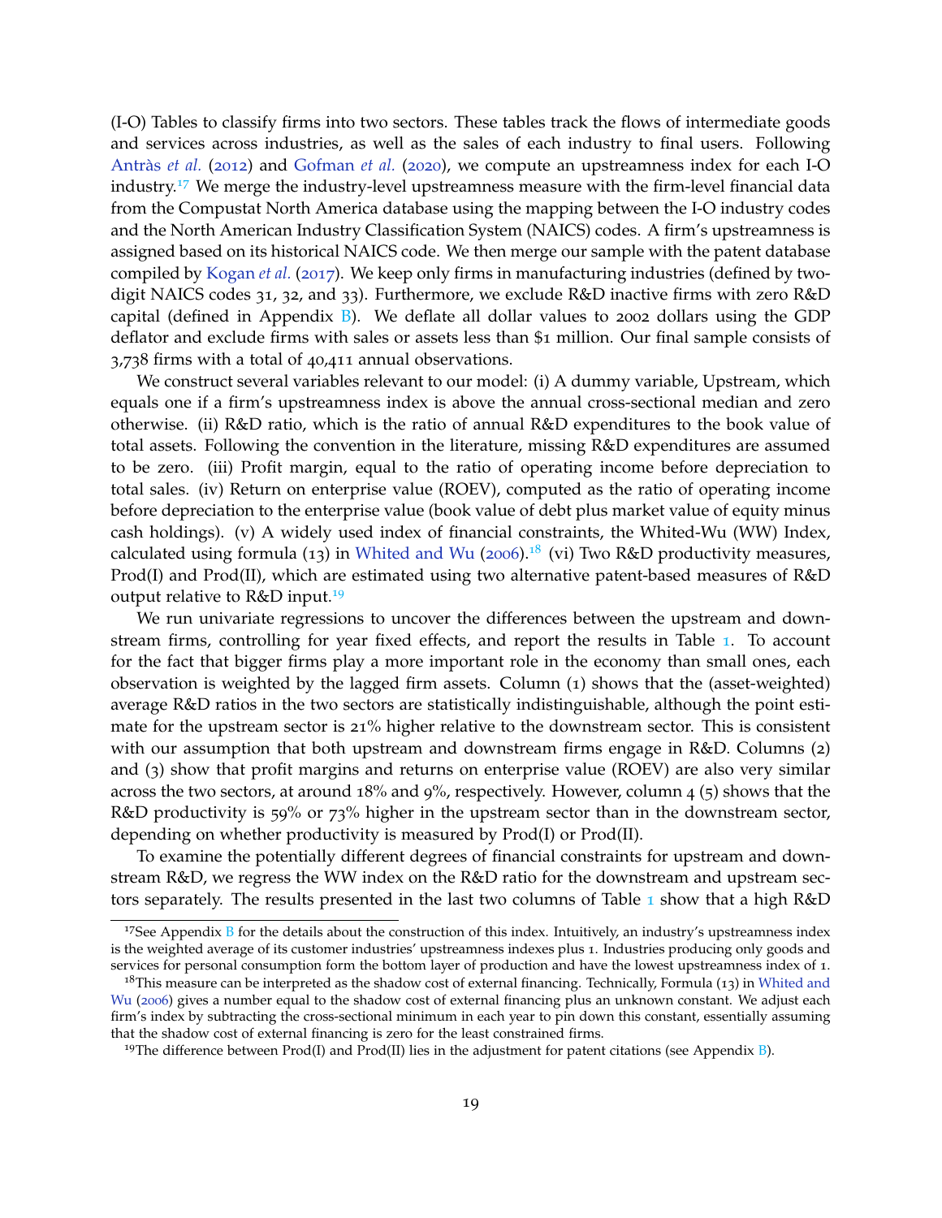(I-O) Tables to classify firms into two sectors. These tables track the flows of intermediate goods and services across industries, as well as the sales of each industry to final users. Following Antràs *et al.* (2012) and Gofman *et al.* (2020), we compute an upstreamness index for each I-O industry.[17] We merge the industry-level upstreamness measure with the firm-level financial data from the Compustat North America database using the mapping between the I-O industry codes and the North American Industry Classification System (NAICS) codes. A firm's upstreamness is assigned based on its historical NAICS code. We then merge our sample with the patent database compiled by Kogan *et al.* (2017). We keep only firms in manufacturing industries (defined by two-digit NAICS codes 31, 32, and 33). Furthermore, we exclude R&D inactive firms with zero R&D capital (defined in Appendix B). We deflate all dollar values to 2002 dollars using the GDP deflator and exclude firms with sales or assets less than $1 million. Our final sample consists of 3,738 firms with a total of 40,411 annual observations.

We construct several variables relevant to our model: (i) A dummy variable, Upstream, which equals one if a firm's upstreamness index is above the annual cross-sectional median and zero otherwise. (ii) R&D ratio, which is the ratio of annual R&D expenditures to the book value of total assets. Following the convention in the literature, missing R&D expenditures are assumed to be zero. (iii) Profit margin, equal to the ratio of operating income before depreciation to total sales. (iv) Return on enterprise value (ROEV), computed as the ratio of operating income before depreciation to the enterprise value (book value of debt plus market value of equity minus cash holdings). (v) A widely used index of financial constraints, the Whited-Wu (WW) Index, calculated using formula (13) in Whited and Wu (2006).[18] (vi) Two R&D productivity measures, Prod(I) and Prod(II), which are estimated using two alternative patent-based measures of R&D output relative to R&D input.[19]

We run univariate regressions to uncover the differences between the upstream and downstream firms, controlling for year fixed effects, and report the results in Table 1. To account for the fact that bigger firms play a more important role in the economy than small ones, each observation is weighted by the lagged firm assets. Column (1) shows that the (asset-weighted) average R&D ratios in the two sectors are statistically indistinguishable, although the point estimate for the upstream sector is 21% higher relative to the downstream sector. This is consistent with our assumption that both upstream and downstream firms engage in R&D. Columns (2) and (3) show that profit margins and returns on enterprise value (ROEV) are also very similar across the two sectors, at around 18% and 9%, respectively. However, column 4 (5) shows that the R&D productivity is 59% or 73% higher in the upstream sector than in the downstream sector, depending on whether productivity is measured by Prod(I) or Prod(II).

To examine the potentially different degrees of financial constraints for upstream and downstream R&D, we regress the WW index on the R&D ratio for the downstream and upstream sectors separately. The results presented in the last two columns of Table 1 show that a high R&D

---

[17] See Appendix B for the details about the construction of this index. Intuitively, an industry's upstreamness index is the weighted average of its customer industries' upstreamness indexes plus 1. Industries producing only goods and services for personal consumption form the bottom layer of production and have the lowest upstreamness index of 1.

[18] This measure can be interpreted as the shadow cost of external financing. Technically, Formula (13) in Whited and Wu (2006) gives a number equal to the shadow cost of external financing plus an unknown constant. We adjust each firm's index by subtracting the cross-sectional minimum in each year to pin down this constant, essentially assuming that the shadow cost of external financing is zero for the least constrained firms.

[19] The difference between Prod(I) and Prod(II) lies in the adjustment for patent citations (see Appendix B).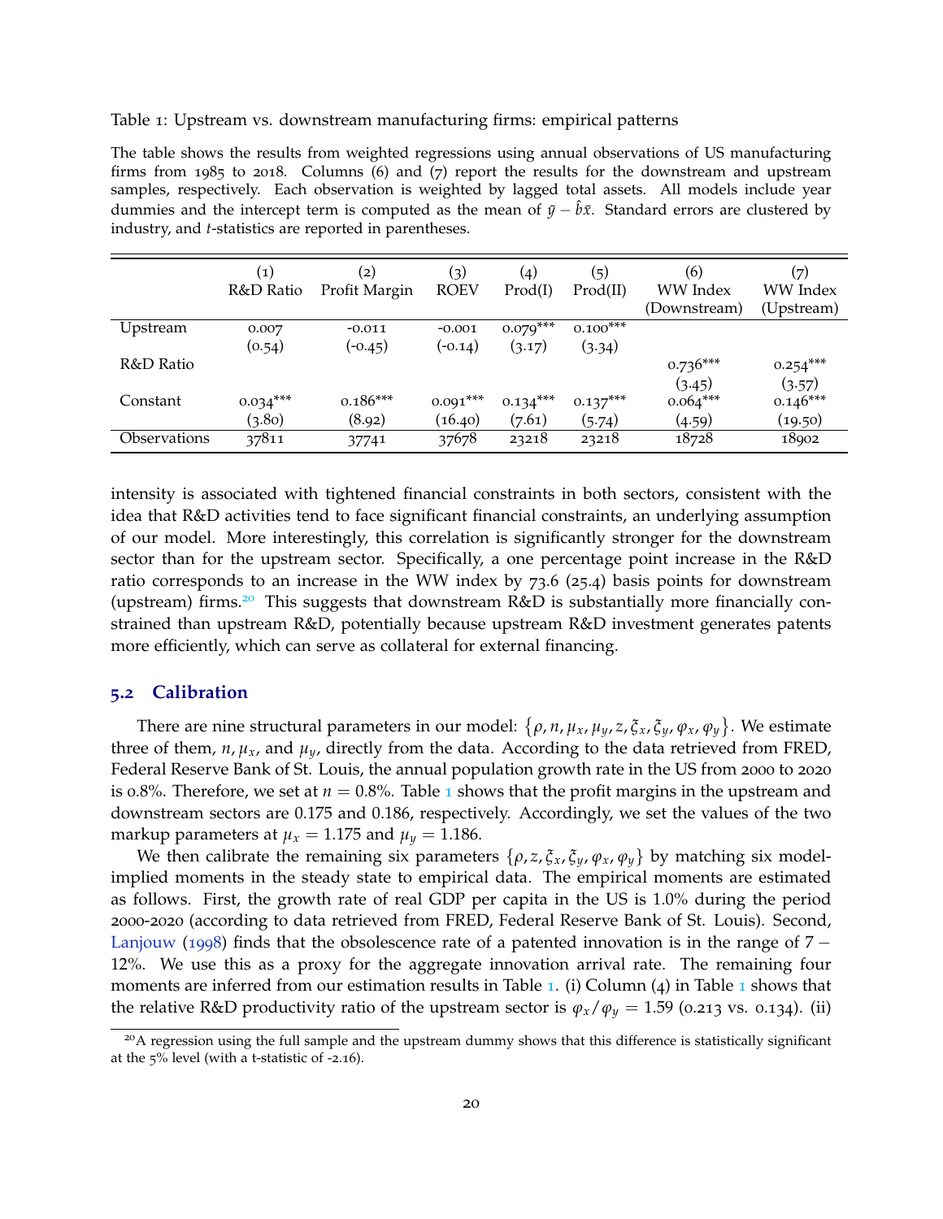Table 1: Upstream vs. downstream manufacturing firms: empirical patterns

The table shows the results from weighted regressions using annual observations of US manufacturing firms from 1985 to 2018. Columns (6) and (7) report the results for the downstream and upstream samples, respectively. Each observation is weighted by lagged total assets. All models include year dummies and the intercept term is computed as the mean of $\bar{y} - \hat{b}\bar{x}$. Standard errors are clustered by industry, and $t$-statistics are reported in parentheses.

| | (1) R&D Ratio | (2) Profit Margin | (3) ROEV | (4) Prod(I) | (5) Prod(II) | (6) WW Index (Downstream) | (7) WW Index (Upstream) |
|---|---|---|---|---|---|---|---|
| Upstream | 0.007 | -0.011 | -0.001 | 0.079*** | 0.100*** | | |
| | (0.54) | (-0.45) | (-0.14) | (3.17) | (3.34) | | |
| R&D Ratio | | | | | | 0.736*** | 0.254*** |
| | | | | | | (3.45) | (3.57) |
| Constant | 0.034*** | 0.186*** | 0.091*** | 0.134*** | 0.137*** | 0.064*** | 0.146*** |
| | (3.80) | (8.92) | (16.40) | (7.61) | (5.74) | (4.59) | (19.50) |
| Observations | 37811 | 37741 | 37678 | 23218 | 23218 | 18728 | 18902 |

intensity is associated with tightened financial constraints in both sectors, consistent with the idea that R&D activities tend to face significant financial constraints, an underlying assumption of our model. More interestingly, this correlation is significantly stronger for the downstream sector than for the upstream sector. Specifically, a one percentage point increase in the R&D ratio corresponds to an increase in the WW index by 73.6 (25.4) basis points for downstream (upstream) firms.[20] This suggests that downstream R&D is substantially more financially constrained than upstream R&D, potentially because upstream R&D investment generates patents more efficiently, which can serve as collateral for external financing.

## 5.2 Calibration

There are nine structural parameters in our model: $\{\rho, n, \mu_x, \mu_y, z, \xi_x, \xi_y, \varphi_x, \varphi_y\}$. We estimate three of them, $n, \mu_x$, and $\mu_y$, directly from the data. According to the data retrieved from FRED, Federal Reserve Bank of St. Louis, the annual population growth rate in the US from 2000 to 2020 is 0.8%. Therefore, we set at $n = 0.8\%$. Table 1 shows that the profit margins in the upstream and downstream sectors are 0.175 and 0.186, respectively. Accordingly, we set the values of the two markup parameters at $\mu_x = 1.175$ and $\mu_y = 1.186$.

We then calibrate the remaining six parameters $\{\rho, z, \xi_x, \xi_y, \varphi_x, \varphi_y\}$ by matching six model-implied moments in the steady state to empirical data. The empirical moments are estimated as follows. First, the growth rate of real GDP per capita in the US is 1.0% during the period 2000-2020 (according to data retrieved from FRED, Federal Reserve Bank of St. Louis). Second, Lanjouw (1998) finds that the obsolescence rate of a patented innovation is in the range of $7 - 12\%$. We use this as a proxy for the aggregate innovation arrival rate. The remaining four moments are inferred from our estimation results in Table 1. (i) Column (4) in Table 1 shows that the relative R&D productivity ratio of the upstream sector is $\varphi_x/\varphi_y = 1.59$ (0.213 vs. 0.134). (ii)

[20] A regression using the full sample and the upstream dummy shows that this difference is statistically significant at the 5% level (with a t-statistic of -2.16).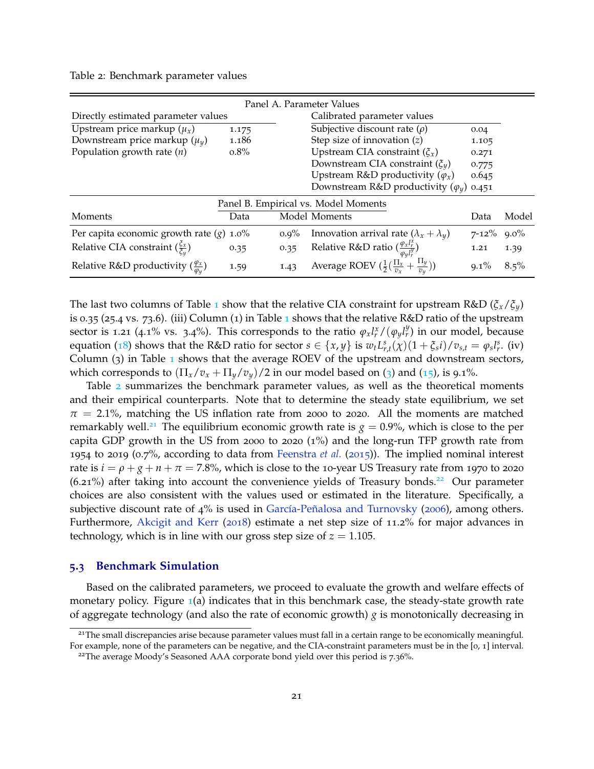Table 2: Benchmark parameter values

| Panel A. Parameter Values | | | | | |
|---|---|---|---|---|---|
| Directly estimated parameter values | | | Calibrated parameter values | | |
| Upstream price markup ($\mu_x$) | 1.175 | | Subjective discount rate ($\rho$) | 0.04 | |
| Downstream price markup ($\mu_y$) | 1.186 | | Step size of innovation ($z$) | 1.105 | |
| Population growth rate ($n$) | 0.8% | | Upstream CIA constraint ($\xi_x$) | 0.271 | |
| | | | Downstream CIA constraint ($\xi_y$) | 0.775 | |
| | | | Upstream R&D productivity ($\varphi_x$) | 0.645 | |
| | | | Downstream R&D productivity ($\varphi_y$) | 0.451 | |
| **Panel B. Empirical vs. Model Moments** | | | | | |
| Moments | Data | Model | Moments | Data | Model |
| Per capita economic growth rate ($g$) | 1.0% | 0.9% | Innovation arrival rate ($\lambda_x + \lambda_y$) | 7-12% | 9.0% |
| Relative CIA constraint ($\frac{\xi_x}{\xi_y}$) | 0.35 | 0.35 | Relative R&D ratio ($\frac{\varphi_x l_r^x}{\varphi_y l_r^y}$) | 1.21 | 1.39 |
| Relative R&D productivity ($\frac{\varphi_x}{\varphi_y}$) | 1.59 | 1.43 | Average ROEV ($\frac{1}{2}(\frac{\Pi_x}{v_x} + \frac{\Pi_y}{v_y})$) | 9.1% | 8.5% |

The last two columns of Table 1 show that the relative CIA constraint for upstream R&D ($\xi_x/\xi_y$) is 0.35 (25.4 vs. 73.6). (iii) Column (1) in Table 1 shows that the relative R&D ratio of the upstream sector is 1.21 (4.1% vs. 3.4%). This corresponds to the ratio $\varphi_x l_r^x/(\varphi_y l_r^y)$ in our model, because equation (18) shows that the R&D ratio for sector $s \in \{x, y\}$ is $w_t L_{r,t}^s(\chi)(1 + \xi_s i)/v_{s,t} = \varphi_s l_r^s$. (iv) Column (3) in Table 1 shows that the average ROEV of the upstream and downstream sectors, which corresponds to $(\Pi_x/v_x + \Pi_y/v_y)/2$ in our model based on (3) and (15), is 9.1%.

Table 2 summarizes the benchmark parameter values, as well as the theoretical moments and their empirical counterparts. Note that to determine the steady state equilibrium, we set $\pi = 2.1\%$, matching the US inflation rate from 2000 to 2020. All the moments are matched remarkably well.[21] The equilibrium economic growth rate is $g = 0.9\%$, which is close to the per capita GDP growth in the US from 2000 to 2020 (1%) and the long-run TFP growth rate from 1954 to 2019 (0.7%, according to data from Feenstra *et al.* (2015)). The implied nominal interest rate is $i = \rho + g + n + \pi = 7.8\%$, which is close to the 10-year US Treasury rate from 1970 to 2020 (6.21%) after taking into account the convenience yields of Treasury bonds.[22] Our parameter choices are also consistent with the values used or estimated in the literature. Specifically, a subjective discount rate of 4% is used in García-Peñalosa and Turnovsky (2006), among others. Furthermore, Akcigit and Kerr (2018) estimate a net step size of 11.2% for major advances in technology, which is in line with our gross step size of $z = 1.105$.

## 5.3 Benchmark Simulation

Based on the calibrated parameters, we proceed to evaluate the growth and welfare effects of monetary policy. Figure 1(a) indicates that in this benchmark case, the steady-state growth rate of aggregate technology (and also the rate of economic growth) $g$ is monotonically decreasing in

[21] The small discrepancies arise because parameter values must fall in a certain range to be economically meaningful. For example, none of the parameters can be negative, and the CIA-constraint parameters must be in the [0, 1] interval.

[22] The average Moody's Seasoned AAA corporate bond yield over this period is 7.36%.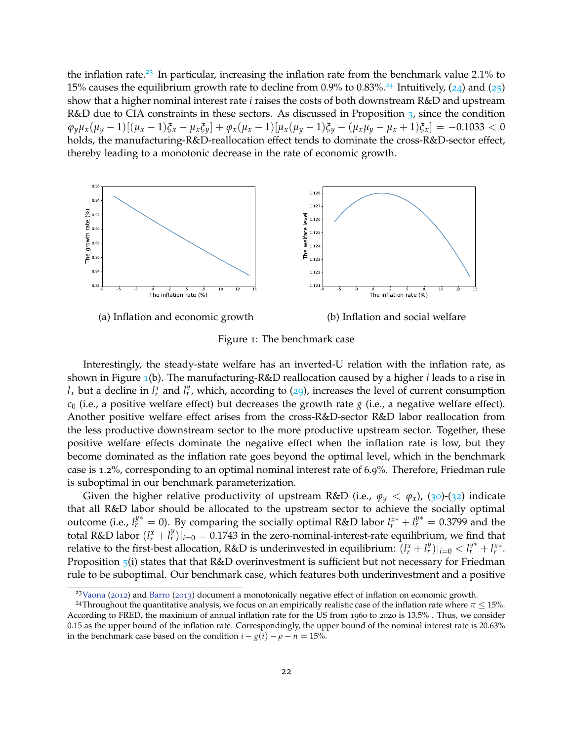the inflation rate.[23] In particular, increasing the inflation rate from the benchmark value 2.1% to 15% causes the equilibrium growth rate to decline from 0.9% to 0.83%.[24] Intuitively, (24) and (25) show that a higher nominal interest rate $i$ raises the costs of both downstream R&D and upstream R&D due to CIA constraints in these sectors. As discussed in Proposition 3, since the condition $\varphi_y \mu_x(\mu_y - 1)[(\mu_x - 1)\xi_x - \mu_x \xi_y] + \varphi_x(\mu_x - 1)[\mu_x(\mu_y - 1)\xi_y - (\mu_x \mu_y - \mu_x + 1)\xi_x] = -0.1033 < 0$ holds, the manufacturing-R&D-reallocation effect tends to dominate the cross-R&D-sector effect, thereby leading to a monotonic decrease in the rate of economic growth.

(a) Inflation and economic growth

(b) Inflation and social welfare

Figure 1: The benchmark case

Interestingly, the steady-state welfare has an inverted-U relation with the inflation rate, as shown in Figure 1(b). The manufacturing-R&D reallocation caused by a higher $i$ leads to a rise in $l_x$ but a decline in $l_r^x$ and $l_r^y$, which, according to (29), increases the level of current consumption $c_0$ (i.e., a positive welfare effect) but decreases the growth rate $g$ (i.e., a negative welfare effect). Another positive welfare effect arises from the cross-R&D-sector R&D labor reallocation from the less productive downstream sector to the more productive upstream sector. Together, these positive welfare effects dominate the negative effect when the inflation rate is low, but they become dominated as the inflation rate goes beyond the optimal level, which in the benchmark case is 1.2%, corresponding to an optimal nominal interest rate of 6.9%. Therefore, Friedman rule is suboptimal in our benchmark parameterization.

Given the higher relative productivity of upstream R&D (i.e., $\varphi_y < \varphi_x$), (30)-(32) indicate that all R&D labor should be allocated to the upstream sector to achieve the socially optimal outcome (i.e., $l_r^{y*} = 0$). By comparing the socially optimal R&D labor $l_r^{x*} + l_r^{y*} = 0.3799$ and the total R&D labor $(l_r^x + l_r^y)|_{i=0} = 0.1743$ in the zero-nominal-interest-rate equilibrium, we find that relative to the first-best allocation, R&D is underinvested in equilibrium: $(l_r^x + l_r^y)|_{i=0} < l_r^{y*} + l_r^{x*}$. Proposition 5(i) states that that R&D overinvestment is sufficient but not necessary for Friedman rule to be suboptimal. Our benchmark case, which features both underinvestment and a positive

[23] Vaona (2012) and Barro (2013) document a monotonically negative effect of inflation on economic growth.

[24] Throughout the quantitative analysis, we focus on an empirically realistic case of the inflation rate where $\pi \leq 15\%$. According to FRED, the maximum of annual inflation rate for the US from 1960 to 2020 is 13.5% . Thus, we consider 0.15 as the upper bound of the inflation rate. Correspondingly, the upper bound of the nominal interest rate is 20.63% in the benchmark case based on the condition $i - g(i) - \rho - n = 15\%$.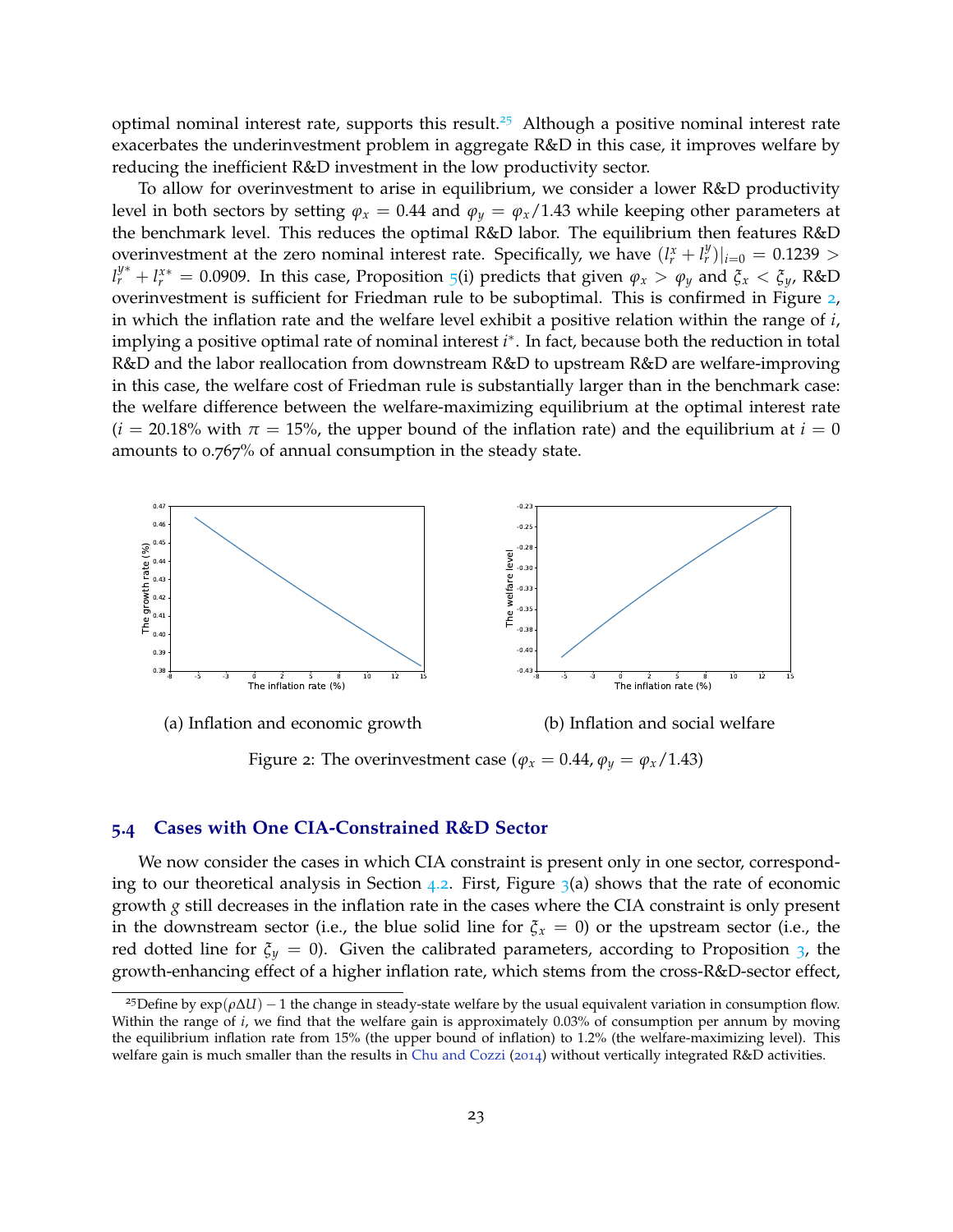optimal nominal interest rate, supports this result.[25] Although a positive nominal interest rate exacerbates the underinvestment problem in aggregate R&D in this case, it improves welfare by reducing the inefficient R&D investment in the low productivity sector.

To allow for overinvestment to arise in equilibrium, we consider a lower R&D productivity level in both sectors by setting $\varphi_x = 0.44$ and $\varphi_y = \varphi_x/1.43$ while keeping other parameters at the benchmark level. This reduces the optimal R&D labor. The equilibrium then features R&D overinvestment at the zero nominal interest rate. Specifically, we have $(l_r^x + l_r^y)|_{i=0} = 0.1239 > l_r^{y*} + l_r^{x*} = 0.0909$. In this case, Proposition 5(i) predicts that given $\varphi_x > \varphi_y$ and $\xi_x < \xi_y$, R&D overinvestment is sufficient for Friedman rule to be suboptimal. This is confirmed in Figure 2, in which the inflation rate and the welfare level exhibit a positive relation within the range of $i$, implying a positive optimal rate of nominal interest $i^*$. In fact, because both the reduction in total R&D and the labor reallocation from downstream R&D to upstream R&D are welfare-improving in this case, the welfare cost of Friedman rule is substantially larger than in the benchmark case: the welfare difference between the welfare-maximizing equilibrium at the optimal interest rate ($i = 20.18\%$ with $\pi = 15\%$, the upper bound of the inflation rate) and the equilibrium at $i = 0$ amounts to 0.767% of annual consumption in the steady state.

(a) Inflation and economic growth

(b) Inflation and social welfare

Figure 2: The overinvestment case ($\varphi_x = 0.44$, $\varphi_y = \varphi_x/1.43$)

## 5.4 Cases with One CIA-Constrained R&D Sector

We now consider the cases in which CIA constraint is present only in one sector, corresponding to our theoretical analysis in Section 4.2. First, Figure 3(a) shows that the rate of economic growth $g$ still decreases in the inflation rate in the cases where the CIA constraint is only present in the downstream sector (i.e., the blue solid line for $\xi_x = 0$) or the upstream sector (i.e., the red dotted line for $\xi_y = 0$). Given the calibrated parameters, according to Proposition 3, the growth-enhancing effect of a higher inflation rate, which stems from the cross-R&D-sector effect,

[25] Define by $\exp(\rho\Delta U) - 1$ the change in steady-state welfare by the usual equivalent variation in consumption flow. Within the range of $i$, we find that the welfare gain is approximately 0.03% of consumption per annum by moving the equilibrium inflation rate from 15% (the upper bound of inflation) to 1.2% (the welfare-maximizing level). This welfare gain is much smaller than the results in Chu and Cozzi (2014) without vertically integrated R&D activities.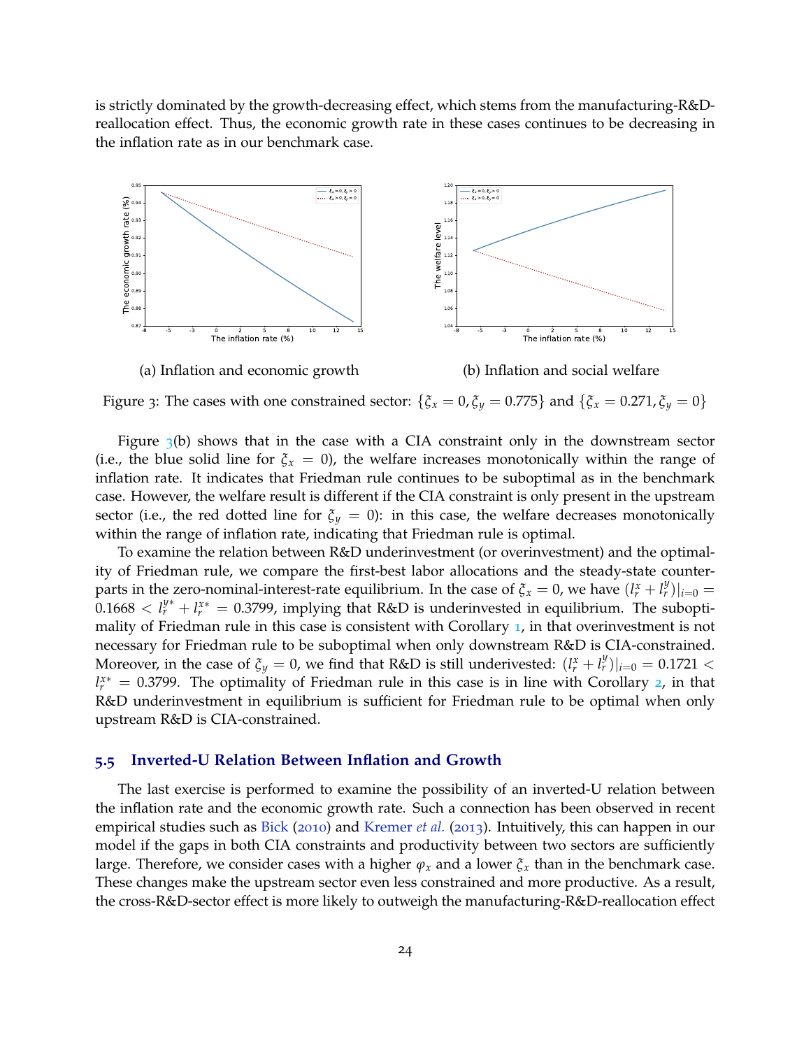is strictly dominated by the growth-decreasing effect, which stems from the manufacturing-R&D-reallocation effect. Thus, the economic growth rate in these cases continues to be decreasing in the inflation rate as in our benchmark case.

(a) Inflation and economic growth

(b) Inflation and social welfare

Figure 3: The cases with one constrained sector: $\{\xi_x = 0, \xi_y = 0.775\}$ and $\{\xi_x = 0.271, \xi_y = 0\}$

Figure 3(b) shows that in the case with a CIA constraint only in the downstream sector (i.e., the blue solid line for $\xi_x = 0$), the welfare increases monotonically within the range of inflation rate. It indicates that Friedman rule continues to be suboptimal as in the benchmark case. However, the welfare result is different if the CIA constraint is only present in the upstream sector (i.e., the red dotted line for $\xi_y = 0$): in this case, the welfare decreases monotonically within the range of inflation rate, indicating that Friedman rule is optimal.

To examine the relation between R&D underinvestment (or overinvestment) and the optimality of Friedman rule, we compare the first-best labor allocations and the steady-state counterparts in the zero-nominal-interest-rate equilibrium. In the case of $\xi_x = 0$, we have $(l_r^x + l_r^y)|_{i=0} = 0.1668 < l_r^{y*} + l_r^{x*} = 0.3799$, implying that R&D is underinvested in equilibrium. The suboptimality of Friedman rule in this case is consistent with Corollary 1, in that overinvestment is not necessary for Friedman rule to be suboptimal when only downstream R&D is CIA-constrained. Moreover, in the case of $\xi_y = 0$, we find that R&D is still underivested: $(l_r^x + l_r^y)|_{i=0} = 0.1721 < l_r^{x*} = 0.3799$. The optimality of Friedman rule in this case is in line with Corollary 2, in that R&D underinvestment in equilibrium is sufficient for Friedman rule to be optimal when only upstream R&D is CIA-constrained.

## 5.5 Inverted-U Relation Between Inflation and Growth

The last exercise is performed to examine the possibility of an inverted-U relation between the inflation rate and the economic growth rate. Such a connection has been observed in recent empirical studies such as Bick (2010) and Kremer *et al.* (2013). Intuitively, this can happen in our model if the gaps in both CIA constraints and productivity between two sectors are sufficiently large. Therefore, we consider cases with a higher $\varphi_x$ and a lower $\xi_x$ than in the benchmark case. These changes make the upstream sector even less constrained and more productive. As a result, the cross-R&D-sector effect is more likely to outweigh the manufacturing-R&D-reallocation effect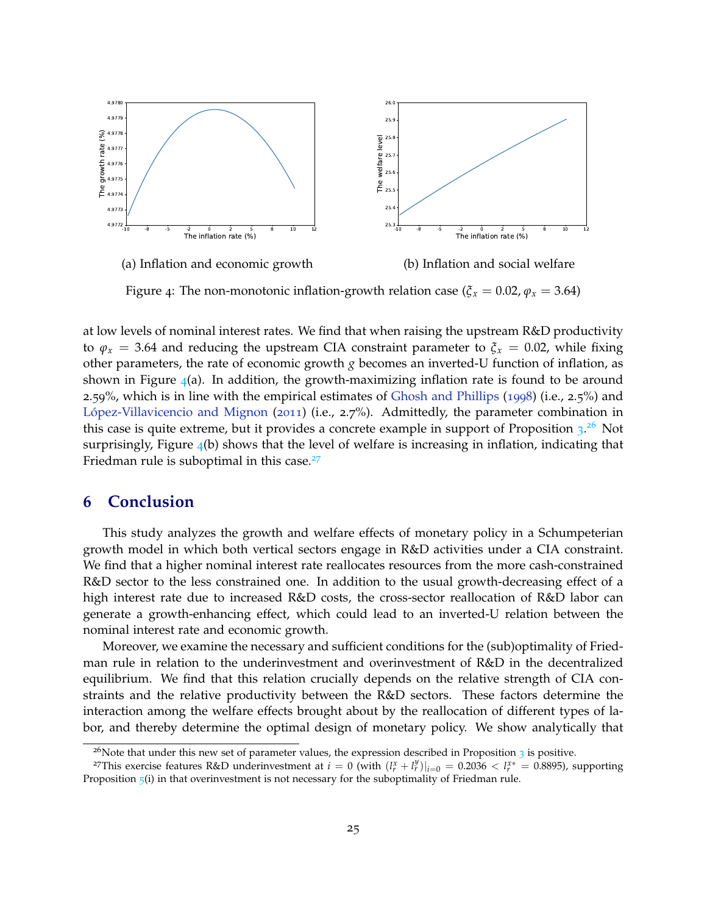(a) Inflation and economic growth

(b) Inflation and social welfare

Figure 4: The non-monotonic inflation-growth relation case ($\xi_x = 0.02, \varphi_x = 3.64$)

at low levels of nominal interest rates. We find that when raising the upstream R&D productivity to $\varphi_x = 3.64$ and reducing the upstream CIA constraint parameter to $\xi_x = 0.02$, while fixing other parameters, the rate of economic growth $g$ becomes an inverted-U function of inflation, as shown in Figure 4(a). In addition, the growth-maximizing inflation rate is found to be around 2.59%, which is in line with the empirical estimates of Ghosh and Phillips (1998) (i.e., 2.5%) and López-Villavicencio and Mignon (2011) (i.e., 2.7%). Admittedly, the parameter combination in this case is quite extreme, but it provides a concrete example in support of Proposition 3.[26] Not surprisingly, Figure 4(b) shows that the level of welfare is increasing in inflation, indicating that Friedman rule is suboptimal in this case.[27]

## 6 Conclusion

This study analyzes the growth and welfare effects of monetary policy in a Schumpeterian growth model in which both vertical sectors engage in R&D activities under a CIA constraint. We find that a higher nominal interest rate reallocates resources from the more cash-constrained R&D sector to the less constrained one. In addition to the usual growth-decreasing effect of a high interest rate due to increased R&D costs, the cross-sector reallocation of R&D labor can generate a growth-enhancing effect, which could lead to an inverted-U relation between the nominal interest rate and economic growth.

Moreover, we examine the necessary and sufficient conditions for the (sub)optimality of Friedman rule in relation to the underinvestment and overinvestment of R&D in the decentralized equilibrium. We find that this relation crucially depends on the relative strength of CIA constraints and the relative productivity between the R&D sectors. These factors determine the interaction among the welfare effects brought about by the reallocation of different types of labor, and thereby determine the optimal design of monetary policy. We show analytically that

[26] Note that under this new set of parameter values, the expression described in Proposition 3 is positive.

[27] This exercise features R&D underinvestment at $i = 0$ (with $(l_r^x + l_r^y)|_{i=0} = 0.2036 < l_r^{x*} = 0.8895$), supporting Proposition 5(i) in that overinvestment is not necessary for the suboptimality of Friedman rule.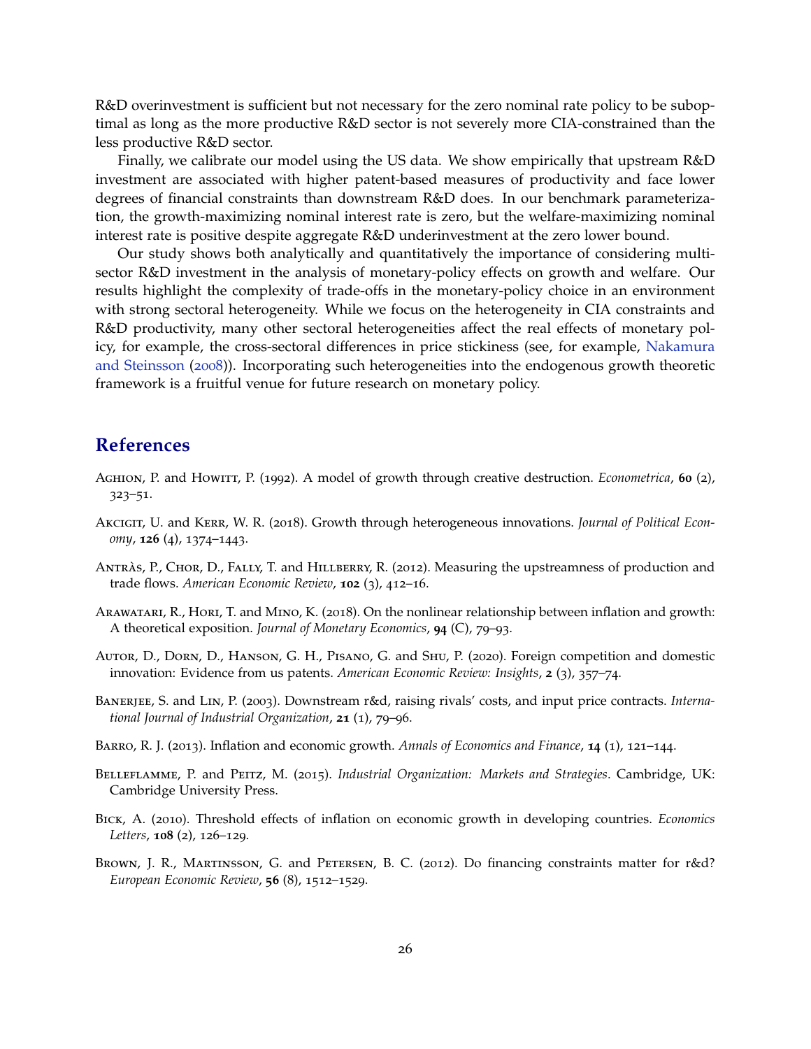R&D overinvestment is sufficient but not necessary for the zero nominal rate policy to be suboptimal as long as the more productive R&D sector is not severely more CIA-constrained than the less productive R&D sector.

Finally, we calibrate our model using the US data. We show empirically that upstream R&D investment are associated with higher patent-based measures of productivity and face lower degrees of financial constraints than downstream R&D does. In our benchmark parameterization, the growth-maximizing nominal interest rate is zero, but the welfare-maximizing nominal interest rate is positive despite aggregate R&D underinvestment at the zero lower bound.

Our study shows both analytically and quantitatively the importance of considering multi-sector R&D investment in the analysis of monetary-policy effects on growth and welfare. Our results highlight the complexity of trade-offs in the monetary-policy choice in an environment with strong sectoral heterogeneity. While we focus on the heterogeneity in CIA constraints and R&D productivity, many other sectoral heterogeneities affect the real effects of monetary policy, for example, the cross-sectoral differences in price stickiness (see, for example, Nakamura and Steinsson (2008)). Incorporating such heterogeneities into the endogenous growth theoretic framework is a fruitful venue for future research on monetary policy.

## References

Aghion, P. and Howitt, P. (1992). A model of growth through creative destruction. *Econometrica*, **60** (2), 323–51.

Akcigit, U. and Kerr, W. R. (2018). Growth through heterogeneous innovations. *Journal of Political Economy*, **126** (4), 1374–1443.

Antràs, P., Chor, D., Fally, T. and Hillberry, R. (2012). Measuring the upstreamness of production and trade flows. *American Economic Review*, **102** (3), 412–16.

Arawatari, R., Hori, T. and Mino, K. (2018). On the nonlinear relationship between inflation and growth: A theoretical exposition. *Journal of Monetary Economics*, **94** (C), 79–93.

Autor, D., Dorn, D., Hanson, G. H., Pisano, G. and Shu, P. (2020). Foreign competition and domestic innovation: Evidence from us patents. *American Economic Review: Insights*, **2** (3), 357–74.

Banerjee, S. and Lin, P. (2003). Downstream r&d, raising rivals' costs, and input price contracts. *International Journal of Industrial Organization*, **21** (1), 79–96.

Barro, R. J. (2013). Inflation and economic growth. *Annals of Economics and Finance*, **14** (1), 121–144.

Belleflamme, P. and Peitz, M. (2015). *Industrial Organization: Markets and Strategies*. Cambridge, UK: Cambridge University Press.

Bick, A. (2010). Threshold effects of inflation on economic growth in developing countries. *Economics Letters*, **108** (2), 126–129.

Brown, J. R., Martinsson, G. and Petersen, B. C. (2012). Do financing constraints matter for r&d? *European Economic Review*, **56** (8), 1512–1529.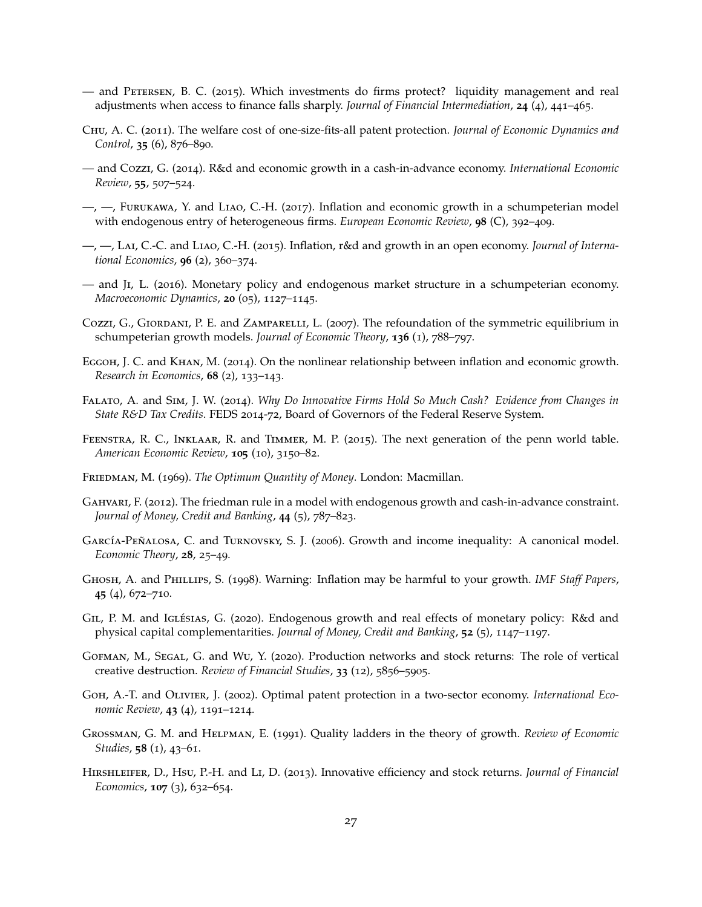— and Petersen, B. C. (2015). Which investments do firms protect? liquidity management and real adjustments when access to finance falls sharply. *Journal of Financial Intermediation*, **24** (4), 441–465.

Chu, A. C. (2011). The welfare cost of one-size-fits-all patent protection. *Journal of Economic Dynamics and Control*, **35** (6), 876–890.

— and Cozzi, G. (2014). R&d and economic growth in a cash-in-advance economy. *International Economic Review*, **55**, 507–524.

—, —, Furukawa, Y. and Liao, C.-H. (2017). Inflation and economic growth in a schumpeterian model with endogenous entry of heterogeneous firms. *European Economic Review*, **98** (C), 392–409.

—, —, Lai, C.-C. and Liao, C.-H. (2015). Inflation, r&d and growth in an open economy. *Journal of International Economics*, **96** (2), 360–374.

— and Ji, L. (2016). Monetary policy and endogenous market structure in a schumpeterian economy. *Macroeconomic Dynamics*, **20** (05), 1127–1145.

Cozzi, G., Giordani, P. E. and Zamparelli, L. (2007). The refoundation of the symmetric equilibrium in schumpeterian growth models. *Journal of Economic Theory*, **136** (1), 788–797.

Eggoh, J. C. and Khan, M. (2014). On the nonlinear relationship between inflation and economic growth. *Research in Economics*, **68** (2), 133–143.

Falato, A. and Sim, J. W. (2014). *Why Do Innovative Firms Hold So Much Cash? Evidence from Changes in State R&D Tax Credits*. FEDS 2014-72, Board of Governors of the Federal Reserve System.

Feenstra, R. C., Inklaar, R. and Timmer, M. P. (2015). The next generation of the penn world table. *American Economic Review*, **105** (10), 3150–82.

Friedman, M. (1969). *The Optimum Quantity of Money*. London: Macmillan.

Gahvari, F. (2012). The friedman rule in a model with endogenous growth and cash-in-advance constraint. *Journal of Money, Credit and Banking*, **44** (5), 787–823.

García-Peñalosa, C. and Turnovsky, S. J. (2006). Growth and income inequality: A canonical model. *Economic Theory*, **28**, 25–49.

Ghosh, A. and Phillips, S. (1998). Warning: Inflation may be harmful to your growth. *IMF Staff Papers*, **45** (4), 672–710.

Gil, P. M. and Iglésias, G. (2020). Endogenous growth and real effects of monetary policy: R&d and physical capital complementarities. *Journal of Money, Credit and Banking*, **52** (5), 1147–1197.

Gofman, M., Segal, G. and Wu, Y. (2020). Production networks and stock returns: The role of vertical creative destruction. *Review of Financial Studies*, **33** (12), 5856–5905.

Goh, A.-T. and Olivier, J. (2002). Optimal patent protection in a two-sector economy. *International Economic Review*, **43** (4), 1191–1214.

Grossman, G. M. and Helpman, E. (1991). Quality ladders in the theory of growth. *Review of Economic Studies*, **58** (1), 43–61.

Hirshleifer, D., Hsu, P.-H. and Li, D. (2013). Innovative efficiency and stock returns. *Journal of Financial Economics*, **107** (3), 632–654.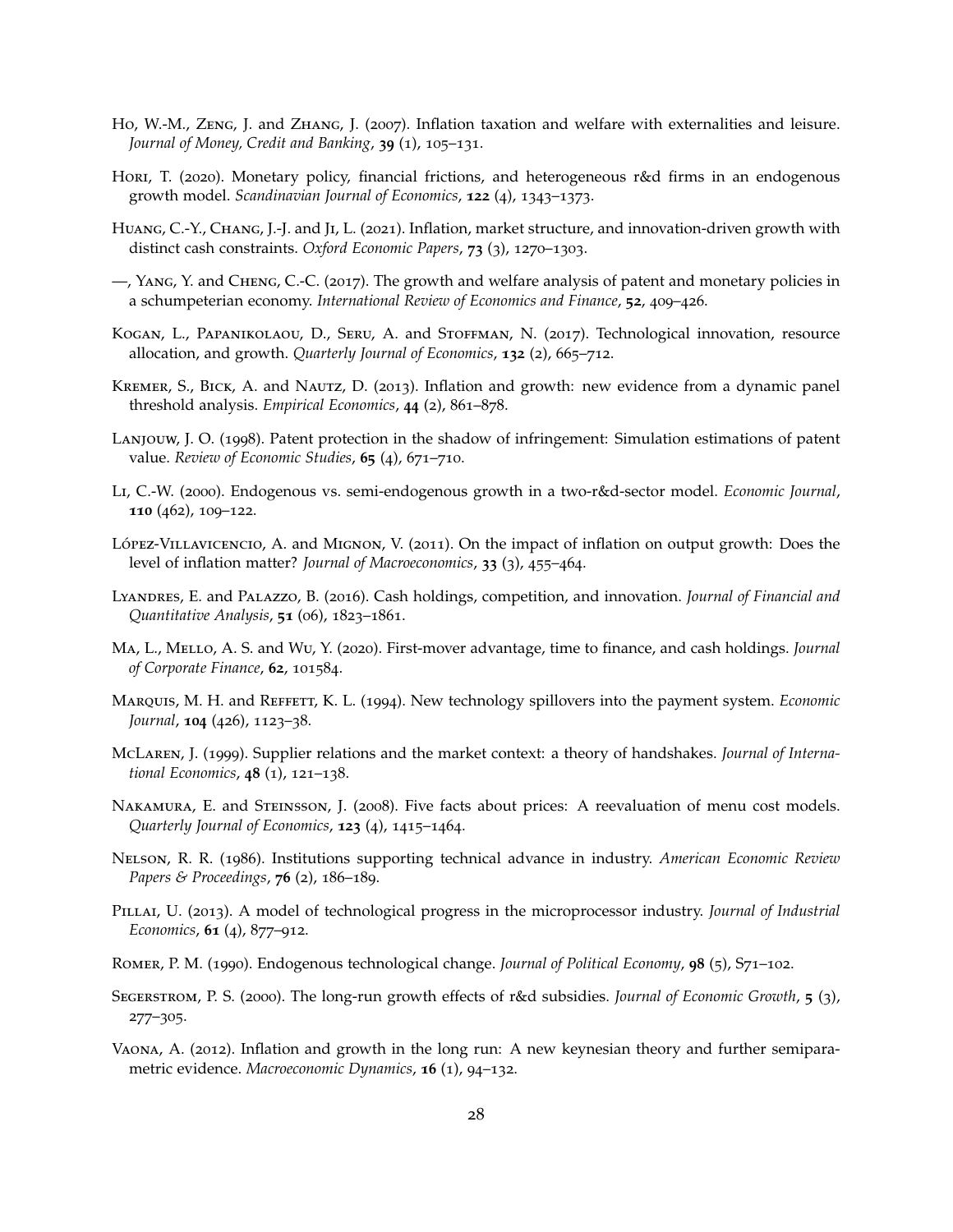Ho, W.-M., Zeng, J. and Zhang, J. (2007). Inflation taxation and welfare with externalities and leisure. *Journal of Money, Credit and Banking*, **39** (1), 105–131.

Hori, T. (2020). Monetary policy, financial frictions, and heterogeneous r&d firms in an endogenous growth model. *Scandinavian Journal of Economics*, **122** (4), 1343–1373.

Huang, C.-Y., Chang, J.-J. and Ji, L. (2021). Inflation, market structure, and innovation-driven growth with distinct cash constraints. *Oxford Economic Papers*, **73** (3), 1270–1303.

—, Yang, Y. and Cheng, C.-C. (2017). The growth and welfare analysis of patent and monetary policies in a schumpeterian economy. *International Review of Economics and Finance*, **52**, 409–426.

Kogan, L., Papanikolaou, D., Seru, A. and Stoffman, N. (2017). Technological innovation, resource allocation, and growth. *Quarterly Journal of Economics*, **132** (2), 665–712.

Kremer, S., Bick, A. and Nautz, D. (2013). Inflation and growth: new evidence from a dynamic panel threshold analysis. *Empirical Economics*, **44** (2), 861–878.

Lanjouw, J. O. (1998). Patent protection in the shadow of infringement: Simulation estimations of patent value. *Review of Economic Studies*, **65** (4), 671–710.

Li, C.-W. (2000). Endogenous vs. semi-endogenous growth in a two-r&d-sector model. *Economic Journal*, **110** (462), 109–122.

López-Villavicencio, A. and Mignon, V. (2011). On the impact of inflation on output growth: Does the level of inflation matter? *Journal of Macroeconomics*, **33** (3), 455–464.

Lyandres, E. and Palazzo, B. (2016). Cash holdings, competition, and innovation. *Journal of Financial and Quantitative Analysis*, **51** (06), 1823–1861.

Ma, L., Mello, A. S. and Wu, Y. (2020). First-mover advantage, time to finance, and cash holdings. *Journal of Corporate Finance*, **62**, 101584.

Marquis, M. H. and Reffett, K. L. (1994). New technology spillovers into the payment system. *Economic Journal*, **104** (426), 1123–38.

McLaren, J. (1999). Supplier relations and the market context: a theory of handshakes. *Journal of International Economics*, **48** (1), 121–138.

Nakamura, E. and Steinsson, J. (2008). Five facts about prices: A reevaluation of menu cost models. *Quarterly Journal of Economics*, **123** (4), 1415–1464.

Nelson, R. R. (1986). Institutions supporting technical advance in industry. *American Economic Review Papers & Proceedings*, **76** (2), 186–189.

Pillai, U. (2013). A model of technological progress in the microprocessor industry. *Journal of Industrial Economics*, **61** (4), 877–912.

Romer, P. M. (1990). Endogenous technological change. *Journal of Political Economy*, **98** (5), S71–102.

Segerstrom, P. S. (2000). The long-run growth effects of r&d subsidies. *Journal of Economic Growth*, **5** (3), 277–305.

Vaona, A. (2012). Inflation and growth in the long run: A new keynesian theory and further semiparametric evidence. *Macroeconomic Dynamics*, **16** (1), 94–132.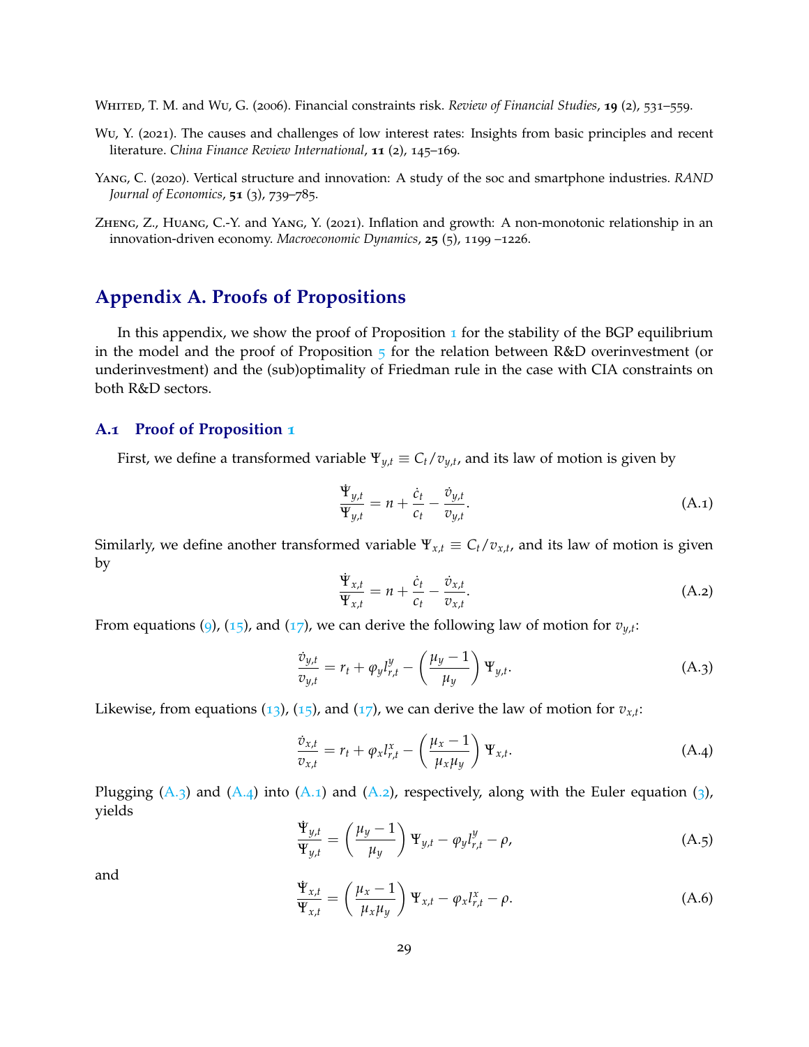Whited, T. M. and Wu, G. (2006). Financial constraints risk. *Review of Financial Studies*, **19** (2), 531–559.

Wu, Y. (2021). The causes and challenges of low interest rates: Insights from basic principles and recent literature. *China Finance Review International*, **11** (2), 145–169.

Yang, C. (2020). Vertical structure and innovation: A study of the soc and smartphone industries. *RAND Journal of Economics*, **51** (3), 739–785.

Zheng, Z., Huang, C.-Y. and Yang, Y. (2021). Inflation and growth: A non-monotonic relationship in an innovation-driven economy. *Macroeconomic Dynamics*, **25** (5), 1199 –1226.

# Appendix A. Proofs of Propositions

In this appendix, we show the proof of Proposition 1 for the stability of the BGP equilibrium in the model and the proof of Proposition 5 for the relation between R&D overinvestment (or underinvestment) and the (sub)optimality of Friedman rule in the case with CIA constraints on both R&D sectors.

## A.1 Proof of Proposition 1

First, we define a transformed variable $\Psi_{y,t} \equiv C_t/v_{y,t}$, and its law of motion is given by

$$\frac{\dot{\Psi}_{y,t}}{\Psi_{y,t}} = n + \frac{\dot{c}_t}{c_t} - \frac{\dot{v}_{y,t}}{v_{y,t}}. \tag{A.1}$$

Similarly, we define another transformed variable $\Psi_{x,t} \equiv C_t/v_{x,t}$, and its law of motion is given by

$$\frac{\dot{\Psi}_{x,t}}{\Psi_{x,t}} = n + \frac{\dot{c}_t}{c_t} - \frac{\dot{v}_{x,t}}{v_{x,t}}. \tag{A.2}$$

From equations (9), (15), and (17), we can derive the following law of motion for $v_{y,t}$:

$$\frac{\dot{v}_{y,t}}{v_{y,t}} = r_t + \varphi_y l^y_{r,t} - \left(\frac{\mu_y - 1}{\mu_y}\right)\Psi_{y,t}. \tag{A.3}$$

Likewise, from equations (13), (15), and (17), we can derive the law of motion for $v_{x,t}$:

$$\frac{\dot{v}_{x,t}}{v_{x,t}} = r_t + \varphi_x l^x_{r,t} - \left(\frac{\mu_x - 1}{\mu_x \mu_y}\right)\Psi_{x,t}. \tag{A.4}$$

Plugging (A.3) and (A.4) into (A.1) and (A.2), respectively, along with the Euler equation (3), yields

$$\frac{\dot{\Psi}_{y,t}}{\Psi_{y,t}} = \left(\frac{\mu_y - 1}{\mu_y}\right)\Psi_{y,t} - \varphi_y l^y_{r,t} - \rho, \tag{A.5}$$

and

$$\frac{\dot{\Psi}_{x,t}}{\Psi_{x,t}} = \left(\frac{\mu_x - 1}{\mu_x \mu_y}\right)\Psi_{x,t} - \varphi_x l^x_{r,t} - \rho. \tag{A.6}$$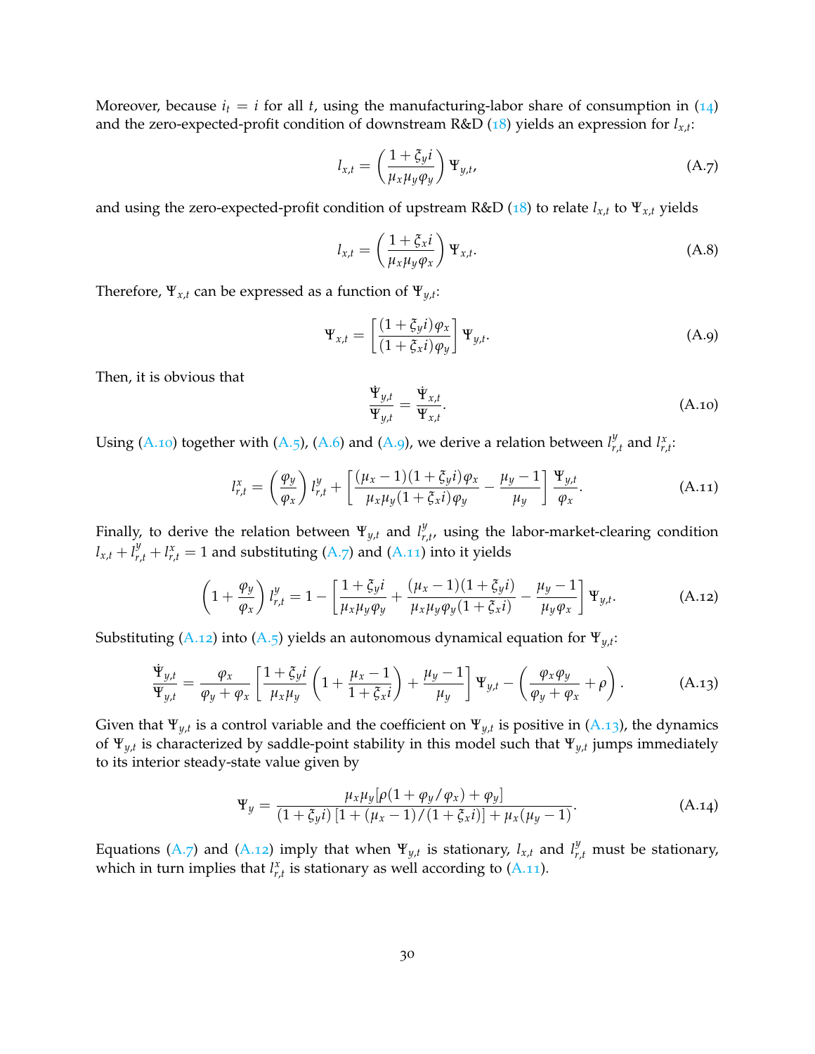Moreover, because $i_t = i$ for all $t$, using the manufacturing-labor share of consumption in (14) and the zero-expected-profit condition of downstream R&D (18) yields an expression for $l_{x,t}$:

$$l_{x,t} = \left( \frac{1 + \xi_y i}{\mu_x \mu_y \varphi_y} \right) \Psi_{y,t}, \tag{A.7}$$

and using the zero-expected-profit condition of upstream R&D (18) to relate $l_{x,t}$ to $\Psi_{x,t}$ yields

$$l_{x,t} = \left( \frac{1 + \xi_x i}{\mu_x \mu_y \varphi_x} \right) \Psi_{x,t}. \tag{A.8}$$

Therefore, $\Psi_{x,t}$ can be expressed as a function of $\Psi_{y,t}$:

$$\Psi_{x,t} = \left[ \frac{(1 + \xi_y i) \varphi_x}{(1 + \xi_x i) \varphi_y} \right] \Psi_{y,t}. \tag{A.9}$$

Then, it is obvious that

$$\frac{\dot{\Psi}_{y,t}}{\Psi_{y,t}} = \frac{\dot{\Psi}_{x,t}}{\Psi_{x,t}}. \tag{A.10}$$

Using (A.10) together with (A.5), (A.6) and (A.9), we derive a relation between $l^y_{r,t}$ and $l^x_{r,t}$:

$$l^x_{r,t} = \left( \frac{\varphi_y}{\varphi_x} \right) l^y_{r,t} + \left[ \frac{(\mu_x - 1)(1 + \xi_y i) \varphi_x}{\mu_x \mu_y (1 + \xi_x i) \varphi_y} - \frac{\mu_y - 1}{\mu_y} \right] \frac{\Psi_{y,t}}{\varphi_x}. \tag{A.11}$$

Finally, to derive the relation between $\Psi_{y,t}$ and $l^y_{r,t}$, using the labor-market-clearing condition $l_{x,t} + l^y_{r,t} + l^x_{r,t} = 1$ and substituting (A.7) and (A.11) into it yields

$$\left( 1 + \frac{\varphi_y}{\varphi_x} \right) l^y_{r,t} = 1 - \left[ \frac{1 + \xi_y i}{\mu_x \mu_y \varphi_y} + \frac{(\mu_x - 1)(1 + \xi_y i)}{\mu_x \mu_y \varphi_y (1 + \xi_x i)} - \frac{\mu_y - 1}{\mu_y \varphi_x} \right] \Psi_{y,t}. \tag{A.12}$$

Substituting (A.12) into (A.5) yields an autonomous dynamical equation for $\Psi_{y,t}$:

$$\frac{\dot{\Psi}_{y,t}}{\Psi_{y,t}} = \frac{\varphi_x}{\varphi_y + \varphi_x} \left[ \frac{1 + \xi_y i}{\mu_x \mu_y} \left( 1 + \frac{\mu_x - 1}{1 + \xi_x i} \right) + \frac{\mu_y - 1}{\mu_y} \right] \Psi_{y,t} - \left( \frac{\varphi_x \varphi_y}{\varphi_y + \varphi_x} + \rho \right). \tag{A.13}$$

Given that $\Psi_{y,t}$ is a control variable and the coefficient on $\Psi_{y,t}$ is positive in (A.13), the dynamics of $\Psi_{y,t}$ is characterized by saddle-point stability in this model such that $\Psi_{y,t}$ jumps immediately to its interior steady-state value given by

$$\Psi_y = \frac{\mu_x \mu_y [\rho(1 + \varphi_y / \varphi_x) + \varphi_y]}{(1 + \xi_y i) \left[ 1 + (\mu_x - 1)/(1 + \xi_x i) \right] + \mu_x (\mu_y - 1)}. \tag{A.14}$$

Equations (A.7) and (A.12) imply that when $\Psi_{y,t}$ is stationary, $l_{x,t}$ and $l^y_{r,t}$ must be stationary, which in turn implies that $l^x_{r,t}$ is stationary as well according to (A.11).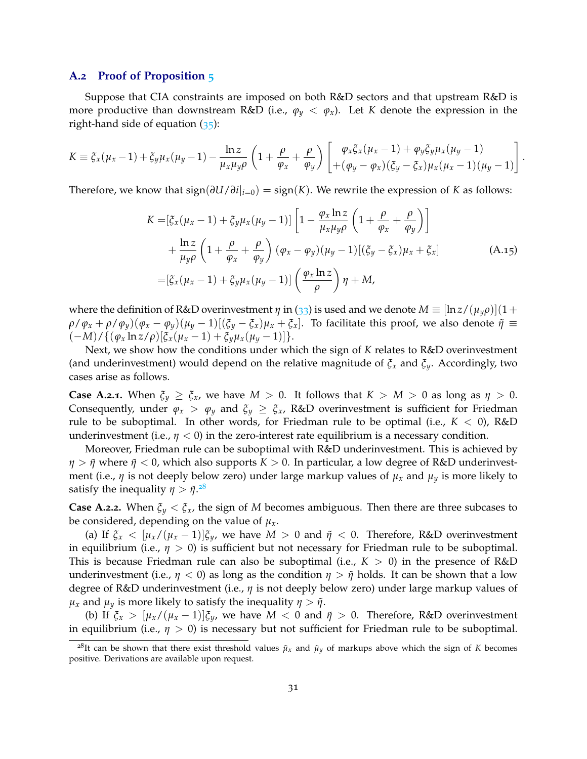## A.2 Proof of Proposition 5

Suppose that CIA constraints are imposed on both R&D sectors and that upstream R&D is more productive than downstream R&D (i.e., $\varphi_y < \varphi_x$). Let $K$ denote the expression in the right-hand side of equation (35):

$$K \equiv \xi_x(\mu_x - 1) + \xi_y\mu_x(\mu_y - 1) - \frac{\ln z}{\mu_x\mu_y\rho}\left(1 + \frac{\rho}{\varphi_x} + \frac{\rho}{\varphi_y}\right)\begin{bmatrix} \varphi_x\xi_x(\mu_x - 1) + \varphi_y\xi_y\mu_x(\mu_y - 1) \\ +(\varphi_y - \varphi_x)(\xi_y - \xi_x)\mu_x(\mu_x - 1)(\mu_y - 1) \end{bmatrix}.$$

Therefore, we know that $\text{sign}(\partial U/\partial i|_{i=0}) = \text{sign}(K)$. We rewrite the expression of $K$ as follows:

$$\begin{aligned} K =& [\xi_x(\mu_x - 1) + \xi_y\mu_x(\mu_y - 1)]\left[1 - \frac{\varphi_x \ln z}{\mu_x\mu_y\rho}\left(1 + \frac{\rho}{\varphi_x} + \frac{\rho}{\varphi_y}\right)\right] \\ &+ \frac{\ln z}{\mu_y\rho}\left(1 + \frac{\rho}{\varphi_x} + \frac{\rho}{\varphi_y}\right)(\varphi_x - \varphi_y)(\mu_y - 1)[(\xi_y - \xi_x)\mu_x + \xi_x] \\ =& [\xi_x(\mu_x - 1) + \xi_y\mu_x(\mu_y - 1)]\left(\frac{\varphi_x \ln z}{\rho}\right)\eta + M, \end{aligned} \tag{A.15}$$

where the definition of R&D overinvestment $\eta$ in (33) is used and we denote $M \equiv [\ln z/(\mu_y\rho)](1 + \rho/\varphi_x + \rho/\varphi_y)(\varphi_x - \varphi_y)(\mu_y - 1)[(\xi_y - \xi_x)\mu_x + \xi_x]$. To facilitate this proof, we also denote $\tilde{\eta} \equiv (-M)/\{(\varphi_x \ln z/\rho)[\xi_x(\mu_x - 1) + \xi_y\mu_x(\mu_y - 1)]\}$.

Next, we show how the conditions under which the sign of $K$ relates to R&D overinvestment (and underinvestment) would depend on the relative magnitude of $\xi_x$ and $\xi_y$. Accordingly, two cases arise as follows.

**Case A.2.1.** When $\xi_y \geq \xi_x$, we have $M > 0$. It follows that $K > M > 0$ as long as $\eta > 0$. Consequently, under $\varphi_x > \varphi_y$ and $\xi_y \geq \xi_x$, R&D overinvestment is sufficient for Friedman rule to be suboptimal. In other words, for Friedman rule to be optimal (i.e., $K < 0$), R&D underinvestment (i.e., $\eta < 0$) in the zero-interest rate equilibrium is a necessary condition.

Moreover, Friedman rule can be suboptimal with R&D underinvestment. This is achieved by $\eta > \tilde{\eta}$ where $\tilde{\eta} < 0$, which also supports $K > 0$. In particular, a low degree of R&D underinvestment (i.e., $\eta$ is not deeply below zero) under large markup values of $\mu_x$ and $\mu_y$ is more likely to satisfy the inequality $\eta > \tilde{\eta}$.[28]

**Case A.2.2.** When $\xi_y < \xi_x$, the sign of $M$ becomes ambiguous. Then there are three subcases to be considered, depending on the value of $\mu_x$.

(a) If $\xi_x < [\mu_x/(\mu_x - 1)]\xi_y$, we have $M > 0$ and $\tilde{\eta} < 0$. Therefore, R&D overinvestment in equilibrium (i.e., $\eta > 0$) is sufficient but not necessary for Friedman rule to be suboptimal. This is because Friedman rule can also be suboptimal (i.e., $K > 0$) in the presence of R&D underinvestment (i.e., $\eta < 0$) as long as the condition $\eta > \tilde{\eta}$ holds. It can be shown that a low degree of R&D underinvestment (i.e., $\eta$ is not deeply below zero) under large markup values of $\mu_x$ and $\mu_y$ is more likely to satisfy the inequality $\eta > \tilde{\eta}$.

(b) If $\xi_x > [\mu_x/(\mu_x - 1)]\xi_y$, we have $M < 0$ and $\tilde{\eta} > 0$. Therefore, R&D overinvestment in equilibrium (i.e., $\eta > 0$) is necessary but not sufficient for Friedman rule to be suboptimal.

[28] It can be shown that there exist threshold values $\tilde{\mu}_x$ and $\tilde{\mu}_y$ of markups above which the sign of $K$ becomes positive. Derivations are available upon request.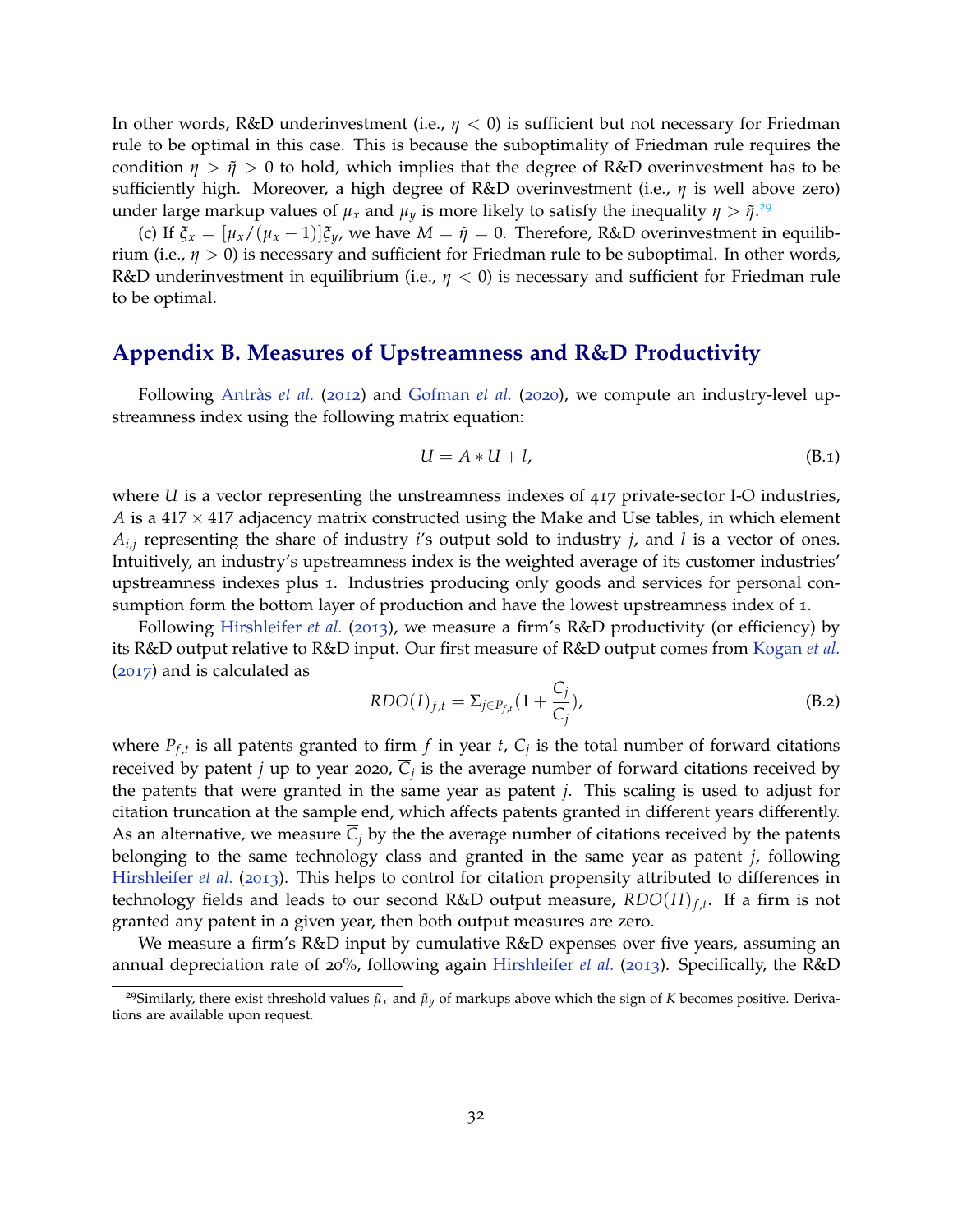In other words, R&D underinvestment (i.e., $\eta < 0$) is sufficient but not necessary for Friedman rule to be optimal in this case. This is because the suboptimality of Friedman rule requires the condition $\eta > \tilde{\eta} > 0$ to hold, which implies that the degree of R&D overinvestment has to be sufficiently high. Moreover, a high degree of R&D overinvestment (i.e., $\eta$ is well above zero) under large markup values of $\mu_x$ and $\mu_y$ is more likely to satisfy the inequality $\eta > \tilde{\eta}$.[29]

(c) If $\xi_x = [\mu_x/(\mu_x - 1)]\xi_y$, we have $M = \tilde{\eta} = 0$. Therefore, R&D overinvestment in equilibrium (i.e., $\eta > 0$) is necessary and sufficient for Friedman rule to be suboptimal. In other words, R&D underinvestment in equilibrium (i.e., $\eta < 0$) is necessary and sufficient for Friedman rule to be optimal.

## Appendix B. Measures of Upstreamness and R&D Productivity

Following Antràs *et al.* (2012) and Gofman *et al.* (2020), we compute an industry-level upstreamness index using the following matrix equation:

$$U = A * U + l, \tag{B.1}$$

where $U$ is a vector representing the unstreamness indexes of 417 private-sector I-O industries, $A$ is a $417 \times 417$ adjacency matrix constructed using the Make and Use tables, in which element $A_{i,j}$ representing the share of industry $i$'s output sold to industry $j$, and $l$ is a vector of ones. Intuitively, an industry's upstreamness index is the weighted average of its customer industries' upstreamness indexes plus 1. Industries producing only goods and services for personal consumption form the bottom layer of production and have the lowest upstreamness index of 1.

Following Hirshleifer *et al.* (2013), we measure a firm's R&D productivity (or efficiency) by its R&D output relative to R&D input. Our first measure of R&D output comes from Kogan *et al.* (2017) and is calculated as

$$RDO(I)_{f,t} = \Sigma_{j \in P_{f,t}} (1 + \frac{C_j}{\overline{C}_j}), \tag{B.2}$$

where $P_{f,t}$ is all patents granted to firm $f$ in year $t$, $C_j$ is the total number of forward citations received by patent $j$ up to year 2020, $\overline{C}_j$ is the average number of forward citations received by the patents that were granted in the same year as patent $j$. This scaling is used to adjust for citation truncation at the sample end, which affects patents granted in different years differently. As an alternative, we measure $\overline{C}_j$ by the the average number of citations received by the patents belonging to the same technology class and granted in the same year as patent $j$, following Hirshleifer *et al.* (2013). This helps to control for citation propensity attributed to differences in technology fields and leads to our second R&D output measure, $RDO(II)_{f,t}$. If a firm is not granted any patent in a given year, then both output measures are zero.

We measure a firm's R&D input by cumulative R&D expenses over five years, assuming an annual depreciation rate of 20%, following again Hirshleifer *et al.* (2013). Specifically, the R&D

[29] Similarly, there exist threshold values $\tilde{\mu}_x$ and $\tilde{\mu}_y$ of markups above which the sign of $K$ becomes positive. Derivations are available upon request.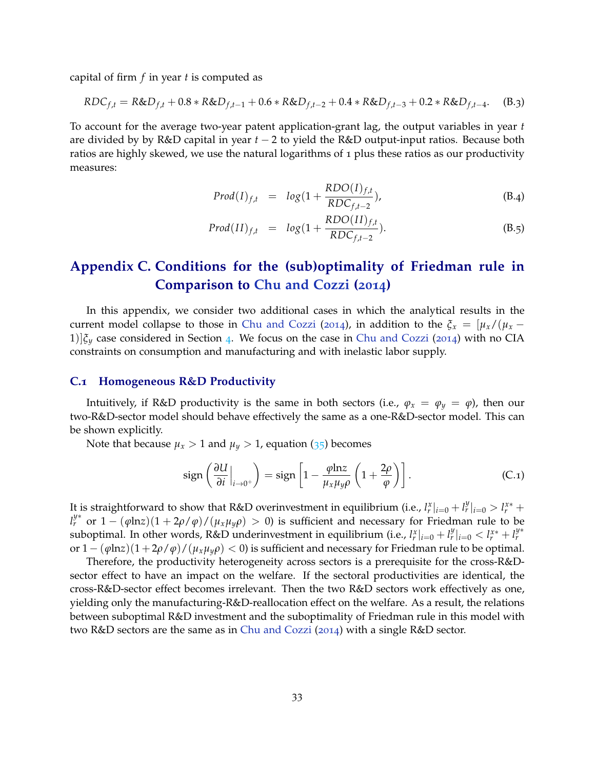capital of firm $f$ in year $t$ is computed as

$$RDC_{f,t} = R\&D_{f,t} + 0.8 * R\&D_{f,t-1} + 0.6 * R\&D_{f,t-2} + 0.4 * R\&D_{f,t-3} + 0.2 * R\&D_{f,t-4}. \quad \text{(B.3)}$$

To account for the average two-year patent application-grant lag, the output variables in year $t$ are divided by by R&D capital in year $t-2$ to yield the R&D output-input ratios. Because both ratios are highly skewed, we use the natural logarithms of 1 plus these ratios as our productivity measures:

$$Prod(I)_{f,t} = log(1 + \frac{RDO(I)_{f,t}}{RDC_{f,t-2}}), \quad \text{(B.4)}$$

$$Prod(II)_{f,t} = log(1 + \frac{RDO(II)_{f,t}}{RDC_{f,t-2}}). \quad \text{(B.5)}$$

# Appendix C. Conditions for the (sub)optimality of Friedman rule in Comparison to Chu and Cozzi (2014)

In this appendix, we consider two additional cases in which the analytical results in the current model collapse to those in Chu and Cozzi (2014), in addition to the $\xi_x = [\mu_x/(\mu_x - 1)]\xi_y$ case considered in Section 4. We focus on the case in Chu and Cozzi (2014) with no CIA constraints on consumption and manufacturing and with inelastic labor supply.

## C.1 Homogeneous R&D Productivity

Intuitively, if R&D productivity is the same in both sectors (i.e., $\varphi_x = \varphi_y = \varphi$), then our two-R&D-sector model should behave effectively the same as a one-R&D-sector model. This can be shown explicitly.

Note that because $\mu_x > 1$ and $\mu_y > 1$, equation (35) becomes

$$\text{sign}\left(\frac{\partial U}{\partial i}\Big|_{i\to 0^+}\right) = \text{sign}\left[1 - \frac{\varphi \ln z}{\mu_x \mu_y \rho}\left(1 + \frac{2\rho}{\varphi}\right)\right]. \quad \text{(C.1)}$$

It is straightforward to show that R&D overinvestment in equilibrium (i.e., $l_r^x|_{i=0} + l_r^y|_{i=0} > l_r^{x*} + l_r^{y*}$ or $1 - (\varphi \ln z)(1 + 2\rho/\varphi)/(\mu_x \mu_y \rho) > 0$) is sufficient and necessary for Friedman rule to be suboptimal. In other words, R&D underinvestment in equilibrium (i.e., $l_r^x|_{i=0} + l_r^y|_{i=0} < l_r^{x*} + l_r^{y*}$ or $1 - (\varphi \ln z)(1 + 2\rho/\varphi)/(\mu_x \mu_y \rho) < 0$) is sufficient and necessary for Friedman rule to be optimal.

Therefore, the productivity heterogeneity across sectors is a prerequisite for the cross-R&D-sector effect to have an impact on the welfare. If the sectoral productivities are identical, the cross-R&D-sector effect becomes irrelevant. Then the two R&D sectors work effectively as one, yielding only the manufacturing-R&D-reallocation effect on the welfare. As a result, the relations between suboptimal R&D investment and the suboptimality of Friedman rule in this model with two R&D sectors are the same as in Chu and Cozzi (2014) with a single R&D sector.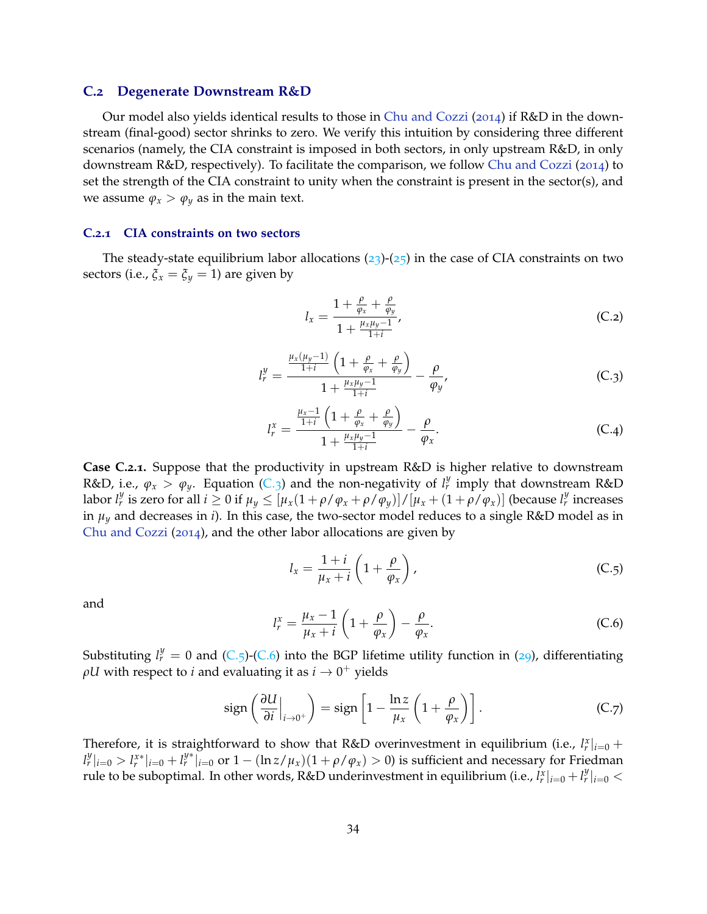## C.2 Degenerate Downstream R&D

Our model also yields identical results to those in Chu and Cozzi (2014) if R&D in the downstream (final-good) sector shrinks to zero. We verify this intuition by considering three different scenarios (namely, the CIA constraint is imposed in both sectors, in only upstream R&D, in only downstream R&D, respectively). To facilitate the comparison, we follow Chu and Cozzi (2014) to set the strength of the CIA constraint to unity when the constraint is present in the sector(s), and we assume $\varphi_x > \varphi_y$ as in the main text.

### C.2.1 CIA constraints on two sectors

The steady-state equilibrium labor allocations (23)-(25) in the case of CIA constraints on two sectors (i.e., $\xi_x = \xi_y = 1$) are given by

$$l_x = \frac{1 + \frac{\rho}{\varphi_x} + \frac{\rho}{\varphi_y}}{1 + \frac{\mu_x \mu_y - 1}{1+i}}, \tag{C.2}$$

$$l_r^y = \frac{\frac{\mu_x(\mu_y - 1)}{1+i}\left(1 + \frac{\rho}{\varphi_x} + \frac{\rho}{\varphi_y}\right)}{1 + \frac{\mu_x \mu_y - 1}{1+i}} - \frac{\rho}{\varphi_y}, \tag{C.3}$$

$$l_r^x = \frac{\frac{\mu_x - 1}{1+i}\left(1 + \frac{\rho}{\varphi_x} + \frac{\rho}{\varphi_y}\right)}{1 + \frac{\mu_x \mu_y - 1}{1+i}} - \frac{\rho}{\varphi_x}. \tag{C.4}$$

**Case C.2.1.** Suppose that the productivity in upstream R&D is higher relative to downstream R&D, i.e., $\varphi_x > \varphi_y$. Equation (C.3) and the non-negativity of $l_r^y$ imply that downstream R&D labor $l_r^y$ is zero for all $i \geq 0$ if $\mu_y \leq [\mu_x(1 + \rho/\varphi_x + \rho/\varphi_y)]/[\mu_x + (1 + \rho/\varphi_x)]$ (because $l_r^y$ increases in $\mu_y$ and decreases in $i$). In this case, the two-sector model reduces to a single R&D model as in Chu and Cozzi (2014), and the other labor allocations are given by

$$l_x = \frac{1+i}{\mu_x + i}\left(1 + \frac{\rho}{\varphi_x}\right), \tag{C.5}$$

and

$$l_r^x = \frac{\mu_x - 1}{\mu_x + i}\left(1 + \frac{\rho}{\varphi_x}\right) - \frac{\rho}{\varphi_x}. \tag{C.6}$$

Substituting $l_r^y = 0$ and (C.5)-(C.6) into the BGP lifetime utility function in (29), differentiating $\rho U$ with respect to $i$ and evaluating it as $i \to 0^+$ yields

$$\text{sign}\left(\left.\frac{\partial U}{\partial i}\right|_{i \to 0^+}\right) = \text{sign}\left[1 - \frac{\ln z}{\mu_x}\left(1 + \frac{\rho}{\varphi_x}\right)\right]. \tag{C.7}$$

Therefore, it is straightforward to show that R&D overinvestment in equilibrium (i.e., $l_r^x|_{i=0} + l_r^y|_{i=0} > l_r^{x*}|_{i=0} + l_r^{y*}|_{i=0}$ or $1 - (\ln z/\mu_x)(1 + \rho/\varphi_x) > 0$) is sufficient and necessary for Friedman rule to be suboptimal. In other words, R&D underinvestment in equilibrium (i.e., $l_r^x|_{i=0} + l_r^y|_{i=0} <$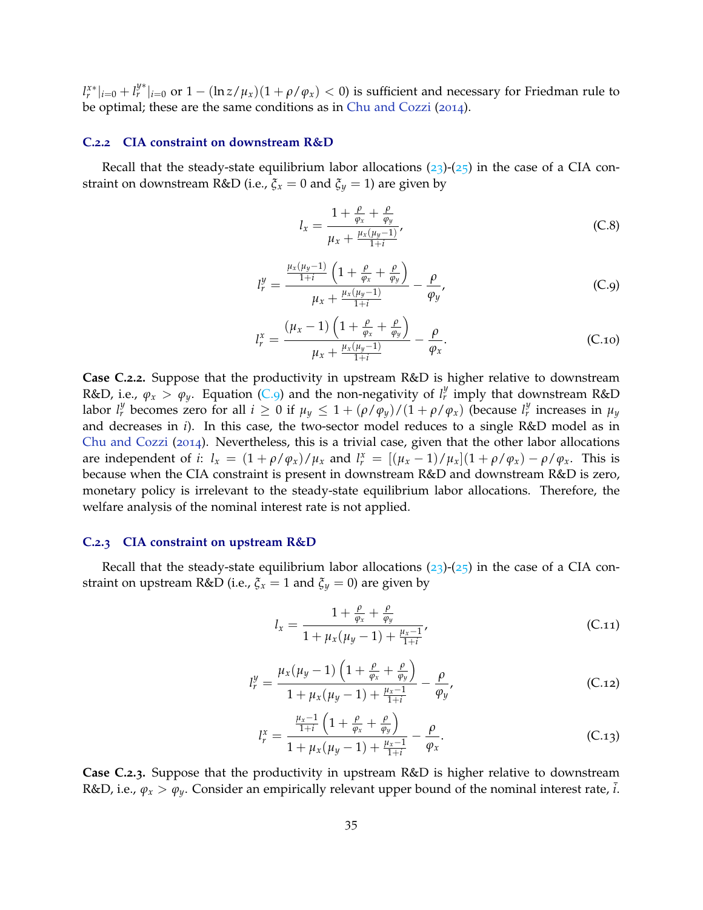$l_r^{x*}|_{i=0} + l_r^{y*}|_{i=0}$ or $1 - (\ln z/\mu_x)(1+\rho/\varphi_x) < 0$) is sufficient and necessary for Friedman rule to be optimal; these are the same conditions as in Chu and Cozzi (2014).

### C.2.2 CIA constraint on downstream R&D

Recall that the steady-state equilibrium labor allocations (23)-(25) in the case of a CIA constraint on downstream R&D (i.e., $\xi_x = 0$ and $\xi_y = 1$) are given by

$$l_x = \frac{1 + \frac{\rho}{\varphi_x} + \frac{\rho}{\varphi_y}}{\mu_x + \frac{\mu_x(\mu_y - 1)}{1+i}}, \tag{C.8}$$

$$l_r^y = \frac{\frac{\mu_x(\mu_y-1)}{1+i}\left(1 + \frac{\rho}{\varphi_x} + \frac{\rho}{\varphi_y}\right)}{\mu_x + \frac{\mu_x(\mu_y-1)}{1+i}} - \frac{\rho}{\varphi_y}, \tag{C.9}$$

$$l_r^x = \frac{(\mu_x - 1)\left(1 + \frac{\rho}{\varphi_x} + \frac{\rho}{\varphi_y}\right)}{\mu_x + \frac{\mu_x(\mu_y-1)}{1+i}} - \frac{\rho}{\varphi_x}. \tag{C.10}$$

**Case C.2.2.** Suppose that the productivity in upstream R&D is higher relative to downstream R&D, i.e., $\varphi_x > \varphi_y$. Equation (C.9) and the non-negativity of $l_r^y$ imply that downstream R&D labor $l_r^y$ becomes zero for all $i \geq 0$ if $\mu_y \leq 1 + (\rho/\varphi_y)/(1+\rho/\varphi_x)$ (because $l_r^y$ increases in $\mu_y$ and decreases in $i$). In this case, the two-sector model reduces to a single R&D model as in Chu and Cozzi (2014). Nevertheless, this is a trivial case, given that the other labor allocations are independent of $i$: $l_x = (1+\rho/\varphi_x)/\mu_x$ and $l_r^x = [(\mu_x - 1)/\mu_x](1+\rho/\varphi_x) - \rho/\varphi_x$. This is because when the CIA constraint is present in downstream R&D and downstream R&D is zero, monetary policy is irrelevant to the steady-state equilibrium labor allocations. Therefore, the welfare analysis of the nominal interest rate is not applied.

### C.2.3 CIA constraint on upstream R&D

Recall that the steady-state equilibrium labor allocations (23)-(25) in the case of a CIA constraint on upstream R&D (i.e., $\xi_x = 1$ and $\xi_y = 0$) are given by

$$l_x = \frac{1 + \frac{\rho}{\varphi_x} + \frac{\rho}{\varphi_y}}{1 + \mu_x(\mu_y - 1) + \frac{\mu_x - 1}{1+i}}, \tag{C.11}$$

$$l_r^y = \frac{\mu_x(\mu_y - 1)\left(1 + \frac{\rho}{\varphi_x} + \frac{\rho}{\varphi_y}\right)}{1 + \mu_x(\mu_y - 1) + \frac{\mu_x - 1}{1+i}} - \frac{\rho}{\varphi_y}, \tag{C.12}$$

$$l_r^x = \frac{\frac{\mu_x - 1}{1+i}\left(1 + \frac{\rho}{\varphi_x} + \frac{\rho}{\varphi_y}\right)}{1 + \mu_x(\mu_y - 1) + \frac{\mu_x - 1}{1+i}} - \frac{\rho}{\varphi_x}. \tag{C.13}$$

**Case C.2.3.** Suppose that the productivity in upstream R&D is higher relative to downstream R&D, i.e., $\varphi_x > \varphi_y$. Consider an empirically relevant upper bound of the nominal interest rate, $\bar{i}$.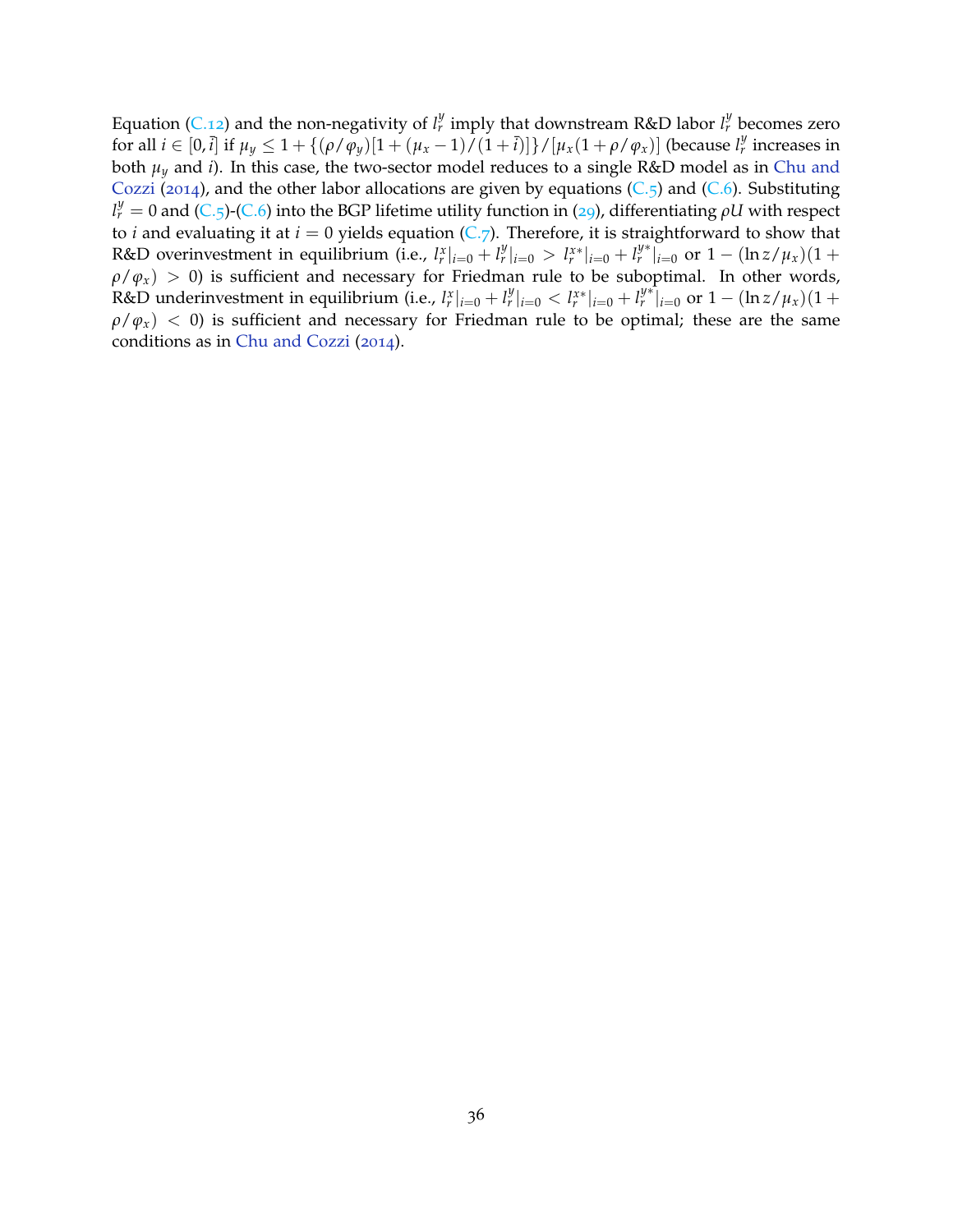Equation (C.12) and the non-negativity of $l_r^y$ imply that downstream R&D labor $l_r^y$ becomes zero for all $i \in [0, \bar{i}]$ if $\mu_y \leq 1 + \{(\rho/\varphi_y)[1 + (\mu_x - 1)/(1 + \bar{i})]\}/[\mu_x(1 + \rho/\varphi_x)]$ (because $l_r^y$ increases in both $\mu_y$ and $i$). In this case, the two-sector model reduces to a single R&D model as in Chu and Cozzi (2014), and the other labor allocations are given by equations (C.5) and (C.6). Substituting $l_r^y = 0$ and (C.5)-(C.6) into the BGP lifetime utility function in (29), differentiating $\rho U$ with respect to $i$ and evaluating it at $i = 0$ yields equation (C.7). Therefore, it is straightforward to show that R&D overinvestment in equilibrium (i.e., $l_r^x|_{i=0} + l_r^y|_{i=0} > l_r^{x*}|_{i=0} + l_r^{y*}|_{i=0}$ or $1 - (\ln z/\mu_x)(1 + \rho/\varphi_x) > 0$) is sufficient and necessary for Friedman rule to be suboptimal. In other words, R&D underinvestment in equilibrium (i.e., $l_r^x|_{i=0} + l_r^y|_{i=0} < l_r^{x*}|_{i=0} + l_r^{y*}|_{i=0}$ or $1 - (\ln z/\mu_x)(1 + \rho/\varphi_x) < 0$) is sufficient and necessary for Friedman rule to be optimal; these are the same conditions as in Chu and Cozzi (2014).